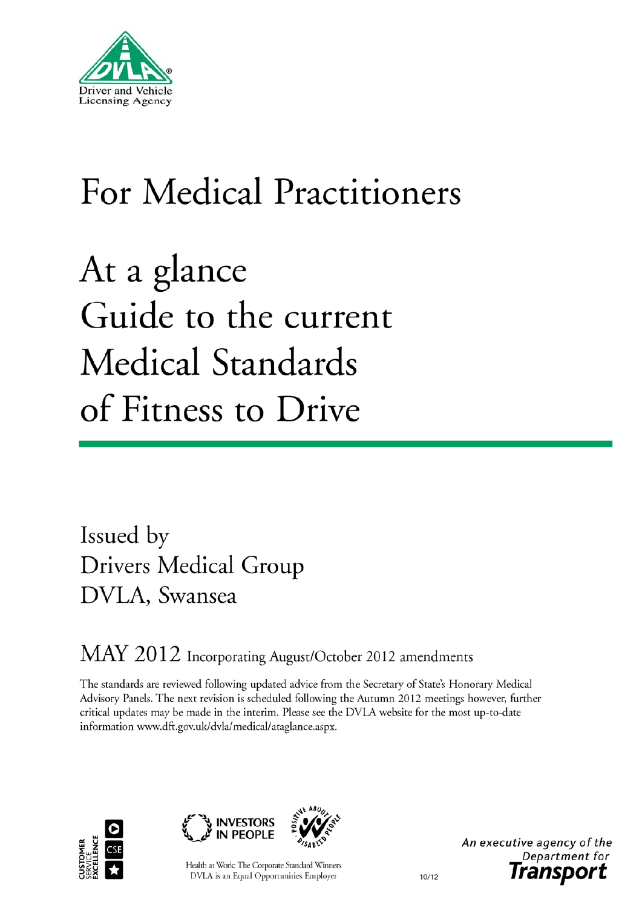Driver and Vehicle Licensing Agency

# For Medical Practitioners

# At a glance Guide to the current Medical Standards of Fitness to Drive

Issued by
Drivers Medical Group
DVLA, Swansea

MAY 2012 Incorporating August/October 2012 amendments

The standards are reviewed following updated advice from the Secretary of State's Honorary Medical Advisory Panels. The next revision is scheduled following the Autumn 2012 meetings however, further critical updates may be made in the interim. Please see the DVLA website for the most up-to-date information www.dft.gov.uk/dvla/medical/ataglance.aspx.

Customer Service Excellence

Investors in People

Positive About Disabled People

Health at Work: The Corporate Standard Winners
DVLA is an Equal Opportunities Employer

10/12

An executive agency of the Department for Transport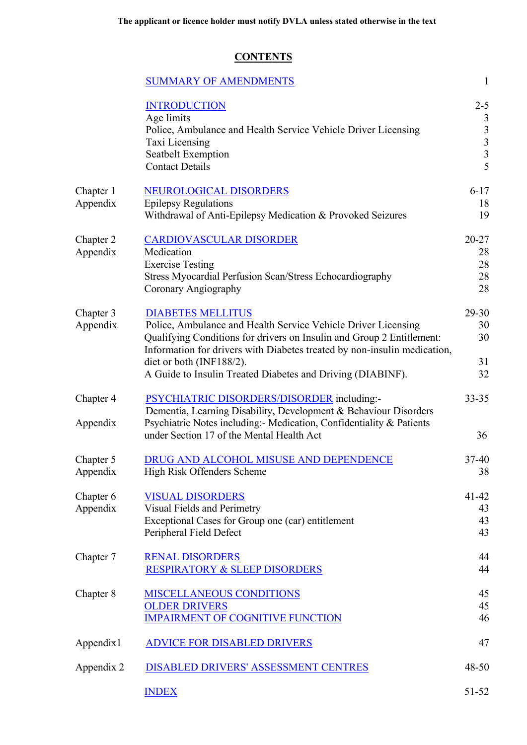**The applicant or licence holder must notify DVLA unless stated otherwise in the text**

## CONTENTS

| | | |
|---|---|---|
| | SUMMARY OF AMENDMENTS | 1 |
| | INTRODUCTION | 2-5 |
| | Age limits | 3 |
| | Police, Ambulance and Health Service Vehicle Driver Licensing | 3 |
| | Taxi Licensing | 3 |
| | Seatbelt Exemption | 3 |
| | Contact Details | 5 |
| Chapter 1 | NEUROLOGICAL DISORDERS | 6-17 |
| Appendix | Epilepsy Regulations | 18 |
| | Withdrawal of Anti-Epilepsy Medication & Provoked Seizures | 19 |
| Chapter 2 | CARDIOVASCULAR DISORDER | 20-27 |
| Appendix | Medication | 28 |
| | Exercise Testing | 28 |
| | Stress Myocardial Perfusion Scan/Stress Echocardiography | 28 |
| | Coronary Angiography | 28 |
| Chapter 3 | DIABETES MELLITUS | 29-30 |
| Appendix | Police, Ambulance and Health Service Vehicle Driver Licensing | 30 |
| | Qualifying Conditions for drivers on Insulin and Group 2 Entitlement: | 30 |
| | Information for drivers with Diabetes treated by non-insulin medication, diet or both (INF188/2). | 31 |
| | A Guide to Insulin Treated Diabetes and Driving (DIABINF). | 32 |
| Chapter 4 | PSYCHIATRIC DISORDERS/DISORDER including:- Dementia, Learning Disability, Development & Behaviour Disorders | 33-35 |
| Appendix | Psychiatric Notes including:- Medication, Confidentiality & Patients under Section 17 of the Mental Health Act | 36 |
| Chapter 5 | DRUG AND ALCOHOL MISUSE AND DEPENDENCE | 37-40 |
| Appendix | High Risk Offenders Scheme | 38 |
| Chapter 6 | VISUAL DISORDERS | 41-42 |
| Appendix | Visual Fields and Perimetry | 43 |
| | Exceptional Cases for Group one (car) entitlement | 43 |
| | Peripheral Field Defect | 43 |
| Chapter 7 | RENAL DISORDERS | 44 |
| | RESPIRATORY & SLEEP DISORDERS | 44 |
| Chapter 8 | MISCELLANEOUS CONDITIONS | 45 |
| | OLDER DRIVERS | 45 |
| | IMPAIRMENT OF COGNITIVE FUNCTION | 46 |
| Appendix1 | ADVICE FOR DISABLED DRIVERS | 47 |
| Appendix 2 | DISABLED DRIVERS' ASSESSMENT CENTRES | 48-50 |
| | INDEX | 51-52 |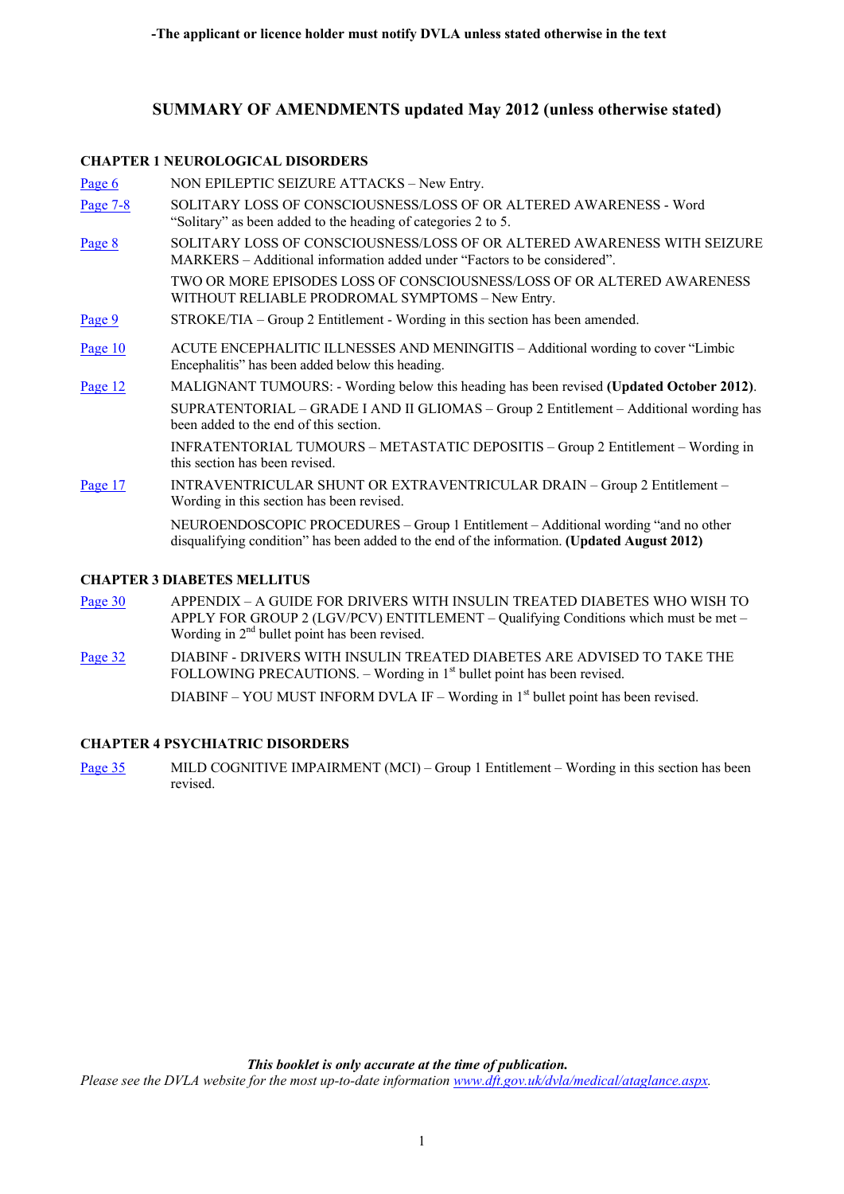**-The applicant or licence holder must notify DVLA unless stated otherwise in the text**

## SUMMARY OF AMENDMENTS updated May 2012 (unless otherwise stated)

### CHAPTER 1 NEUROLOGICAL DISORDERS

| | |
|---|---|
| Page 6 | NON EPILEPTIC SEIZURE ATTACKS – New Entry. |
| Page 7-8 | SOLITARY LOSS OF CONSCIOUSNESS/LOSS OF OR ALTERED AWARENESS - Word "Solitary" as been added to the heading of categories 2 to 5. |
| Page 8 | SOLITARY LOSS OF CONSCIOUSNESS/LOSS OF OR ALTERED AWARENESS WITH SEIZURE MARKERS – Additional information added under "Factors to be considered". |
| | TWO OR MORE EPISODES LOSS OF CONSCIOUSNESS/LOSS OF OR ALTERED AWARENESS WITHOUT RELIABLE PRODROMAL SYMPTOMS – New Entry. |
| Page 9 | STROKE/TIA – Group 2 Entitlement - Wording in this section has been amended. |
| Page 10 | ACUTE ENCEPHALITIC ILLNESSES AND MENINGITIS – Additional wording to cover "Limbic Encephalitis" has been added below this heading. |
| Page 12 | MALIGNANT TUMOURS: - Wording below this heading has been revised **(Updated October 2012)**. |
| | SUPRATENTORIAL – GRADE I AND II GLIOMAS – Group 2 Entitlement – Additional wording has been added to the end of this section. |
| | INFRATENTORIAL TUMOURS – METASTATIC DEPOSITIS – Group 2 Entitlement – Wording in this section has been revised. |
| Page 17 | INTRAVENTRICULAR SHUNT OR EXTRAVENTRICULAR DRAIN – Group 2 Entitlement – Wording in this section has been revised. |
| | NEUROENDOSCOPIC PROCEDURES – Group 1 Entitlement – Additional wording "and no other disqualifying condition" has been added to the end of the information. **(Updated August 2012)** |

### CHAPTER 3 DIABETES MELLITUS

| | |
|---|---|
| Page 30 | APPENDIX – A GUIDE FOR DRIVERS WITH INSULIN TREATED DIABETES WHO WISH TO APPLY FOR GROUP 2 (LGV/PCV) ENTITLEMENT – Qualifying Conditions which must be met – Wording in 2nd bullet point has been revised. |
| Page 32 | DIABINF - DRIVERS WITH INSULIN TREATED DIABETES ARE ADVISED TO TAKE THE FOLLOWING PRECAUTIONS. – Wording in 1st bullet point has been revised. |
| | DIABINF – YOU MUST INFORM DVLA IF – Wording in 1st bullet point has been revised. |

### CHAPTER 4 PSYCHIATRIC DISORDERS

| | |
|---|---|
| Page 35 | MILD COGNITIVE IMPAIRMENT (MCI) – Group 1 Entitlement – Wording in this section has been revised. |

***This booklet is only accurate at the time of publication.***
*Please see the DVLA website for the most up-to-date information www.dft.gov.uk/dvla/medical/ataglance.aspx.*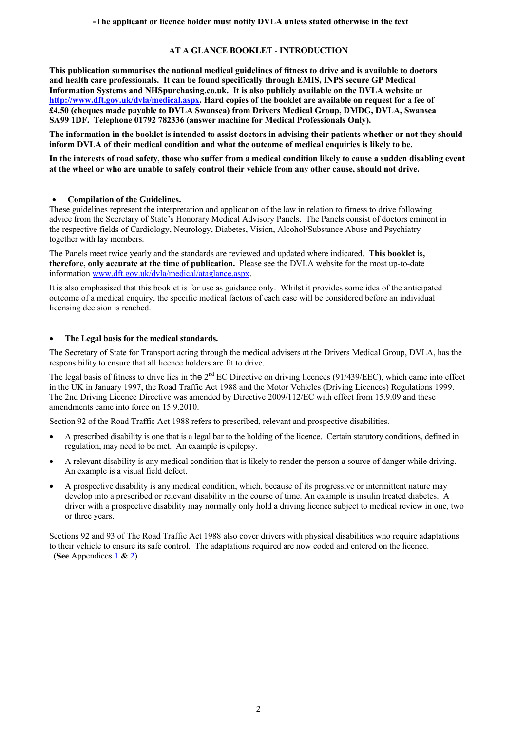**-The applicant or licence holder must notify DVLA unless stated otherwise in the text**

# AT A GLANCE BOOKLET - INTRODUCTION

**This publication summarises the national medical guidelines of fitness to drive and is available to doctors and health care professionals. It can be found specifically through EMIS, INPS secure GP Medical Information Systems and NHSpurchasing.co.uk. It is also publicly available on the DVLA website at [http://www.dft.gov.uk/dvla/medical.aspx](http://www.dft.gov.uk/dvla/medical.aspx). Hard copies of the booklet are available on request for a fee of £4.50 (cheques made payable to DVLA Swansea) from Drivers Medical Group, DMDG, DVLA, Swansea SA99 1DF. Telephone 01792 782336 (answer machine for Medical Professionals Only).**

**The information in the booklet is intended to assist doctors in advising their patients whether or not they should inform DVLA of their medical condition and what the outcome of medical enquiries is likely to be.**

**In the interests of road safety, those who suffer from a medical condition likely to cause a sudden disabling event at the wheel or who are unable to safely control their vehicle from any other cause, should not drive.**

- **Compilation of the Guidelines.**

These guidelines represent the interpretation and application of the law in relation to fitness to drive following advice from the Secretary of State's Honorary Medical Advisory Panels. The Panels consist of doctors eminent in the respective fields of Cardiology, Neurology, Diabetes, Vision, Alcohol/Substance Abuse and Psychiatry together with lay members.

The Panels meet twice yearly and the standards are reviewed and updated where indicated. **This booklet is, therefore, only accurate at the time of publication.** Please see the DVLA website for the most up-to-date information [www.dft.gov.uk/dvla/medical/ataglance.aspx](www.dft.gov.uk/dvla/medical/ataglance.aspx).

It is also emphasised that this booklet is for use as guidance only. Whilst it provides some idea of the anticipated outcome of a medical enquiry, the specific medical factors of each case will be considered before an individual licensing decision is reached.

- **The Legal basis for the medical standards.**

The Secretary of State for Transport acting through the medical advisers at the Drivers Medical Group, DVLA, has the responsibility to ensure that all licence holders are fit to drive.

The legal basis of fitness to drive lies in the 2nd EC Directive on driving licences (91/439/EEC), which came into effect in the UK in January 1997, the Road Traffic Act 1988 and the Motor Vehicles (Driving Licences) Regulations 1999. The 2nd Driving Licence Directive was amended by Directive 2009/112/EC with effect from 15.9.09 and these amendments came into force on 15.9.2010.

Section 92 of the Road Traffic Act 1988 refers to prescribed, relevant and prospective disabilities.

- A prescribed disability is one that is a legal bar to the holding of the licence. Certain statutory conditions, defined in regulation, may need to be met. An example is epilepsy.
- A relevant disability is any medical condition that is likely to render the person a source of danger while driving. An example is a visual field defect.
- A prospective disability is any medical condition, which, because of its progressive or intermittent nature may develop into a prescribed or relevant disability in the course of time. An example is insulin treated diabetes. A driver with a prospective disability may normally only hold a driving licence subject to medical review in one, two or three years.

Sections 92 and 93 of The Road Traffic Act 1988 also cover drivers with physical disabilities who require adaptations to their vehicle to ensure its safe control. The adaptations required are now coded and entered on the licence. (**See** Appendices 1 **&** 2)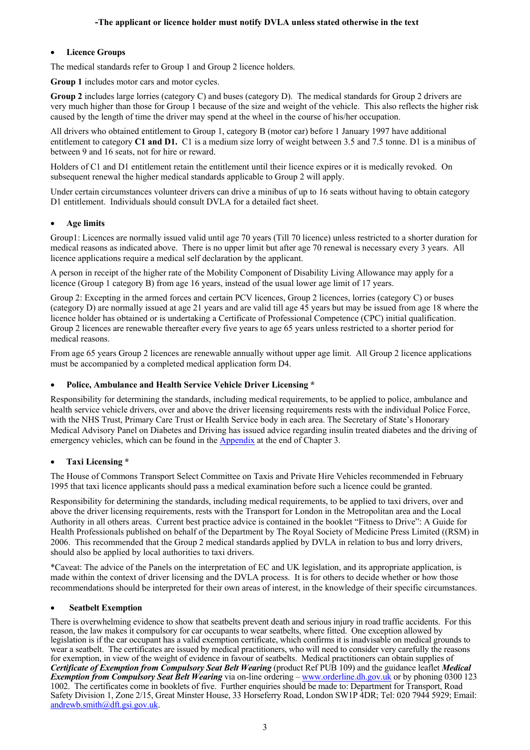**-The applicant or licence holder must notify DVLA unless stated otherwise in the text**

- **Licence Groups**

The medical standards refer to Group 1 and Group 2 licence holders.

**Group 1** includes motor cars and motor cycles.

**Group 2** includes large lorries (category C) and buses (category D). The medical standards for Group 2 drivers are very much higher than those for Group 1 because of the size and weight of the vehicle. This also reflects the higher risk caused by the length of time the driver may spend at the wheel in the course of his/her occupation.

All drivers who obtained entitlement to Group 1, category B (motor car) before 1 January 1997 have additional entitlement to category **C1 and D1.** C1 is a medium size lorry of weight between 3.5 and 7.5 tonne. D1 is a minibus of between 9 and 16 seats, not for hire or reward.

Holders of C1 and D1 entitlement retain the entitlement until their licence expires or it is medically revoked. On subsequent renewal the higher medical standards applicable to Group 2 will apply.

Under certain circumstances volunteer drivers can drive a minibus of up to 16 seats without having to obtain category D1 entitlement. Individuals should consult DVLA for a detailed fact sheet.

- **Age limits**

Group1: Licences are normally issued valid until age 70 years (Till 70 licence) unless restricted to a shorter duration for medical reasons as indicated above. There is no upper limit but after age 70 renewal is necessary every 3 years. All licence applications require a medical self declaration by the applicant.

A person in receipt of the higher rate of the Mobility Component of Disability Living Allowance may apply for a licence (Group 1 category B) from age 16 years, instead of the usual lower age limit of 17 years.

Group 2: Excepting in the armed forces and certain PCV licences, Group 2 licences, lorries (category C) or buses (category D) are normally issued at age 21 years and are valid till age 45 years but may be issued from age 18 where the licence holder has obtained or is undertaking a Certificate of Professional Competence (CPC) initial qualification. Group 2 licences are renewable thereafter every five years to age 65 years unless restricted to a shorter period for medical reasons.

From age 65 years Group 2 licences are renewable annually without upper age limit. All Group 2 licence applications must be accompanied by a completed medical application form D4.

- **Police, Ambulance and Health Service Vehicle Driver Licensing ***

Responsibility for determining the standards, including medical requirements, to be applied to police, ambulance and health service vehicle drivers, over and above the driver licensing requirements rests with the individual Police Force, with the NHS Trust, Primary Care Trust or Health Service body in each area. The Secretary of State's Honorary Medical Advisory Panel on Diabetes and Driving has issued advice regarding insulin treated diabetes and the driving of emergency vehicles, which can be found in the Appendix at the end of Chapter 3.

- **Taxi Licensing ***

The House of Commons Transport Select Committee on Taxis and Private Hire Vehicles recommended in February 1995 that taxi licence applicants should pass a medical examination before such a licence could be granted.

Responsibility for determining the standards, including medical requirements, to be applied to taxi drivers, over and above the driver licensing requirements, rests with the Transport for London in the Metropolitan area and the Local Authority in all others areas. Current best practice advice is contained in the booklet "Fitness to Drive": A Guide for Health Professionals published on behalf of the Department by The Royal Society of Medicine Press Limited ((RSM) in 2006. This recommended that the Group 2 medical standards applied by DVLA in relation to bus and lorry drivers, should also be applied by local authorities to taxi drivers.

*Caveat: The advice of the Panels on the interpretation of EC and UK legislation, and its appropriate application, is made within the context of driver licensing and the DVLA process. It is for others to decide whether or how those recommendations should be interpreted for their own areas of interest, in the knowledge of their specific circumstances.

- **Seatbelt Exemption**

There is overwhelming evidence to show that seatbelts prevent death and serious injury in road traffic accidents. For this reason, the law makes it compulsory for car occupants to wear seatbelts, where fitted. One exception allowed by legislation is if the car occupant has a valid exemption certificate, which confirms it is inadvisable on medical grounds to wear a seatbelt. The certificates are issued by medical practitioners, who will need to consider very carefully the reasons for exemption, in view of the weight of evidence in favour of seatbelts. Medical practitioners can obtain supplies of ***Certificate of Exemption from Compulsory Seat Belt Wearing*** (product Ref PUB 109) and the guidance leaflet ***Medical Exemption from Compulsory Seat Belt Wearing*** via on-line ordering – www.orderline.dh.gov.uk or by phoning 0300 123 1002. The certificates come in booklets of five. Further enquiries should be made to: Department for Transport, Road Safety Division 1, Zone 2/15, Great Minster House, 33 Horseferry Road, London SW1P 4DR; Tel: 020 7944 5929; Email: andrewb.smith@dft.gsi.gov.uk.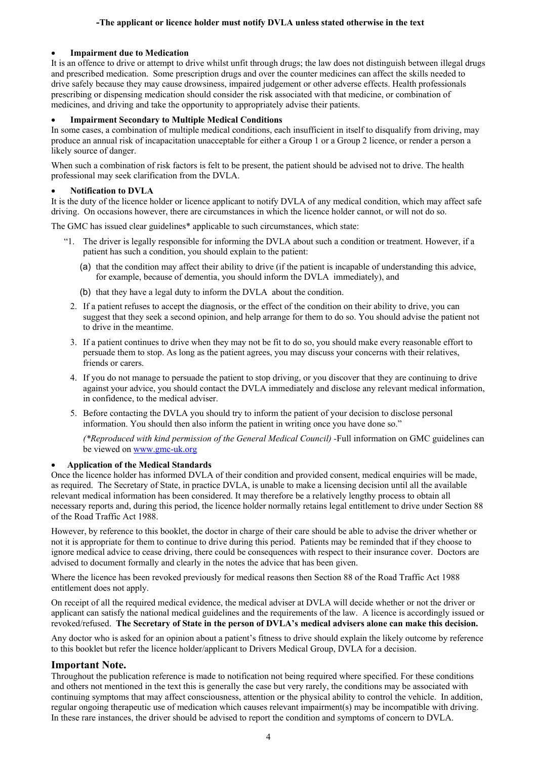**-The applicant or licence holder must notify DVLA unless stated otherwise in the text**

- **Impairment due to Medication**

It is an offence to drive or attempt to drive whilst unfit through drugs; the law does not distinguish between illegal drugs and prescribed medication. Some prescription drugs and over the counter medicines can affect the skills needed to drive safely because they may cause drowsiness, impaired judgement or other adverse effects. Health professionals prescribing or dispensing medication should consider the risk associated with that medicine, or combination of medicines, and driving and take the opportunity to appropriately advise their patients.

- **Impairment Secondary to Multiple Medical Conditions**

In some cases, a combination of multiple medical conditions, each insufficient in itself to disqualify from driving, may produce an annual risk of incapacitation unacceptable for either a Group 1 or a Group 2 licence, or render a person a likely source of danger.

When such a combination of risk factors is felt to be present, the patient should be advised not to drive. The health professional may seek clarification from the DVLA.

- **Notification to DVLA**

It is the duty of the licence holder or licence applicant to notify DVLA of any medical condition, which may affect safe driving. On occasions however, there are circumstances in which the licence holder cannot, or will not do so.

The GMC has issued clear guidelines* applicable to such circumstances, which state:

"1. The driver is legally responsible for informing the DVLA about such a condition or treatment. However, if a patient has such a condition, you should explain to the patient:

   (a) that the condition may affect their ability to drive (if the patient is incapable of understanding this advice, for example, because of dementia, you should inform the DVLA immediately), and

   (b) that they have a legal duty to inform the DVLA about the condition.

2. If a patient refuses to accept the diagnosis, or the effect of the condition on their ability to drive, you can suggest that they seek a second opinion, and help arrange for them to do so. You should advise the patient not to drive in the meantime.

3. If a patient continues to drive when they may not be fit to do so, you should make every reasonable effort to persuade them to stop. As long as the patient agrees, you may discuss your concerns with their relatives, friends or carers.

4. If you do not manage to persuade the patient to stop driving, or you discover that they are continuing to drive against your advice, you should contact the DVLA immediately and disclose any relevant medical information, in confidence, to the medical adviser.

5. Before contacting the DVLA you should try to inform the patient of your decision to disclose personal information. You should then also inform the patient in writing once you have done so."

*(\*Reproduced with kind permission of the General Medical Council)* -Full information on GMC guidelines can be viewed on www.gmc-uk.org

- **Application of the Medical Standards**

Once the licence holder has informed DVLA of their condition and provided consent, medical enquiries will be made, as required. The Secretary of State, in practice DVLA, is unable to make a licensing decision until all the available relevant medical information has been considered. It may therefore be a relatively lengthy process to obtain all necessary reports and, during this period, the licence holder normally retains legal entitlement to drive under Section 88 of the Road Traffic Act 1988.

However, by reference to this booklet, the doctor in charge of their care should be able to advise the driver whether or not it is appropriate for them to continue to drive during this period. Patients may be reminded that if they choose to ignore medical advice to cease driving, there could be consequences with respect to their insurance cover. Doctors are advised to document formally and clearly in the notes the advice that has been given.

Where the licence has been revoked previously for medical reasons then Section 88 of the Road Traffic Act 1988 entitlement does not apply.

On receipt of all the required medical evidence, the medical adviser at DVLA will decide whether or not the driver or applicant can satisfy the national medical guidelines and the requirements of the law. A licence is accordingly issued or revoked/refused. **The Secretary of State in the person of DVLA's medical advisers alone can make this decision.**

Any doctor who is asked for an opinion about a patient's fitness to drive should explain the likely outcome by reference to this booklet but refer the licence holder/applicant to Drivers Medical Group, DVLA for a decision.

## Important Note.

Throughout the publication reference is made to notification not being required where specified. For these conditions and others not mentioned in the text this is generally the case but very rarely, the conditions may be associated with continuing symptoms that may affect consciousness, attention or the physical ability to control the vehicle. In addition, regular ongoing therapeutic use of medication which causes relevant impairment(s) may be incompatible with driving. In these rare instances, the driver should be advised to report the condition and symptoms of concern to DVLA.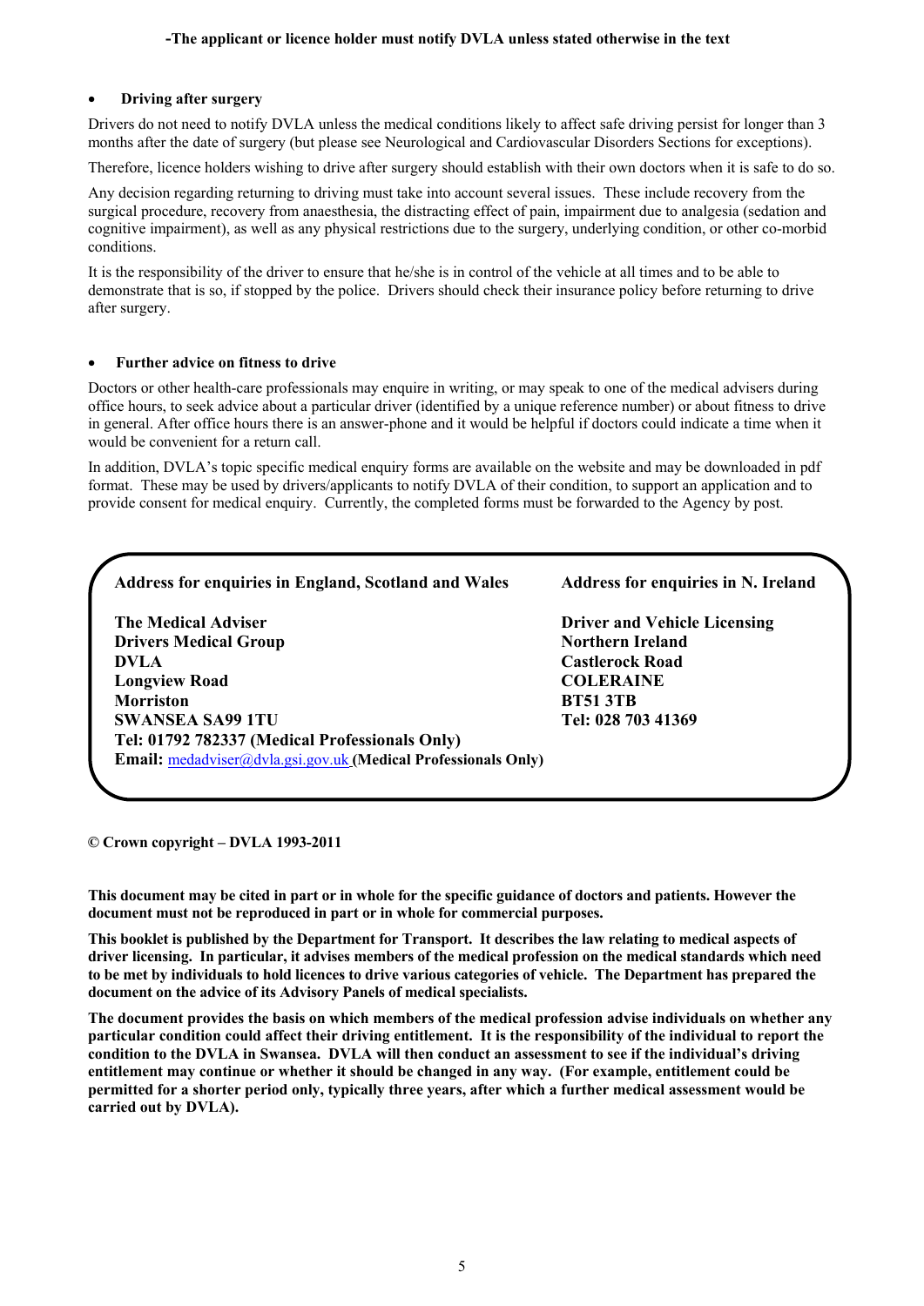**-The applicant or licence holder must notify DVLA unless stated otherwise in the text**

- **Driving after surgery**

Drivers do not need to notify DVLA unless the medical conditions likely to affect safe driving persist for longer than 3 months after the date of surgery (but please see Neurological and Cardiovascular Disorders Sections for exceptions).

Therefore, licence holders wishing to drive after surgery should establish with their own doctors when it is safe to do so.

Any decision regarding returning to driving must take into account several issues. These include recovery from the surgical procedure, recovery from anaesthesia, the distracting effect of pain, impairment due to analgesia (sedation and cognitive impairment), as well as any physical restrictions due to the surgery, underlying condition, or other co-morbid conditions.

It is the responsibility of the driver to ensure that he/she is in control of the vehicle at all times and to be able to demonstrate that is so, if stopped by the police. Drivers should check their insurance policy before returning to drive after surgery.

- **Further advice on fitness to drive**

Doctors or other health-care professionals may enquire in writing, or may speak to one of the medical advisers during office hours, to seek advice about a particular driver (identified by a unique reference number) or about fitness to drive in general. After office hours there is an answer-phone and it would be helpful if doctors could indicate a time when it would be convenient for a return call.

In addition, DVLA's topic specific medical enquiry forms are available on the website and may be downloaded in pdf format. These may be used by drivers/applicants to notify DVLA of their condition, to support an application and to provide consent for medical enquiry. Currently, the completed forms must be forwarded to the Agency by post.

**Address for enquiries in England, Scotland and Wales**

**The Medical Adviser**
**Drivers Medical Group**
**DVLA**
**Longview Road**
**Morriston**
**SWANSEA SA99 1TU**
**Tel: 01792 782337 (Medical Professionals Only)**
**Email:** medadviser@dvla.gsi.gov.uk **(Medical Professionals Only)**

**Address for enquiries in N. Ireland**

**Driver and Vehicle Licensing**
**Northern Ireland**
**Castlerock Road**
**COLERAINE**
**BT51 3TB**
**Tel: 028 703 41369**

**© Crown copyright – DVLA 1993-2011**

**This document may be cited in part or in whole for the specific guidance of doctors and patients. However the document must not be reproduced in part or in whole for commercial purposes.**

**This booklet is published by the Department for Transport. It describes the law relating to medical aspects of driver licensing. In particular, it advises members of the medical profession on the medical standards which need to be met by individuals to hold licences to drive various categories of vehicle. The Department has prepared the document on the advice of its Advisory Panels of medical specialists.**

**The document provides the basis on which members of the medical profession advise individuals on whether any particular condition could affect their driving entitlement. It is the responsibility of the individual to report the condition to the DVLA in Swansea. DVLA will then conduct an assessment to see if the individual's driving entitlement may continue or whether it should be changed in any way. (For example, entitlement could be permitted for a shorter period only, typically three years, after which a further medical assessment would be carried out by DVLA).**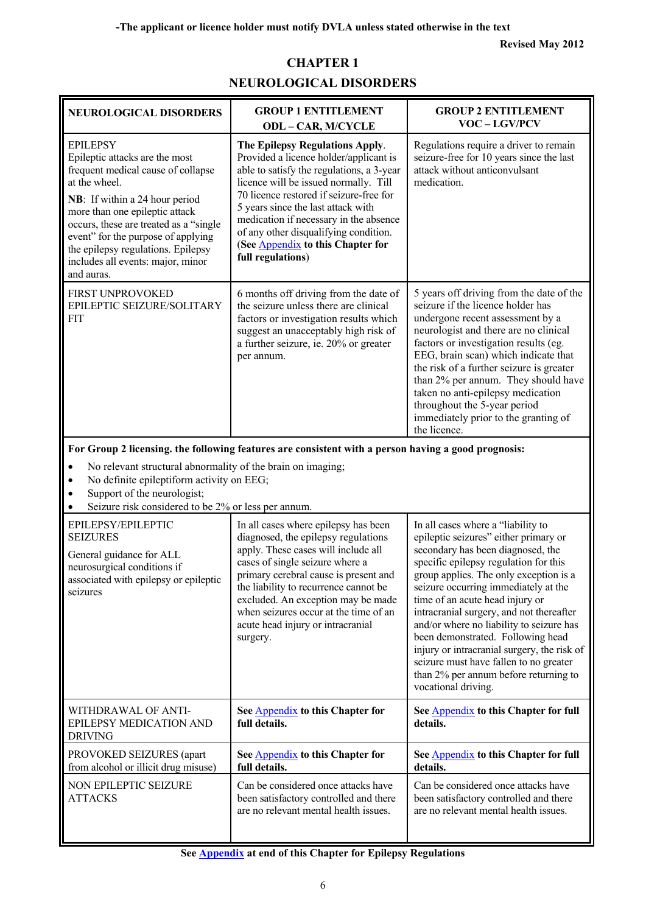**-The applicant or licence holder must notify DVLA unless stated otherwise in the text**

**Revised May 2012**

# CHAPTER 1

# NEUROLOGICAL DISORDERS

| NEUROLOGICAL DISORDERS | GROUP 1 ENTITLEMENT ODL – CAR, M/CYCLE | GROUP 2 ENTITLEMENT VOC – LGV/PCV |
|---|---|---|
| EPILEPSY<br>Epileptic attacks are the most frequent medical cause of collapse at the wheel.<br>**NB**: If within a 24 hour period more than one epileptic attack occurs, these are treated as a "single event" for the purpose of applying the epilepsy regulations. Epilepsy includes all events: major, minor and auras. | **The Epilepsy Regulations Apply**. Provided a licence holder/applicant is able to satisfy the regulations, a 3-year licence will be issued normally. Till 70 licence restored if seizure-free for 5 years since the last attack with medication if necessary in the absence of any other disqualifying condition. (**See** Appendix **to this Chapter for full regulations**) | Regulations require a driver to remain seizure-free for 10 years since the last attack without anticonvulsant medication. |
| FIRST UNPROVOKED EPILEPTIC SEIZURE/SOLITARY FIT | 6 months off driving from the date of the seizure unless there are clinical factors or investigation results which suggest an unacceptably high risk of a further seizure, ie. 20% or greater per annum. | 5 years off driving from the date of the seizure if the licence holder has undergone recent assessment by a neurologist and there are no clinical factors or investigation results (eg. EEG, brain scan) which indicate that the risk of a further seizure is greater than 2% per annum. They should have taken no anti-epilepsy medication throughout the 5-year period immediately prior to the granting of the licence. |
| **For Group 2 licensing. the following features are consistent with a person having a good prognosis:**<br>• No relevant structural abnormality of the brain on imaging;<br>• No definite epileptiform activity on EEG;<br>• Support of the neurologist;<br>• Seizure risk considered to be 2% or less per annum. | | |
| EPILEPSY/EPILEPTIC SEIZURES<br>General guidance for ALL neurosurgical conditions if associated with epilepsy or epileptic seizures | In all cases where epilepsy has been diagnosed, the epilepsy regulations apply. These cases will include all cases of single seizure where a primary cerebral cause is present and the liability to recurrence cannot be excluded. An exception may be made when seizures occur at the time of an acute head injury or intracranial surgery. | In all cases where a "liability to epileptic seizures" either primary or secondary has been diagnosed, the specific epilepsy regulation for this group applies. The only exception is a seizure occurring immediately at the time of an acute head injury or intracranial surgery, and not thereafter and/or where no liability to seizure has been demonstrated. Following head injury or intracranial surgery, the risk of seizure must have fallen to no greater than 2% per annum before returning to vocational driving. |
| WITHDRAWAL OF ANTI-EPILEPSY MEDICATION AND DRIVING | **See** Appendix **to this Chapter for full details.** | **See** Appendix **to this Chapter for full details.** |
| PROVOKED SEIZURES (apart from alcohol or illicit drug misuse) | **See** Appendix **to this Chapter for full details.** | **See** Appendix **to this Chapter for full details.** |
| NON EPILEPTIC SEIZURE ATTACKS | Can be considered once attacks have been satisfactory controlled and there are no relevant mental health issues. | Can be considered once attacks have been satisfactory controlled and there are no relevant mental health issues. |

**See Appendix at end of this Chapter for Epilepsy Regulations**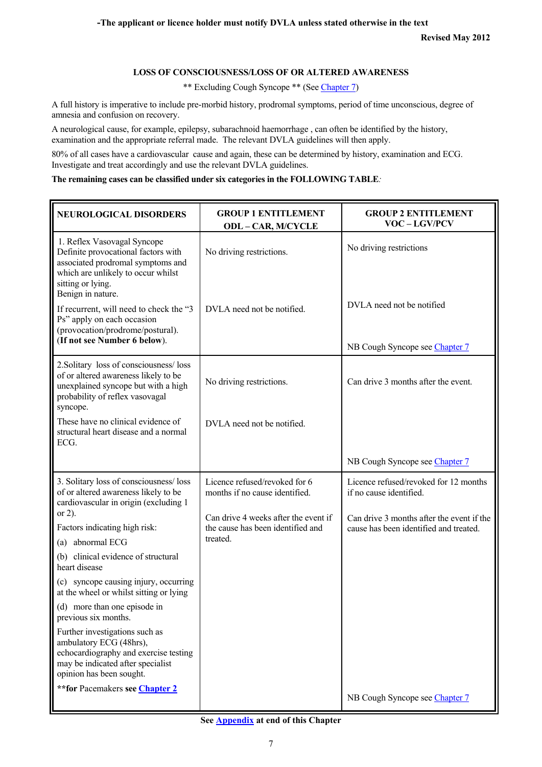-The applicant or licence holder must notify DVLA unless stated otherwise in the text

Revised May 2012

## LOSS OF CONSCIOUSNESS/LOSS OF OR ALTERED AWARENESS

** Excluding Cough Syncope ** (See Chapter 7)

A full history is imperative to include pre-morbid history, prodromal symptoms, period of time unconscious, degree of amnesia and confusion on recovery.

A neurological cause, for example, epilepsy, subarachnoid haemorrhage , can often be identified by the history, examination and the appropriate referral made. The relevant DVLA guidelines will then apply.

80% of all cases have a cardiovascular cause and again, these can be determined by history, examination and ECG. Investigate and treat accordingly and use the relevant DVLA guidelines.

**The remaining cases can be classified under six categories in the FOLLOWING TABLE**:

| NEUROLOGICAL DISORDERS | GROUP 1 ENTITLEMENT ODL – CAR, M/CYCLE | GROUP 2 ENTITLEMENT VOC – LGV/PCV |
|---|---|---|
| 1. Reflex Vasovagal Syncope<br>Definite provocational factors with associated prodromal symptoms and which are unlikely to occur whilst sitting or lying.<br>Benign in nature.<br><br>If recurrent, will need to check the "3 Ps" apply on each occasion (provocation/prodrome/postural). (**If not see Number 6 below**). | No driving restrictions.<br><br>DVLA need not be notified. | No driving restrictions<br><br>DVLA need not be notified<br><br>NB Cough Syncope see Chapter 7 |
| 2.Solitary loss of consciousness/ loss of or altered awareness likely to be unexplained syncope but with a high probability of reflex vasovagal syncope.<br><br>These have no clinical evidence of structural heart disease and a normal ECG. | No driving restrictions.<br><br>DVLA need not be notified. | Can drive 3 months after the event.<br><br>NB Cough Syncope see Chapter 7 |
| 3. Solitary loss of consciousness/ loss of or altered awareness likely to be cardiovascular in origin (excluding 1 or 2).<br><br>Factors indicating high risk:<br>(a) abnormal ECG<br>(b) clinical evidence of structural heart disease<br>(c) syncope causing injury, occurring at the wheel or whilst sitting or lying<br>(d) more than one episode in previous six months.<br><br>Further investigations such as ambulatory ECG (48hrs), echocardiography and exercise testing may be indicated after specialist opinion has been sought.<br><br>****for** Pacemakers **see Chapter 2** | Licence refused/revoked for 6 months if no cause identified.<br><br>Can drive 4 weeks after the event if the cause has been identified and treated. | Licence refused/revoked for 12 months if no cause identified.<br><br>Can drive 3 months after the event if the cause has been identified and treated.<br><br>NB Cough Syncope see Chapter 7 |

**See Appendix at end of this Chapter**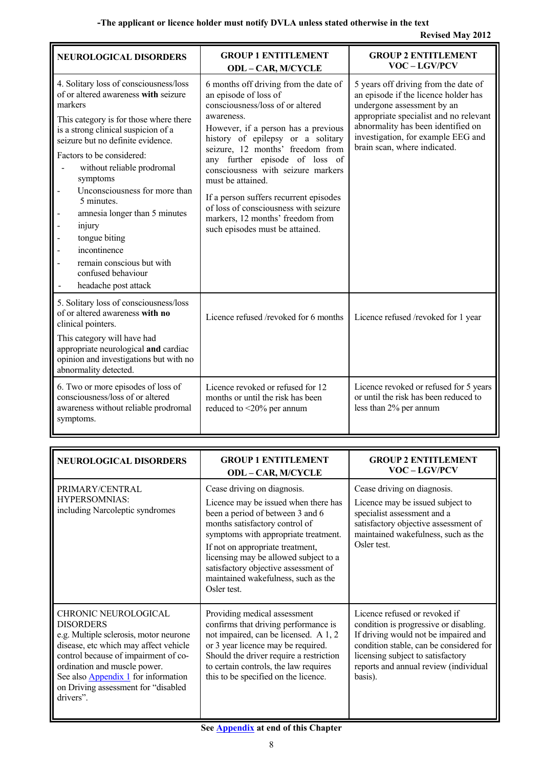**-The applicant or licence holder must notify DVLA unless stated otherwise in the text**

**Revised May 2012**

| NEUROLOGICAL DISORDERS | GROUP 1 ENTITLEMENT ODL – CAR, M/CYCLE | GROUP 2 ENTITLEMENT VOC – LGV/PCV |
|---|---|---|
| 4. Solitary loss of consciousness/loss of or altered awareness **with** seizure markers<br><br>This category is for those where there is a strong clinical suspicion of a seizure but no definite evidence.<br><br>Factors to be considered:<br>- without reliable prodromal symptoms<br>- Unconsciousness for more than 5 minutes.<br>- amnesia longer than 5 minutes<br>- injury<br>- tongue biting<br>- incontinence<br>- remain conscious but with confused behaviour<br>- headache post attack | 6 months off driving from the date of an episode of loss of consciousness/loss of or altered awareness.<br><br>However, if a person has a previous history of epilepsy or a solitary seizure, 12 months' freedom from any further episode of loss of consciousness with seizure markers must be attained.<br><br>If a person suffers recurrent episodes of loss of consciousness with seizure markers, 12 months' freedom from such episodes must be attained. | 5 years off driving from the date of an episode if the licence holder has undergone assessment by an appropriate specialist and no relevant abnormality has been identified on investigation, for example EEG and brain scan, where indicated. |
| 5. Solitary loss of consciousness/loss of or altered awareness **with no** clinical pointers.<br><br>This category will have had appropriate neurological **and** cardiac opinion and investigations but with no abnormality detected. | Licence refused /revoked for 6 months | Licence refused /revoked for 1 year |
| 6. Two or more episodes of loss of consciousness/loss of or altered awareness without reliable prodromal symptoms. | Licence revoked or refused for 12 months or until the risk has been reduced to <20% per annum | Licence revoked or refused for 5 years or until the risk has been reduced to less than 2% per annum |

| NEUROLOGICAL DISORDERS | GROUP 1 ENTITLEMENT ODL – CAR, M/CYCLE | GROUP 2 ENTITLEMENT VOC – LGV/PCV |
|---|---|---|
| PRIMARY/CENTRAL HYPERSOMNIAS: including Narcoleptic syndromes | Cease driving on diagnosis.<br><br>Licence may be issued when there has been a period of between 3 and 6 months satisfactory control of symptoms with appropriate treatment.<br><br>If not on appropriate treatment, licensing may be allowed subject to a satisfactory objective assessment of maintained wakefulness, such as the Osler test. | Cease driving on diagnosis.<br><br>Licence may be issued subject to specialist assessment and a satisfactory objective assessment of maintained wakefulness, such as the Osler test. |
| CHRONIC NEUROLOGICAL DISORDERS<br>e.g. Multiple sclerosis, motor neurone disease, etc which may affect vehicle control because of impairment of co-ordination and muscle power.<br>See also Appendix 1 for information on Driving assessment for "disabled drivers". | Providing medical assessment confirms that driving performance is not impaired, can be licensed. A 1, 2 or 3 year licence may be required. Should the driver require a restriction to certain controls, the law requires this to be specified on the licence. | Licence refused or revoked if condition is progressive or disabling. If driving would not be impaired and condition stable, can be considered for licensing subject to satisfactory reports and annual review (individual basis). |

**See Appendix at end of this Chapter**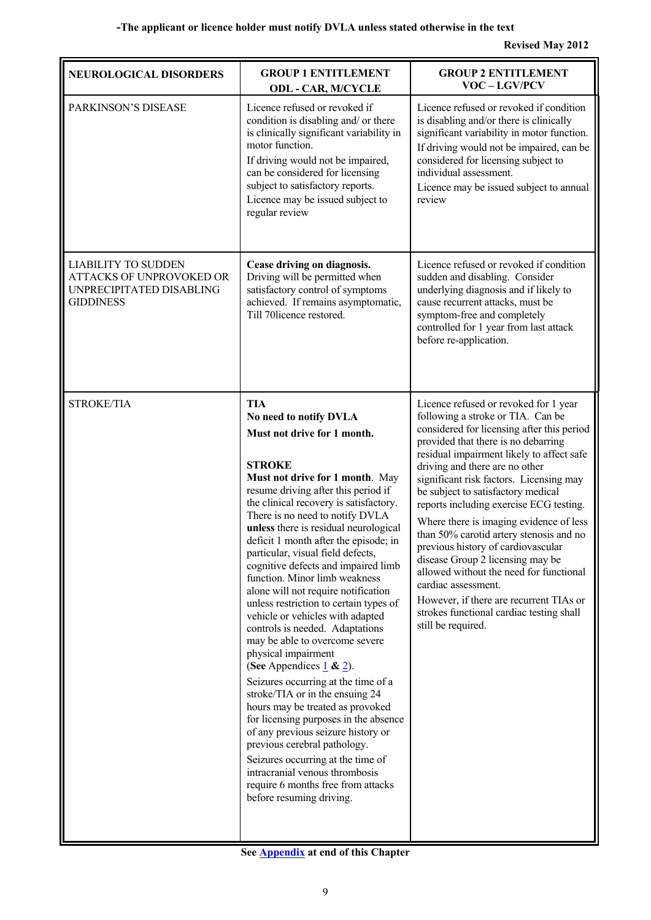-The applicant or licence holder must notify DVLA unless stated otherwise in the text

Revised May 2012

| NEUROLOGICAL DISORDERS | GROUP 1 ENTITLEMENT ODL - CAR, M/CYCLE | GROUP 2 ENTITLEMENT VOC – LGV/PCV |
|---|---|---|
| PARKINSON'S DISEASE | Licence refused or revoked if condition is disabling and/ or there is clinically significant variability in motor function.<br>If driving would not be impaired, can be considered for licensing subject to satisfactory reports.<br>Licence may be issued subject to regular review | Licence refused or revoked if condition is disabling and/or there is clinically significant variability in motor function.<br>If driving would not be impaired, can be considered for licensing subject to individual assessment.<br>Licence may be issued subject to annual review |
| LIABILITY TO SUDDEN ATTACKS OF UNPROVOKED OR UNPRECIPITATED DISABLING GIDDINESS | **Cease driving on diagnosis.**<br>Driving will be permitted when satisfactory control of symptoms achieved. If remains asymptomatic, Till 70licence restored. | Licence refused or revoked if condition sudden and disabling. Consider underlying diagnosis and if likely to cause recurrent attacks, must be symptom-free and completely controlled for 1 year from last attack before re-application. |
| STROKE/TIA | **TIA**<br>**No need to notify DVLA**<br>**Must not drive for 1 month.**<br><br>**STROKE**<br>**Must not drive for 1 month**. May resume driving after this period if the clinical recovery is satisfactory. There is no need to notify DVLA **unless** there is residual neurological deficit 1 month after the episode; in particular, visual field defects, cognitive defects and impaired limb function. Minor limb weakness alone will not require notification unless restriction to certain types of vehicle or vehicles with adapted controls is needed. Adaptations may be able to overcome severe physical impairment<br>(**See** Appendices 1 **&** 2).<br>Seizures occurring at the time of a stroke/TIA or in the ensuing 24 hours may be treated as provoked for licensing purposes in the absence of any previous seizure history or previous cerebral pathology.<br>Seizures occurring at the time of intracranial venous thrombosis require 6 months free from attacks before resuming driving. | Licence refused or revoked for 1 year following a stroke or TIA. Can be considered for licensing after this period provided that there is no debarring residual impairment likely to affect safe driving and there are no other significant risk factors. Licensing may be subject to satisfactory medical reports including exercise ECG testing.<br>Where there is imaging evidence of less than 50% carotid artery stenosis and no previous history of cardiovascular disease Group 2 licensing may be allowed without the need for functional cardiac assessment.<br>However, if there are recurrent TIAs or strokes functional cardiac testing shall still be required. |

See Appendix at end of this Chapter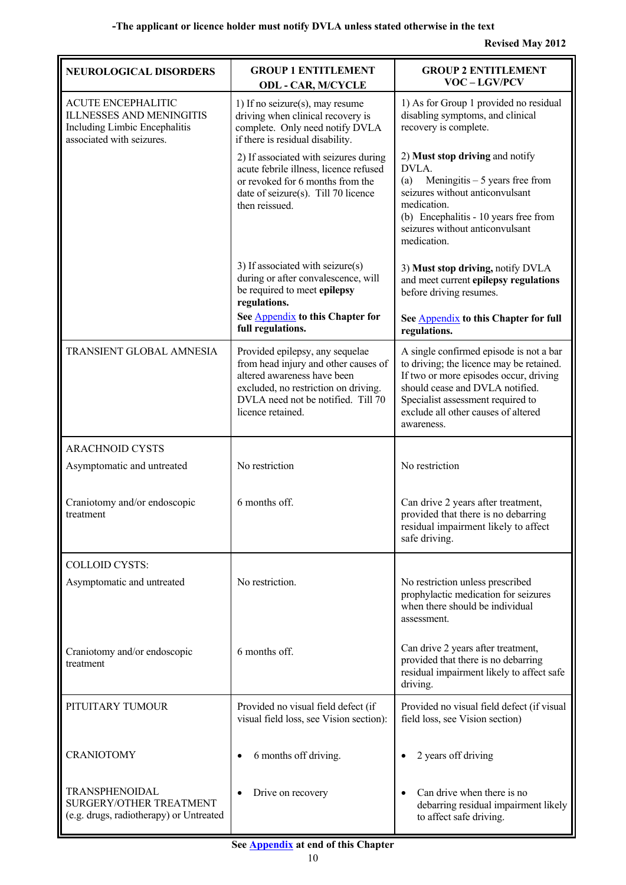**-The applicant or licence holder must notify DVLA unless stated otherwise in the text**

**Revised May 2012**

| **NEUROLOGICAL DISORDERS** | **GROUP 1 ENTITLEMENT ODL - CAR, M/CYCLE** | **GROUP 2 ENTITLEMENT VOC – LGV/PCV** |
|---|---|---|
| ACUTE ENCEPHALITIC ILLNESSES AND MENINGITIS Including Limbic Encephalitis associated with seizures. | 1) If no seizure(s), may resume driving when clinical recovery is complete. Only need notify DVLA if there is residual disability. | 1) As for Group 1 provided no residual disabling symptoms, and clinical recovery is complete. |
| | 2) If associated with seizures during acute febrile illness, licence refused or revoked for 6 months from the date of seizure(s). Till 70 licence then reissued. | 2) **Must stop driving** and notify DVLA. (a) Meningitis – 5 years free from seizures without anticonvulsant medication. (b) Encephalitis - 10 years free from seizures without anticonvulsant medication. |
| | 3) If associated with seizure(s) during or after convalescence, will be required to meet **epilepsy regulations.** **See Appendix to this Chapter for full regulations.** | 3) **Must stop driving,** notify DVLA and meet current **epilepsy regulations** before driving resumes. **See Appendix to this Chapter for full regulations.** |
| TRANSIENT GLOBAL AMNESIA | Provided epilepsy, any sequelae from head injury and other causes of altered awareness have been excluded, no restriction on driving. DVLA need not be notified. Till 70 licence retained. | A single confirmed episode is not a bar to driving; the licence may be retained. If two or more episodes occur, driving should cease and DVLA notified. Specialist assessment required to exclude all other causes of altered awareness. |
| ARACHNOID CYSTS Asymptomatic and untreated | No restriction | No restriction |
| Craniotomy and/or endoscopic treatment | 6 months off. | Can drive 2 years after treatment, provided that there is no debarring residual impairment likely to affect safe driving. |
| COLLOID CYSTS: Asymptomatic and untreated | No restriction. | No restriction unless prescribed prophylactic medication for seizures when there should be individual assessment. |
| Craniotomy and/or endoscopic treatment | 6 months off. | Can drive 2 years after treatment, provided that there is no debarring residual impairment likely to affect safe driving. |
| PITUITARY TUMOUR | Provided no visual field defect (if visual field loss, see Vision section): | Provided no visual field defect (if visual field loss, see Vision section) |
| CRANIOTOMY | • 6 months off driving. | • 2 years off driving |
| TRANSPHENOIDAL SURGERY/OTHER TREATMENT (e.g. drugs, radiotherapy) or Untreated | • Drive on recovery | • Can drive when there is no debarring residual impairment likely to affect safe driving. |

**See Appendix at end of this Chapter**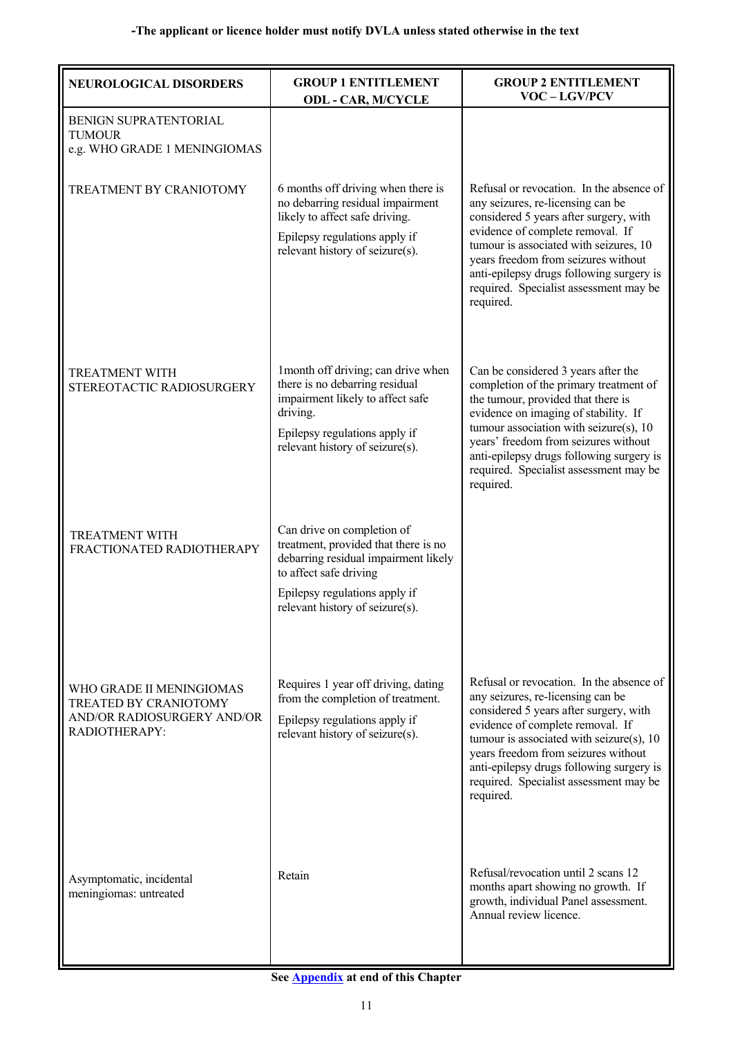**-The applicant or licence holder must notify DVLA unless stated otherwise in the text**

| NEUROLOGICAL DISORDERS | GROUP 1 ENTITLEMENT ODL - CAR, M/CYCLE | GROUP 2 ENTITLEMENT VOC – LGV/PCV |
|---|---|---|
| BENIGN SUPRATENTORIAL TUMOUR e.g. WHO GRADE 1 MENINGIOMAS | | |
| TREATMENT BY CRANIOTOMY | 6 months off driving when there is no debarring residual impairment likely to affect safe driving. Epilepsy regulations apply if relevant history of seizure(s). | Refusal or revocation. In the absence of any seizures, re-licensing can be considered 5 years after surgery, with evidence of complete removal. If tumour is associated with seizures, 10 years freedom from seizures without anti-epilepsy drugs following surgery is required. Specialist assessment may be required. |
| TREATMENT WITH STEREOTACTIC RADIOSURGERY | 1month off driving; can drive when there is no debarring residual impairment likely to affect safe driving. Epilepsy regulations apply if relevant history of seizure(s). | Can be considered 3 years after the completion of the primary treatment of the tumour, provided that there is evidence on imaging of stability. If tumour association with seizure(s), 10 years' freedom from seizures without anti-epilepsy drugs following surgery is required. Specialist assessment may be required. |
| TREATMENT WITH FRACTIONATED RADIOTHERAPY | Can drive on completion of treatment, provided that there is no debarring residual impairment likely to affect safe driving. Epilepsy regulations apply if relevant history of seizure(s). | |
| WHO GRADE II MENINGIOMAS TREATED BY CRANIOTOMY AND/OR RADIOSURGERY AND/OR RADIOTHERAPY: | Requires 1 year off driving, dating from the completion of treatment. Epilepsy regulations apply if relevant history of seizure(s). | Refusal or revocation. In the absence of any seizures, re-licensing can be considered 5 years after surgery, with evidence of complete removal. If tumour is associated with seizure(s), 10 years freedom from seizures without anti-epilepsy drugs following surgery is required. Specialist assessment may be required. |
| Asymptomatic, incidental meningiomas: untreated | Retain | Refusal/revocation until 2 scans 12 months apart showing no growth. If growth, individual Panel assessment. Annual review licence. |

**See Appendix at end of this Chapter**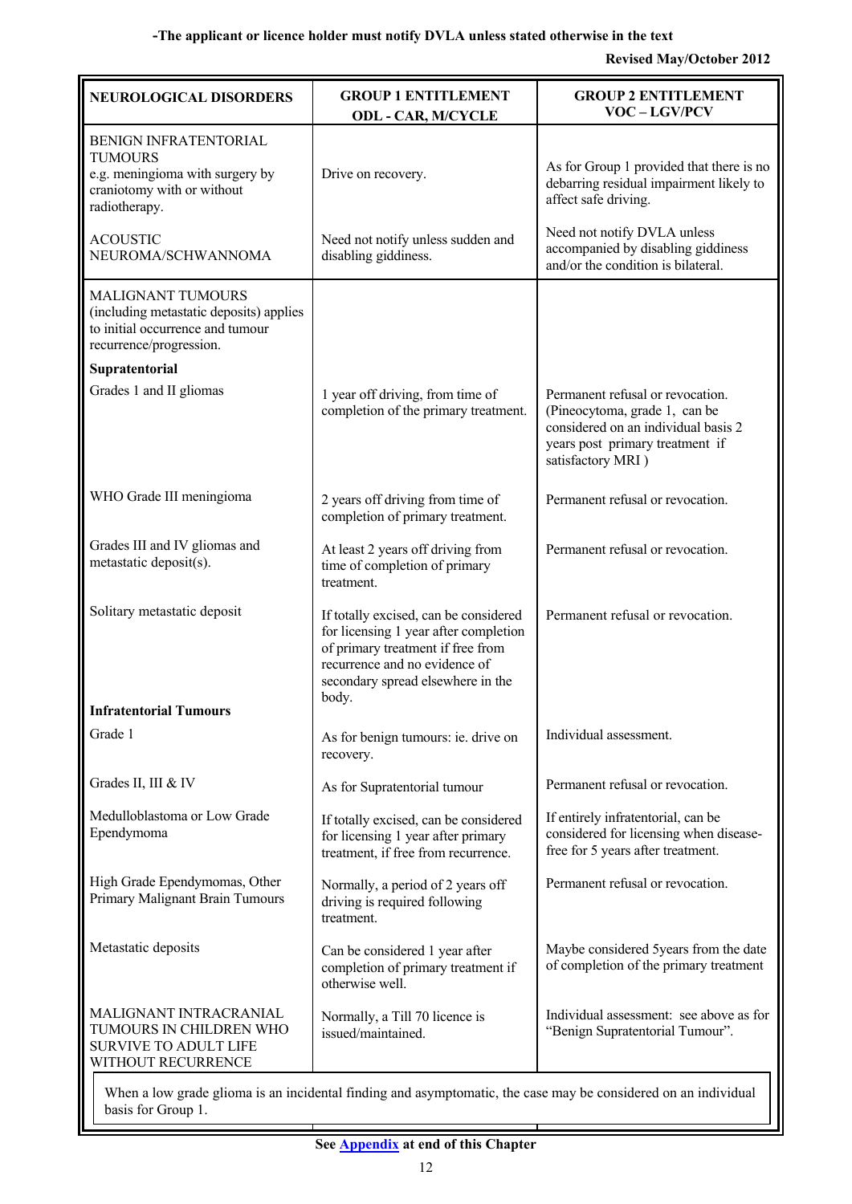**-The applicant or licence holder must notify DVLA unless stated otherwise in the text**

**Revised May/October 2012**

| NEUROLOGICAL DISORDERS | GROUP 1 ENTITLEMENT ODL - CAR, M/CYCLE | GROUP 2 ENTITLEMENT VOC – LGV/PCV |
|---|---|---|
| BENIGN INFRATENTORIAL TUMOURS e.g. meningioma with surgery by craniotomy with or without radiotherapy. | Drive on recovery. | As for Group 1 provided that there is no debarring residual impairment likely to affect safe driving. |
| ACOUSTIC NEUROMA/SCHWANNOMA | Need not notify unless sudden and disabling giddiness. | Need not notify DVLA unless accompanied by disabling giddiness and/or the condition is bilateral. |
| MALIGNANT TUMOURS (including metastatic deposits) applies to initial occurrence and tumour recurrence/progression. | | |
| **Supratentorial** | | |
| Grades 1 and II gliomas | 1 year off driving, from time of completion of the primary treatment. | Permanent refusal or revocation. (Pineocytoma, grade 1, can be considered on an individual basis 2 years post primary treatment if satisfactory MRI ) |
| WHO Grade III meningioma | 2 years off driving from time of completion of primary treatment. | Permanent refusal or revocation. |
| Grades III and IV gliomas and metastatic deposit(s). | At least 2 years off driving from time of completion of primary treatment. | Permanent refusal or revocation. |
| Solitary metastatic deposit | If totally excised, can be considered for licensing 1 year after completion of primary treatment if free from recurrence and no evidence of secondary spread elsewhere in the body. | Permanent refusal or revocation. |
| **Infratentorial Tumours** | | |
| Grade 1 | As for benign tumours: ie. drive on recovery. | Individual assessment. |
| Grades II, III & IV | As for Supratentorial tumour | Permanent refusal or revocation. |
| Medulloblastoma or Low Grade Ependymoma | If totally excised, can be considered for licensing 1 year after primary treatment, if free from recurrence. | If entirely infratentorial, can be considered for licensing when disease-free for 5 years after treatment. |
| High Grade Ependymomas, Other Primary Malignant Brain Tumours | Normally, a period of 2 years off driving is required following treatment. | Permanent refusal or revocation. |
| Metastatic deposits | Can be considered 1 year after completion of primary treatment if otherwise well. | Maybe considered 5years from the date of completion of the primary treatment |
| MALIGNANT INTRACRANIAL TUMOURS IN CHILDREN WHO SURVIVE TO ADULT LIFE WITHOUT RECURRENCE | Normally, a Till 70 licence is issued/maintained. | Individual assessment: see above as for "Benign Supratentorial Tumour". |

When a low grade glioma is an incidental finding and asymptomatic, the case may be considered on an individual basis for Group 1.

**See Appendix at end of this Chapter**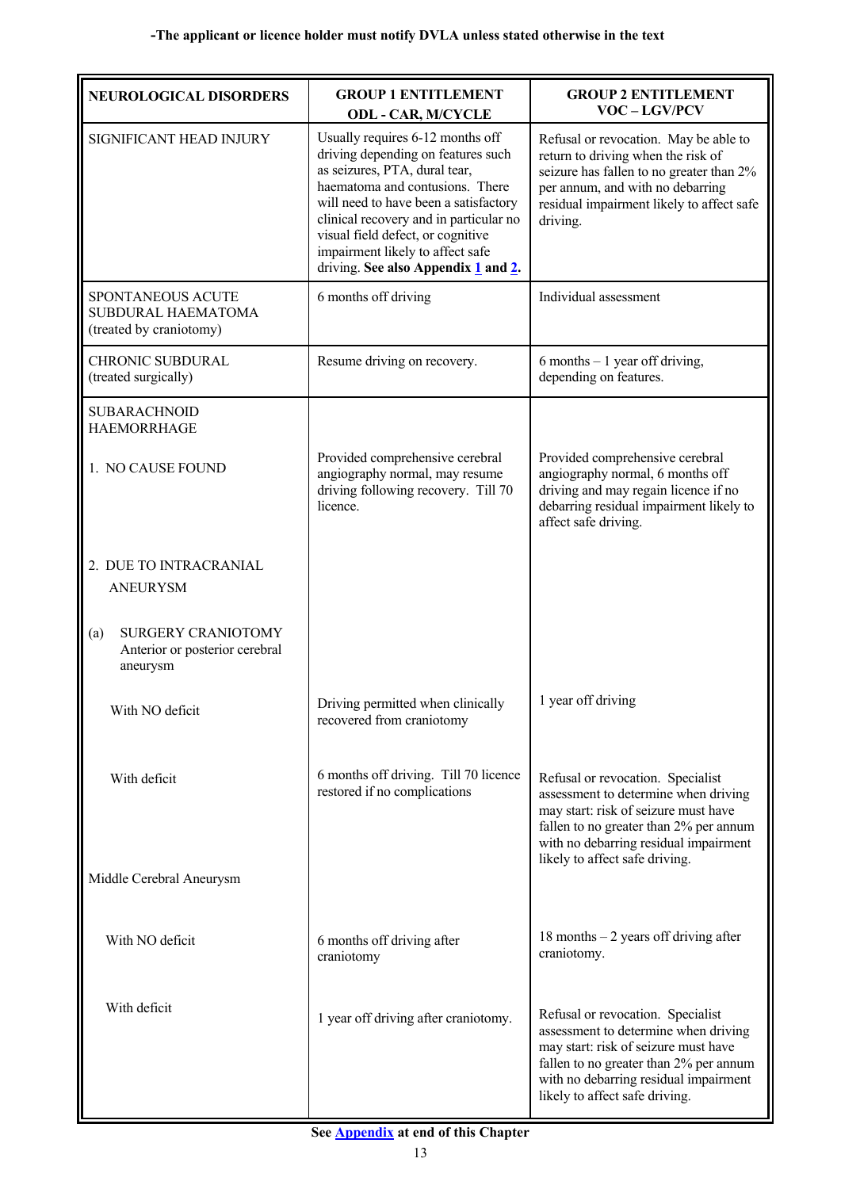**-The applicant or licence holder must notify DVLA unless stated otherwise in the text**

| NEUROLOGICAL DISORDERS | GROUP 1 ENTITLEMENT ODL - CAR, M/CYCLE | GROUP 2 ENTITLEMENT VOC – LGV/PCV |
|---|---|---|
| SIGNIFICANT HEAD INJURY | Usually requires 6-12 months off driving depending on features such as seizures, PTA, dural tear, haematoma and contusions. There will need to have been a satisfactory clinical recovery and in particular no visual field defect, or cognitive impairment likely to affect safe driving. **See also Appendix 1 and 2.** | Refusal or revocation. May be able to return to driving when the risk of seizure has fallen to no greater than 2% per annum, and with no debarring residual impairment likely to affect safe driving. |
| SPONTANEOUS ACUTE SUBDURAL HAEMATOMA (treated by craniotomy) | 6 months off driving | Individual assessment |
| CHRONIC SUBDURAL (treated surgically) | Resume driving on recovery. | 6 months – 1 year off driving, depending on features. |
| SUBARACHNOID HAEMORRHAGE | | |
| 1. NO CAUSE FOUND | Provided comprehensive cerebral angiography normal, may resume driving following recovery. Till 70 licence. | Provided comprehensive cerebral angiography normal, 6 months off driving and may regain licence if no debarring residual impairment likely to affect safe driving. |
| 2. DUE TO INTRACRANIAL ANEURYSM | | |
| (a) SURGERY CRANIOTOMY Anterior or posterior cerebral aneurysm | | |
| With NO deficit | Driving permitted when clinically recovered from craniotomy | 1 year off driving |
| With deficit | 6 months off driving. Till 70 licence restored if no complications | Refusal or revocation. Specialist assessment to determine when driving may start: risk of seizure must have fallen to no greater than 2% per annum with no debarring residual impairment likely to affect safe driving. |
| Middle Cerebral Aneurysm | | |
| With NO deficit | 6 months off driving after craniotomy | 18 months – 2 years off driving after craniotomy. |
| With deficit | 1 year off driving after craniotomy. | Refusal or revocation. Specialist assessment to determine when driving may start: risk of seizure must have fallen to no greater than 2% per annum with no debarring residual impairment likely to affect safe driving. |

**See Appendix at end of this Chapter**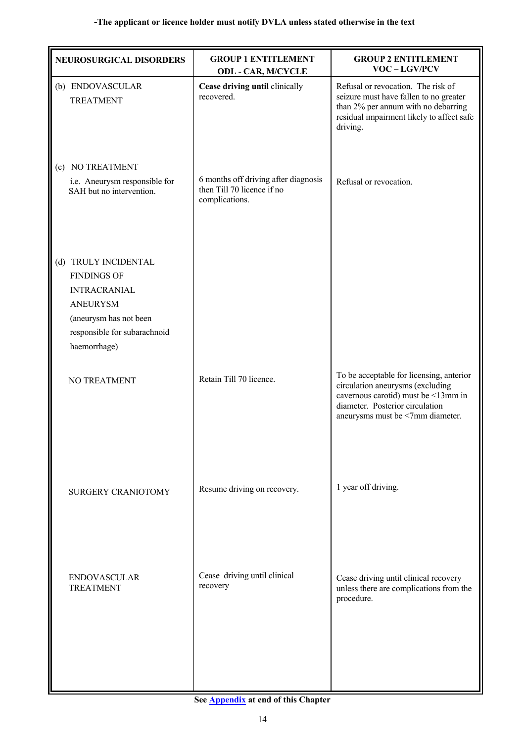**-The applicant or licence holder must notify DVLA unless stated otherwise in the text**

| NEUROSURGICAL DISORDERS | GROUP 1 ENTITLEMENT ODL - CAR, M/CYCLE | GROUP 2 ENTITLEMENT VOC – LGV/PCV |
|---|---|---|
| (b) ENDOVASCULAR TREATMENT | **Cease driving until** clinically recovered. | Refusal or revocation. The risk of seizure must have fallen to no greater than 2% per annum with no debarring residual impairment likely to affect safe driving. |
| (c) NO TREATMENT i.e. Aneurysm responsible for SAH but no intervention. | 6 months off driving after diagnosis then Till 70 licence if no complications. | Refusal or revocation. |
| (d) TRULY INCIDENTAL FINDINGS OF INTRACRANIAL ANEURYSM (aneurysm has not been responsible for subarachnoid haemorrhage) | | |
| NO TREATMENT | Retain Till 70 licence. | To be acceptable for licensing, anterior circulation aneurysms (excluding cavernous carotid) must be <13mm in diameter. Posterior circulation aneurysms must be <7mm diameter. |
| SURGERY CRANIOTOMY | Resume driving on recovery. | 1 year off driving. |
| ENDOVASCULAR TREATMENT | Cease driving until clinical recovery | Cease driving until clinical recovery unless there are complications from the procedure. |

**See Appendix at end of this Chapter**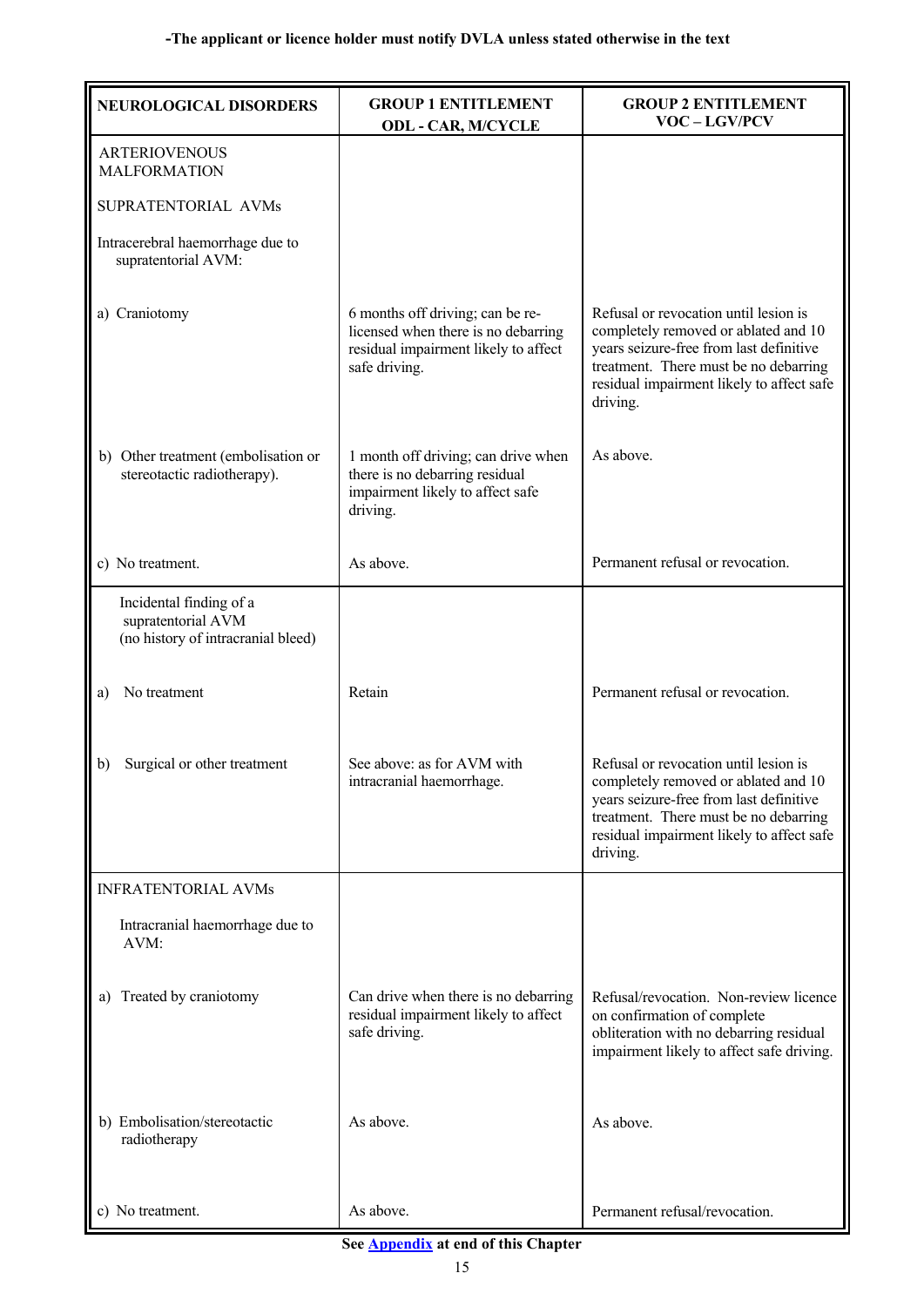**-The applicant or licence holder must notify DVLA unless stated otherwise in the text**

| NEUROLOGICAL DISORDERS | GROUP 1 ENTITLEMENT ODL - CAR, M/CYCLE | GROUP 2 ENTITLEMENT VOC – LGV/PCV |
|---|---|---|
| ARTERIOVENOUS MALFORMATION<br><br>SUPRATENTORIAL AVMs<br><br>Intracerebral haemorrhage due to supratentorial AVM: | | |
| a) Craniotomy | 6 months off driving; can be re-licensed when there is no debarring residual impairment likely to affect safe driving. | Refusal or revocation until lesion is completely removed or ablated and 10 years seizure-free from last definitive treatment. There must be no debarring residual impairment likely to affect safe driving. |
| b) Other treatment (embolisation or stereotactic radiotherapy). | 1 month off driving; can drive when there is no debarring residual impairment likely to affect safe driving. | As above. |
| c) No treatment. | As above. | Permanent refusal or revocation. |
| Incidental finding of a supratentorial AVM (no history of intracranial bleed) | | |
| a) No treatment | Retain | Permanent refusal or revocation. |
| b) Surgical or other treatment | See above: as for AVM with intracranial haemorrhage. | Refusal or revocation until lesion is completely removed or ablated and 10 years seizure-free from last definitive treatment. There must be no debarring residual impairment likely to affect safe driving. |
| INFRATENTORIAL AVMs<br><br>Intracranial haemorrhage due to AVM: | | |
| a) Treated by craniotomy | Can drive when there is no debarring residual impairment likely to affect safe driving. | Refusal/revocation. Non-review licence on confirmation of complete obliteration with no debarring residual impairment likely to affect safe driving. |
| b) Embolisation/stereotactic radiotherapy | As above. | As above. |
| c) No treatment. | As above. | Permanent refusal/revocation. |

**See Appendix at end of this Chapter**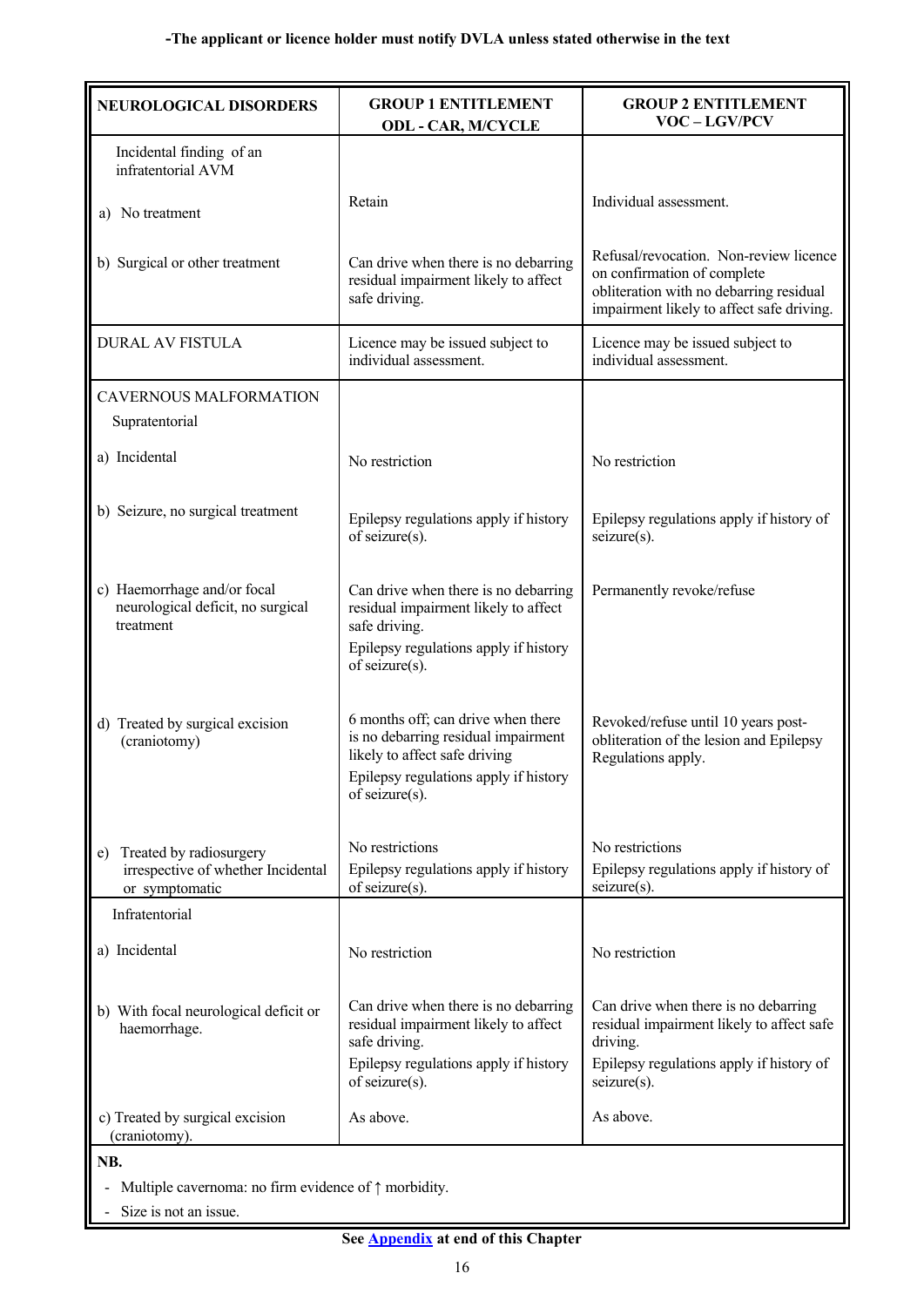-The applicant or licence holder must notify DVLA unless stated otherwise in the text

| NEUROLOGICAL DISORDERS | GROUP 1 ENTITLEMENT ODL - CAR, M/CYCLE | GROUP 2 ENTITLEMENT VOC – LGV/PCV |
|---|---|---|
| Incidental finding of an infratentorial AVM | | |
| a) No treatment | Retain | Individual assessment. |
| b) Surgical or other treatment | Can drive when there is no debarring residual impairment likely to affect safe driving. | Refusal/revocation. Non-review licence on confirmation of complete obliteration with no debarring residual impairment likely to affect safe driving. |
| DURAL AV FISTULA | Licence may be issued subject to individual assessment. | Licence may be issued subject to individual assessment. |
| CAVERNOUS MALFORMATION | | |
| Supratentorial | | |
| a) Incidental | No restriction | No restriction |
| b) Seizure, no surgical treatment | Epilepsy regulations apply if history of seizure(s). | Epilepsy regulations apply if history of seizure(s). |
| c) Haemorrhage and/or focal neurological deficit, no surgical treatment | Can drive when there is no debarring residual impairment likely to affect safe driving. Epilepsy regulations apply if history of seizure(s). | Permanently revoke/refuse |
| d) Treated by surgical excision (craniotomy) | 6 months off; can drive when there is no debarring residual impairment likely to affect safe driving Epilepsy regulations apply if history of seizure(s). | Revoked/refuse until 10 years post-obliteration of the lesion and Epilepsy Regulations apply. |
| e) Treated by radiosurgery irrespective of whether Incidental or symptomatic | No restrictions Epilepsy regulations apply if history of seizure(s). | No restrictions Epilepsy regulations apply if history of seizure(s). |
| Infratentorial | | |
| a) Incidental | No restriction | No restriction |
| b) With focal neurological deficit or haemorrhage. | Can drive when there is no debarring residual impairment likely to affect safe driving. Epilepsy regulations apply if history of seizure(s). | Can drive when there is no debarring residual impairment likely to affect safe driving. Epilepsy regulations apply if history of seizure(s). |
| c) Treated by surgical excision (craniotomy). | As above. | As above. |

**NB.**

- Multiple cavernoma: no firm evidence of ↑ morbidity.
- Size is not an issue.

**See Appendix at end of this Chapter**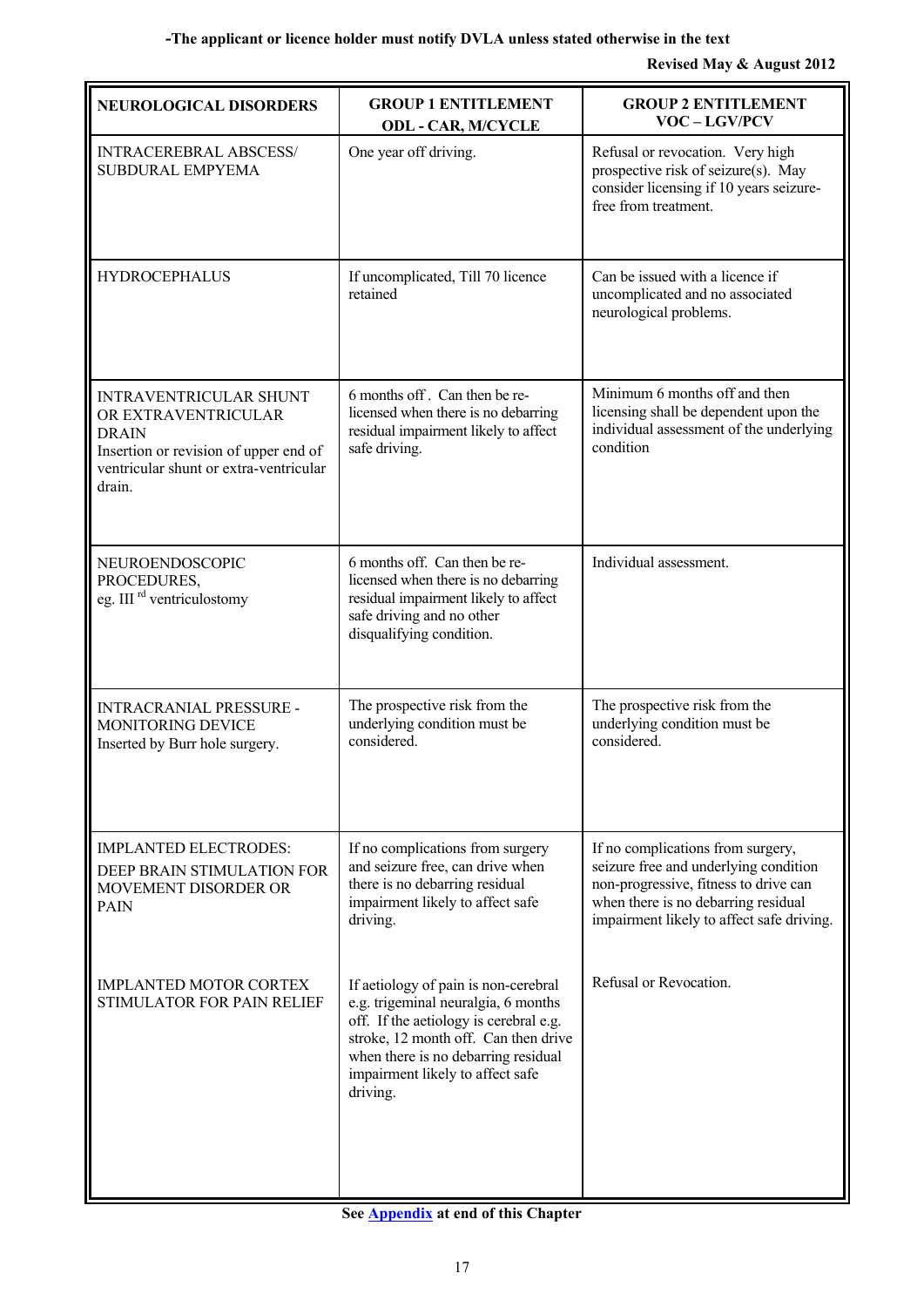**-The applicant or licence holder must notify DVLA unless stated otherwise in the text**

**Revised May & August 2012**

| NEUROLOGICAL DISORDERS | GROUP 1 ENTITLEMENT ODL - CAR, M/CYCLE | GROUP 2 ENTITLEMENT VOC – LGV/PCV |
|---|---|---|
| INTRACEREBRAL ABSCESS/ SUBDURAL EMPYEMA | One year off driving. | Refusal or revocation. Very high prospective risk of seizure(s). May consider licensing if 10 years seizure-free from treatment. |
| HYDROCEPHALUS | If uncomplicated, Till 70 licence retained | Can be issued with a licence if uncomplicated and no associated neurological problems. |
| INTRAVENTRICULAR SHUNT OR EXTRAVENTRICULAR DRAIN<br>Insertion or revision of upper end of ventricular shunt or extra-ventricular drain. | 6 months off . Can then be re-licensed when there is no debarring residual impairment likely to affect safe driving. | Minimum 6 months off and then licensing shall be dependent upon the individual assessment of the underlying condition |
| NEUROENDOSCOPIC PROCEDURES,<br>eg. III rd ventriculostomy | 6 months off. Can then be re-licensed when there is no debarring residual impairment likely to affect safe driving and no other disqualifying condition. | Individual assessment. |
| INTRACRANIAL PRESSURE - MONITORING DEVICE<br>Inserted by Burr hole surgery. | The prospective risk from the underlying condition must be considered. | The prospective risk from the underlying condition must be considered. |
| IMPLANTED ELECTRODES:<br>DEEP BRAIN STIMULATION FOR MOVEMENT DISORDER OR PAIN | If no complications from surgery and seizure free, can drive when there is no debarring residual impairment likely to affect safe driving. | If no complications from surgery, seizure free and underlying condition non-progressive, fitness to drive can when there is no debarring residual impairment likely to affect safe driving. |
| IMPLANTED MOTOR CORTEX STIMULATOR FOR PAIN RELIEF | If aetiology of pain is non-cerebral e.g. trigeminal neuralgia, 6 months off. If the aetiology is cerebral e.g. stroke, 12 month off. Can then drive when there is no debarring residual impairment likely to affect safe driving. | Refusal or Revocation. |

**See Appendix at end of this Chapter**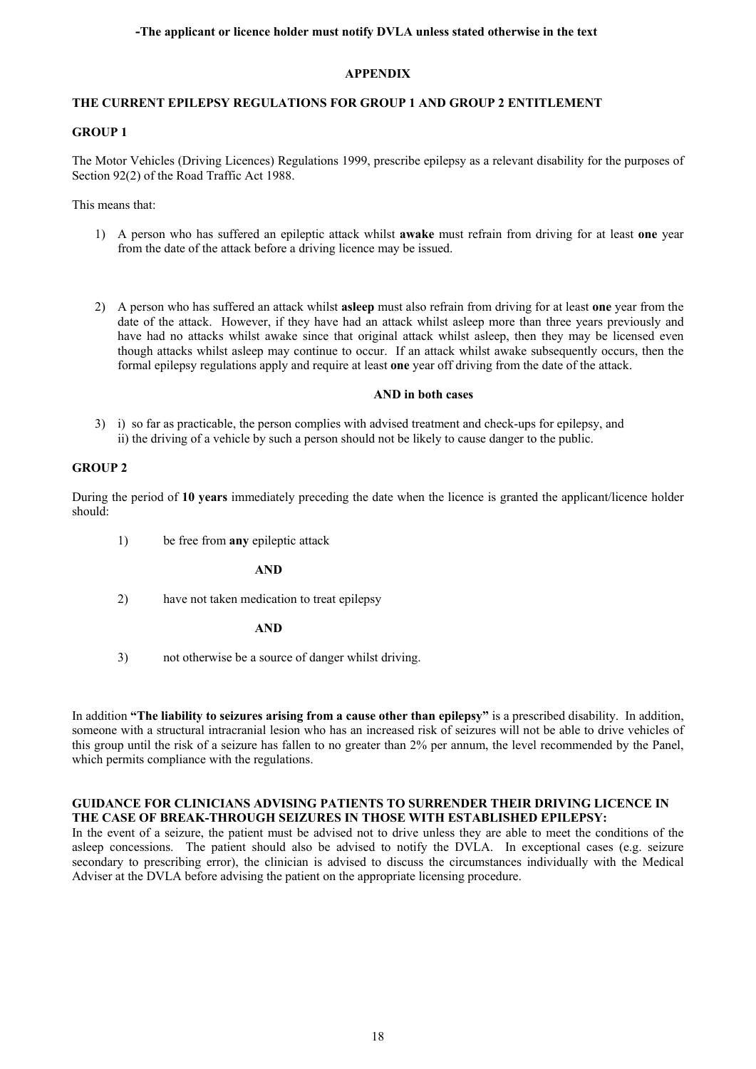**-The applicant or licence holder must notify DVLA unless stated otherwise in the text**

## APPENDIX

### THE CURRENT EPILEPSY REGULATIONS FOR GROUP 1 AND GROUP 2 ENTITLEMENT

#### GROUP 1

The Motor Vehicles (Driving Licences) Regulations 1999, prescribe epilepsy as a relevant disability for the purposes of Section 92(2) of the Road Traffic Act 1988.

This means that:

1) A person who has suffered an epileptic attack whilst **awake** must refrain from driving for at least **one** year from the date of the attack before a driving licence may be issued.

2) A person who has suffered an attack whilst **asleep** must also refrain from driving for at least **one** year from the date of the attack. However, if they have had an attack whilst asleep more than three years previously and have had no attacks whilst awake since that original attack whilst asleep, then they may be licensed even though attacks whilst asleep may continue to occur. If an attack whilst awake subsequently occurs, then the formal epilepsy regulations apply and require at least **one** year off driving from the date of the attack.

**AND in both cases**

3) i) so far as practicable, the person complies with advised treatment and check-ups for epilepsy, and
ii) the driving of a vehicle by such a person should not be likely to cause danger to the public.

#### GROUP 2

During the period of **10 years** immediately preceding the date when the licence is granted the applicant/licence holder should:

1) be free from **any** epileptic attack

**AND**

2) have not taken medication to treat epilepsy

**AND**

3) not otherwise be a source of danger whilst driving.

In addition **"The liability to seizures arising from a cause other than epilepsy"** is a prescribed disability. In addition, someone with a structural intracranial lesion who has an increased risk of seizures will not be able to drive vehicles of this group until the risk of a seizure has fallen to no greater than 2% per annum, the level recommended by the Panel, which permits compliance with the regulations.

**GUIDANCE FOR CLINICIANS ADVISING PATIENTS TO SURRENDER THEIR DRIVING LICENCE IN THE CASE OF BREAK-THROUGH SEIZURES IN THOSE WITH ESTABLISHED EPILEPSY:**
In the event of a seizure, the patient must be advised not to drive unless they are able to meet the conditions of the asleep concessions. The patient should also be advised to notify the DVLA. In exceptional cases (e.g. seizure secondary to prescribing error), the clinician is advised to discuss the circumstances individually with the Medical Adviser at the DVLA before advising the patient on the appropriate licensing procedure.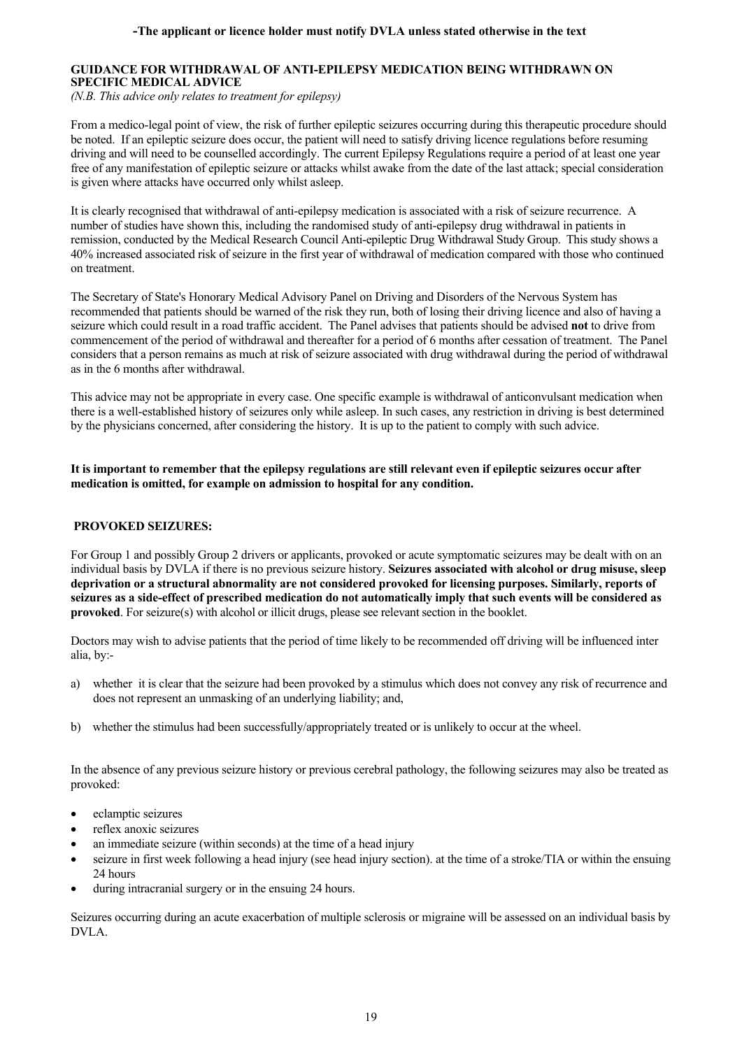**-The applicant or licence holder must notify DVLA unless stated otherwise in the text**

**GUIDANCE FOR WITHDRAWAL OF ANTI-EPILEPSY MEDICATION BEING WITHDRAWN ON SPECIFIC MEDICAL ADVICE**

*(N.B. This advice only relates to treatment for epilepsy)*

From a medico-legal point of view, the risk of further epileptic seizures occurring during this therapeutic procedure should be noted. If an epileptic seizure does occur, the patient will need to satisfy driving licence regulations before resuming driving and will need to be counselled accordingly. The current Epilepsy Regulations require a period of at least one year free of any manifestation of epileptic seizure or attacks whilst awake from the date of the last attack; special consideration is given where attacks have occurred only whilst asleep.

It is clearly recognised that withdrawal of anti-epilepsy medication is associated with a risk of seizure recurrence. A number of studies have shown this, including the randomised study of anti-epilepsy drug withdrawal in patients in remission, conducted by the Medical Research Council Anti-epileptic Drug Withdrawal Study Group. This study shows a 40% increased associated risk of seizure in the first year of withdrawal of medication compared with those who continued on treatment.

The Secretary of State's Honorary Medical Advisory Panel on Driving and Disorders of the Nervous System has recommended that patients should be warned of the risk they run, both of losing their driving licence and also of having a seizure which could result in a road traffic accident. The Panel advises that patients should be advised **not** to drive from commencement of the period of withdrawal and thereafter for a period of 6 months after cessation of treatment. The Panel considers that a person remains as much at risk of seizure associated with drug withdrawal during the period of withdrawal as in the 6 months after withdrawal.

This advice may not be appropriate in every case. One specific example is withdrawal of anticonvulsant medication when there is a well-established history of seizures only while asleep. In such cases, any restriction in driving is best determined by the physicians concerned, after considering the history. It is up to the patient to comply with such advice.

**It is important to remember that the epilepsy regulations are still relevant even if epileptic seizures occur after medication is omitted, for example on admission to hospital for any condition.**

**PROVOKED SEIZURES:**

For Group 1 and possibly Group 2 drivers or applicants, provoked or acute symptomatic seizures may be dealt with on an individual basis by DVLA if there is no previous seizure history. **Seizures associated with alcohol or drug misuse, sleep deprivation or a structural abnormality are not considered provoked for licensing purposes. Similarly, reports of seizures as a side-effect of prescribed medication do not automatically imply that such events will be considered as provoked**. For seizure(s) with alcohol or illicit drugs, please see relevant section in the booklet.

Doctors may wish to advise patients that the period of time likely to be recommended off driving will be influenced inter alia, by:-

a) whether it is clear that the seizure had been provoked by a stimulus which does not convey any risk of recurrence and does not represent an unmasking of an underlying liability; and,

b) whether the stimulus had been successfully/appropriately treated or is unlikely to occur at the wheel.

In the absence of any previous seizure history or previous cerebral pathology, the following seizures may also be treated as provoked:

- eclamptic seizures
- reflex anoxic seizures
- an immediate seizure (within seconds) at the time of a head injury
- seizure in first week following a head injury (see head injury section). at the time of a stroke/TIA or within the ensuing 24 hours
- during intracranial surgery or in the ensuing 24 hours.

Seizures occurring during an acute exacerbation of multiple sclerosis or migraine will be assessed on an individual basis by DVLA.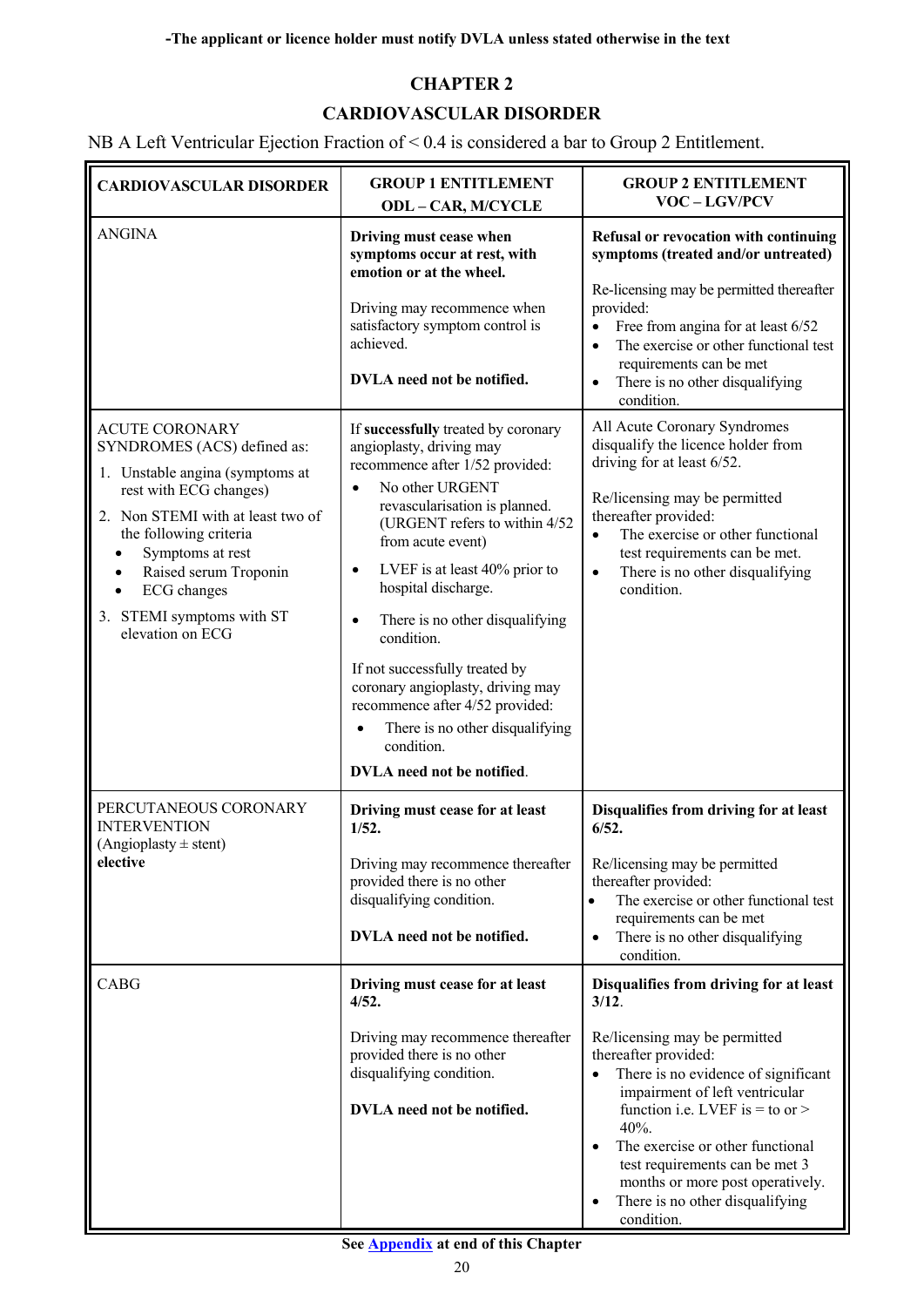**-The applicant or licence holder must notify DVLA unless stated otherwise in the text**

# CHAPTER 2

## CARDIOVASCULAR DISORDER

NB A Left Ventricular Ejection Fraction of < 0.4 is considered a bar to Group 2 Entitlement.

| CARDIOVASCULAR DISORDER | GROUP 1 ENTITLEMENT ODL – CAR, M/CYCLE | GROUP 2 ENTITLEMENT VOC – LGV/PCV |
|---|---|---|
| ANGINA | **Driving must cease when symptoms occur at rest, with emotion or at the wheel.**<br><br>Driving may recommence when satisfactory symptom control is achieved.<br><br>**DVLA need not be notified.** | **Refusal or revocation with continuing symptoms (treated and/or untreated)**<br><br>Re-licensing may be permitted thereafter provided:<br>• Free from angina for at least 6/52<br>• The exercise or other functional test requirements can be met<br>• There is no other disqualifying condition. |
| ACUTE CORONARY SYNDROMES (ACS) defined as:<br>1. Unstable angina (symptoms at rest with ECG changes)<br>2. Non STEMI with at least two of the following criteria<br>• Symptoms at rest<br>• Raised serum Troponin<br>• ECG changes<br>3. STEMI symptoms with ST elevation on ECG | If **successfully** treated by coronary angioplasty, driving may recommence after 1/52 provided:<br>• No other URGENT revascularisation is planned. (URGENT refers to within 4/52 from acute event)<br>• LVEF is at least 40% prior to hospital discharge.<br>• There is no other disqualifying condition.<br><br>If not successfully treated by coronary angioplasty, driving may recommence after 4/52 provided:<br>• There is no other disqualifying condition.<br><br>**DVLA need not be notified**. | All Acute Coronary Syndromes disqualify the licence holder from driving for at least 6/52.<br><br>Re/licensing may be permitted thereafter provided:<br>• The exercise or other functional test requirements can be met.<br>• There is no other disqualifying condition. |
| PERCUTANEOUS CORONARY INTERVENTION (Angioplasty ± stent) **elective** | **Driving must cease for at least 1/52.**<br><br>Driving may recommence thereafter provided there is no other disqualifying condition.<br><br>**DVLA need not be notified.** | **Disqualifies from driving for at least 6/52.**<br><br>Re/licensing may be permitted thereafter provided:<br>• The exercise or other functional test requirements can be met<br>• There is no other disqualifying condition. |
| CABG | **Driving must cease for at least 4/52.**<br><br>Driving may recommence thereafter provided there is no other disqualifying condition.<br><br>**DVLA need not be notified.** | **Disqualifies from driving for at least 3/12**.<br><br>Re/licensing may be permitted thereafter provided:<br>• There is no evidence of significant impairment of left ventricular function i.e. LVEF is = to or > 40%.<br>• The exercise or other functional test requirements can be met 3 months or more post operatively.<br>• There is no other disqualifying condition. |

**See Appendix at end of this Chapter**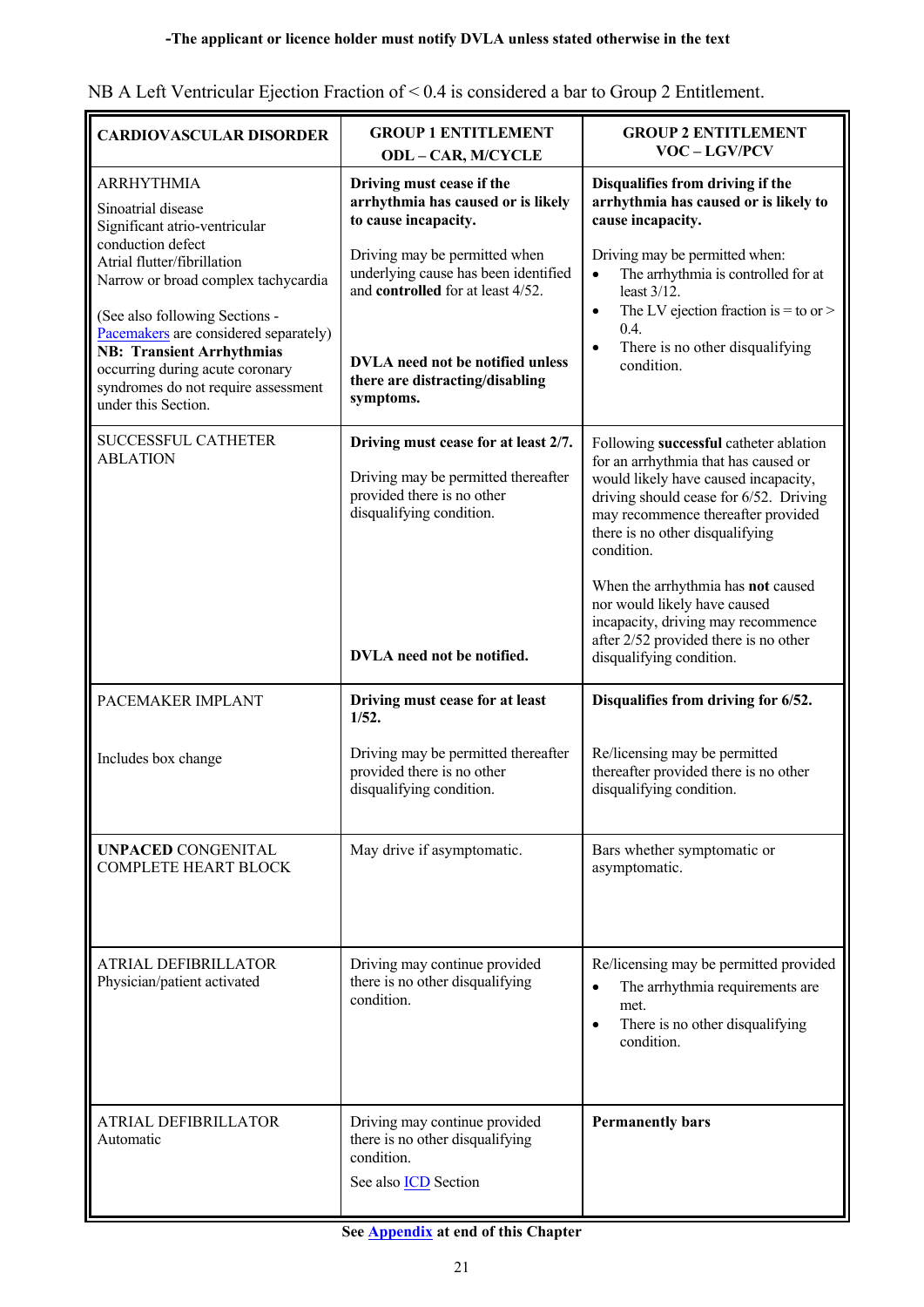**-The applicant or licence holder must notify DVLA unless stated otherwise in the text**

NB A Left Ventricular Ejection Fraction of < 0.4 is considered a bar to Group 2 Entitlement.

| **CARDIOVASCULAR DISORDER** | **GROUP 1 ENTITLEMENT ODL – CAR, M/CYCLE** | **GROUP 2 ENTITLEMENT VOC – LGV/PCV** |
|---|---|---|
| ARRHYTHMIA<br>Sinoatrial disease<br>Significant atrio-ventricular conduction defect<br>Atrial flutter/fibrillation<br>Narrow or broad complex tachycardia<br><br>(See also following Sections - Pacemakers are considered separately)<br>**NB: Transient Arrhythmias** occurring during acute coronary syndromes do not require assessment under this Section. | **Driving must cease if the arrhythmia has caused or is likely to cause incapacity.**<br><br>Driving may be permitted when underlying cause has been identified and **controlled** for at least 4/52.<br><br>**DVLA need not be notified unless there are distracting/disabling symptoms.** | **Disqualifies from driving if the arrhythmia has caused or is likely to cause incapacity.**<br><br>Driving may be permitted when:<br>• The arrhythmia is controlled for at least 3/12.<br>• The LV ejection fraction is = to or > 0.4.<br>• There is no other disqualifying condition. |
| SUCCESSFUL CATHETER ABLATION | **Driving must cease for at least 2/7.**<br><br>Driving may be permitted thereafter provided there is no other disqualifying condition.<br><br>**DVLA need not be notified.** | Following **successful** catheter ablation for an arrhythmia that has caused or would likely have caused incapacity, driving should cease for 6/52. Driving may recommence thereafter provided there is no other disqualifying condition.<br><br>When the arrhythmia has **not** caused nor would likely have caused incapacity, driving may recommence after 2/52 provided there is no other disqualifying condition. |
| PACEMAKER IMPLANT<br><br>Includes box change | **Driving must cease for at least 1/52.**<br><br>Driving may be permitted thereafter provided there is no other disqualifying condition. | **Disqualifies from driving for 6/52.**<br><br>Re/licensing may be permitted thereafter provided there is no other disqualifying condition. |
| **UNPACED** CONGENITAL COMPLETE HEART BLOCK | May drive if asymptomatic. | Bars whether symptomatic or asymptomatic. |
| ATRIAL DEFIBRILLATOR Physician/patient activated | Driving may continue provided there is no other disqualifying condition. | Re/licensing may be permitted provided<br>• The arrhythmia requirements are met.<br>• There is no other disqualifying condition. |
| ATRIAL DEFIBRILLATOR Automatic | Driving may continue provided there is no other disqualifying condition.<br><br>See also ICD Section | **Permanently bars** |

**See Appendix at end of this Chapter**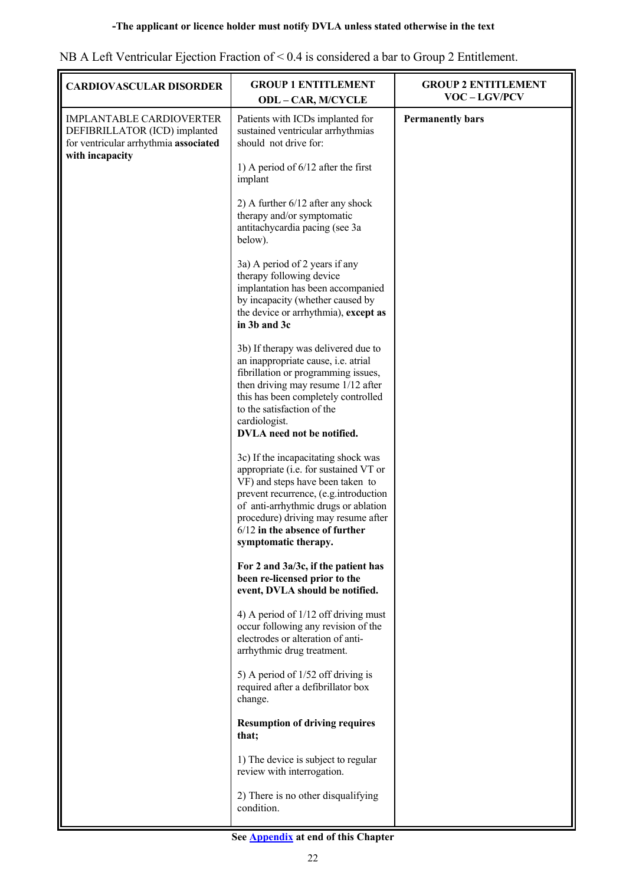**-The applicant or licence holder must notify DVLA unless stated otherwise in the text**

NB A Left Ventricular Ejection Fraction of < 0.4 is considered a bar to Group 2 Entitlement.

| **CARDIOVASCULAR DISORDER** | **GROUP 1 ENTITLEMENT ODL – CAR, M/CYCLE** | **GROUP 2 ENTITLEMENT VOC – LGV/PCV** |
|---|---|---|
| IMPLANTABLE CARDIOVERTER DEFIBRILLATOR (ICD) implanted for ventricular arrhythmia **associated with incapacity** | Patients with ICDs implanted for sustained ventricular arrhythmias should not drive for:<br><br>1) A period of 6/12 after the first implant<br><br>2) A further 6/12 after any shock therapy and/or symptomatic antitachycardia pacing (see 3a below).<br><br>3a) A period of 2 years if any therapy following device implantation has been accompanied by incapacity (whether caused by the device or arrhythmia), **except as in 3b and 3c**<br><br>3b) If therapy was delivered due to an inappropriate cause, i.e. atrial fibrillation or programming issues, then driving may resume 1/12 after this has been completely controlled to the satisfaction of the cardiologist.<br>**DVLA need not be notified.**<br><br>3c) If the incapacitating shock was appropriate (i.e. for sustained VT or VF) and steps have been taken to prevent recurrence, (e.g.introduction of anti-arrhythmic drugs or ablation procedure) driving may resume after 6/12 **in the absence of further symptomatic therapy.**<br><br>**For 2 and 3a/3c, if the patient has been re-licensed prior to the event, DVLA should be notified.**<br><br>4) A period of 1/12 off driving must occur following any revision of the electrodes or alteration of anti-arrhythmic drug treatment.<br><br>5) A period of 1/52 off driving is required after a defibrillator box change.<br><br>**Resumption of driving requires that;**<br><br>1) The device is subject to regular review with interrogation.<br><br>2) There is no other disqualifying condition. | **Permanently bars** |

**See Appendix at end of this Chapter**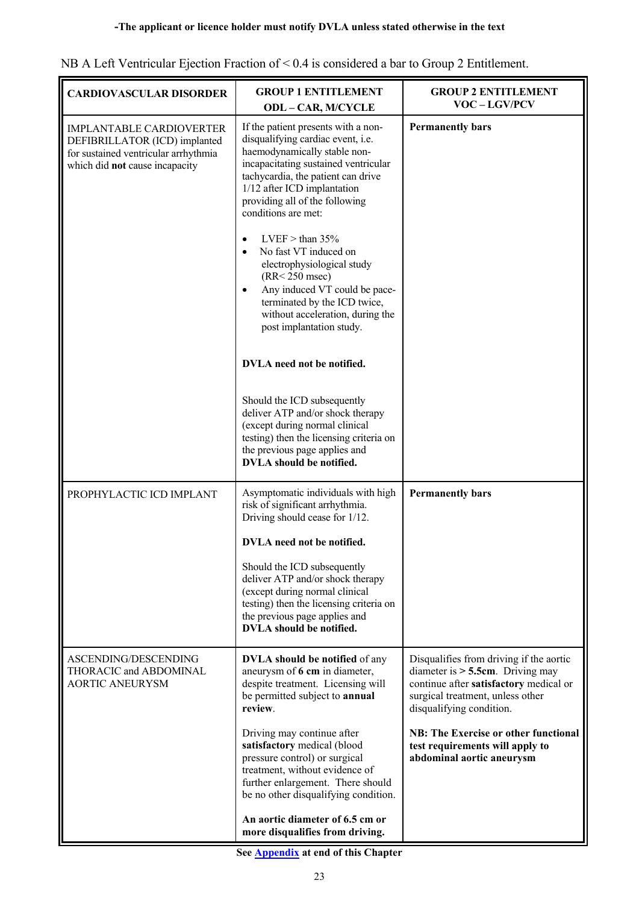**-The applicant or licence holder must notify DVLA unless stated otherwise in the text**

NB A Left Ventricular Ejection Fraction of < 0.4 is considered a bar to Group 2 Entitlement.

| **CARDIOVASCULAR DISORDER** | **GROUP 1 ENTITLEMENT ODL – CAR, M/CYCLE** | **GROUP 2 ENTITLEMENT VOC – LGV/PCV** |
|---|---|---|
| IMPLANTABLE CARDIOVERTER DEFIBRILLATOR (ICD) implanted for sustained ventricular arrhythmia which did **not** cause incapacity | If the patient presents with a non-disqualifying cardiac event, i.e. haemodynamically stable non-incapacitating sustained ventricular tachycardia, the patient can drive 1/12 after ICD implantation providing all of the following conditions are met:<br><br>• LVEF > than 35%<br>• No fast VT induced on electrophysiological study (RR< 250 msec)<br>• Any induced VT could be pace-terminated by the ICD twice, without acceleration, during the post implantation study.<br><br>**DVLA need not be notified.**<br><br>Should the ICD subsequently deliver ATP and/or shock therapy (except during normal clinical testing) then the licensing criteria on the previous page applies and **DVLA should be notified.** | **Permanently bars** |
| PROPHYLACTIC ICD IMPLANT | Asymptomatic individuals with high risk of significant arrhythmia. Driving should cease for 1/12.<br><br>**DVLA need not be notified.**<br><br>Should the ICD subsequently deliver ATP and/or shock therapy (except during normal clinical testing) then the licensing criteria on the previous page applies and **DVLA should be notified.** | **Permanently bars** |
| ASCENDING/DESCENDING THORACIC and ABDOMINAL AORTIC ANEURYSM | **DVLA should be notified** of any aneurysm of **6 cm** in diameter, despite treatment. Licensing will be permitted subject to **annual review**.<br><br>Driving may continue after **satisfactory** medical (blood pressure control) or surgical treatment, without evidence of further enlargement. There should be no other disqualifying condition.<br><br>**An aortic diameter of 6.5 cm or more disqualifies from driving.** | Disqualifies from driving if the aortic diameter is **> 5.5cm**. Driving may continue after **satisfactory** medical or surgical treatment, unless other disqualifying condition.<br><br>**NB: The Exercise or other functional test requirements will apply to abdominal aortic aneurysm** |

**See Appendix at end of this Chapter**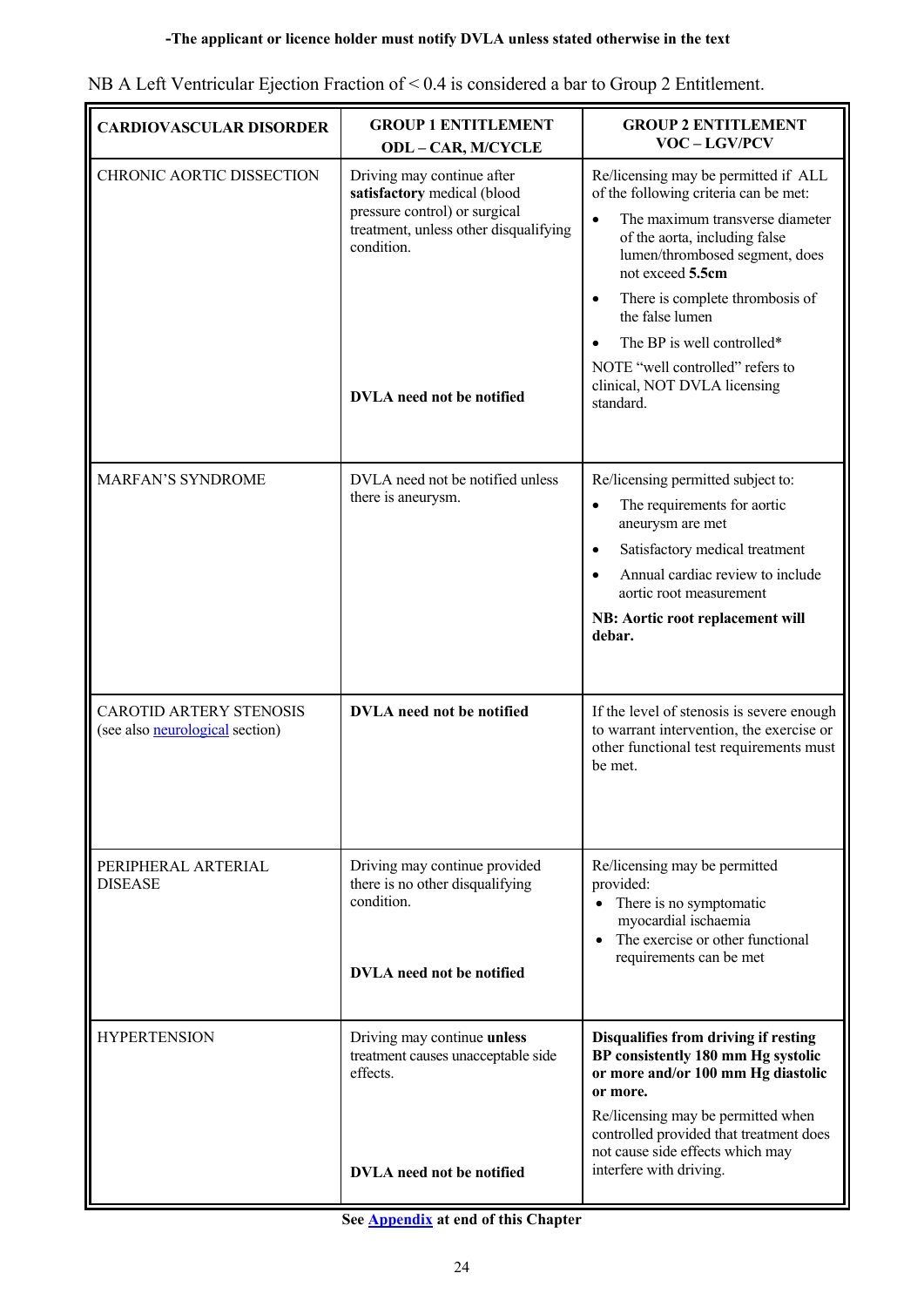**-The applicant or licence holder must notify DVLA unless stated otherwise in the text**

NB A Left Ventricular Ejection Fraction of < 0.4 is considered a bar to Group 2 Entitlement.

| CARDIOVASCULAR DISORDER | GROUP 1 ENTITLEMENT ODL – CAR, M/CYCLE | GROUP 2 ENTITLEMENT VOC – LGV/PCV |
|---|---|---|
| CHRONIC AORTIC DISSECTION | Driving may continue after **satisfactory** medical (blood pressure control) or surgical treatment, unless other disqualifying condition.<br><br>**DVLA need not be notified** | Re/licensing may be permitted if ALL of the following criteria can be met:<br>• The maximum transverse diameter of the aorta, including false lumen/thrombosed segment, does not exceed **5.5cm**<br>• There is complete thrombosis of the false lumen<br>• The BP is well controlled*<br>NOTE "well controlled" refers to clinical, NOT DVLA licensing standard. |
| MARFAN'S SYNDROME | DVLA need not be notified unless there is aneurysm. | Re/licensing permitted subject to:<br>• The requirements for aortic aneurysm are met<br>• Satisfactory medical treatment<br>• Annual cardiac review to include aortic root measurement<br>**NB: Aortic root replacement will debar.** |
| CAROTID ARTERY STENOSIS (see also neurological section) | **DVLA need not be notified** | If the level of stenosis is severe enough to warrant intervention, the exercise or other functional test requirements must be met. |
| PERIPHERAL ARTERIAL DISEASE | Driving may continue provided there is no other disqualifying condition.<br><br>**DVLA need not be notified** | Re/licensing may be permitted provided:<br>• There is no symptomatic myocardial ischaemia<br>• The exercise or other functional requirements can be met |
| HYPERTENSION | Driving may continue **unless** treatment causes unacceptable side effects.<br><br>**DVLA need not be notified** | **Disqualifies from driving if resting BP consistently 180 mm Hg systolic or more and/or 100 mm Hg diastolic or more.**<br>Re/licensing may be permitted when controlled provided that treatment does not cause side effects which may interfere with driving. |

**See Appendix at end of this Chapter**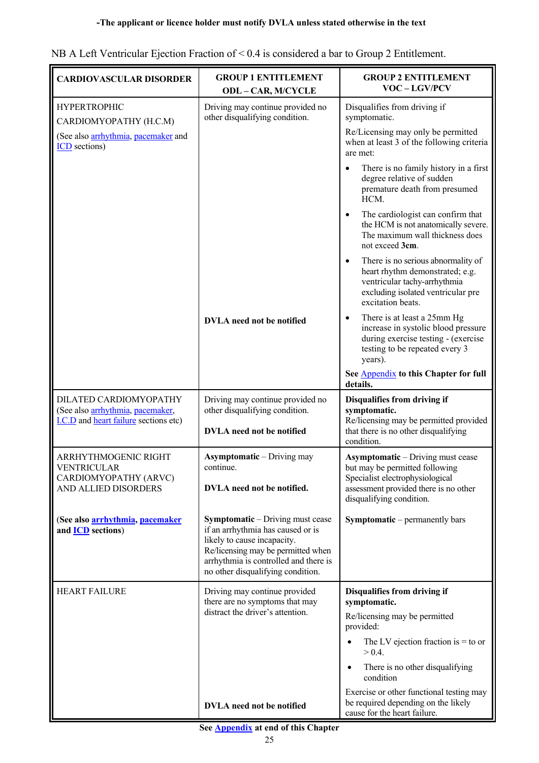**-The applicant or licence holder must notify DVLA unless stated otherwise in the text**

NB A Left Ventricular Ejection Fraction of < 0.4 is considered a bar to Group 2 Entitlement.

| **CARDIOVASCULAR DISORDER** | **GROUP 1 ENTITLEMENT ODL – CAR, M/CYCLE** | **GROUP 2 ENTITLEMENT VOC – LGV/PCV** |
|---|---|---|
| HYPERTROPHIC CARDIOMYOPATHY (H.C.M) (See also arrhythmia, pacemaker and ICD sections) | Driving may continue provided no other disqualifying condition. **DVLA need not be notified** | Disqualifies from driving if symptomatic. Re/Licensing may only be permitted when at least 3 of the following criteria are met: • There is no family history in a first degree relative of sudden premature death from presumed HCM. • The cardiologist can confirm that the HCM is not anatomically severe. The maximum wall thickness does not exceed **3cm**. • There is no serious abnormality of heart rhythm demonstrated; e.g. ventricular tachy-arrhythmia excluding isolated ventricular pre excitation beats. • There is at least a 25mm Hg increase in systolic blood pressure during exercise testing - (exercise testing to be repeated every 3 years). **See Appendix to this Chapter for full details.** |
| DILATED CARDIOMYOPATHY (See also arrhythmia, pacemaker, I.C.D and heart failure sections etc) | Driving may continue provided no other disqualifying condition. **DVLA need not be notified** | **Disqualifies from driving if symptomatic.** Re/licensing may be permitted provided that there is no other disqualifying condition. |
| ARRHYTHMOGENIC RIGHT VENTRICULAR CARDIOMYOPATHY (ARVC) AND ALLIED DISORDERS | **Asymptomatic** – Driving may continue. **DVLA need not be notified.** | **Asymptomatic** – Driving must cease but may be permitted following Specialist electrophysiological assessment provided there is no other disqualifying condition. |
| **(See also arrhythmia, pacemaker and ICD sections)** | **Symptomatic** – Driving must cease if an arrhythmia has caused or is likely to cause incapacity. Re/licensing may be permitted when arrhythmia is controlled and there is no other disqualifying condition. | **Symptomatic** – permanently bars |
| HEART FAILURE | Driving may continue provided there are no symptoms that may distract the driver's attention. **DVLA need not be notified** | **Disqualifies from driving if symptomatic.** Re/licensing may be permitted provided: • The LV ejection fraction is = to or > 0.4. • There is no other disqualifying condition. Exercise or other functional testing may be required depending on the likely cause for the heart failure. |

**See Appendix at end of this Chapter**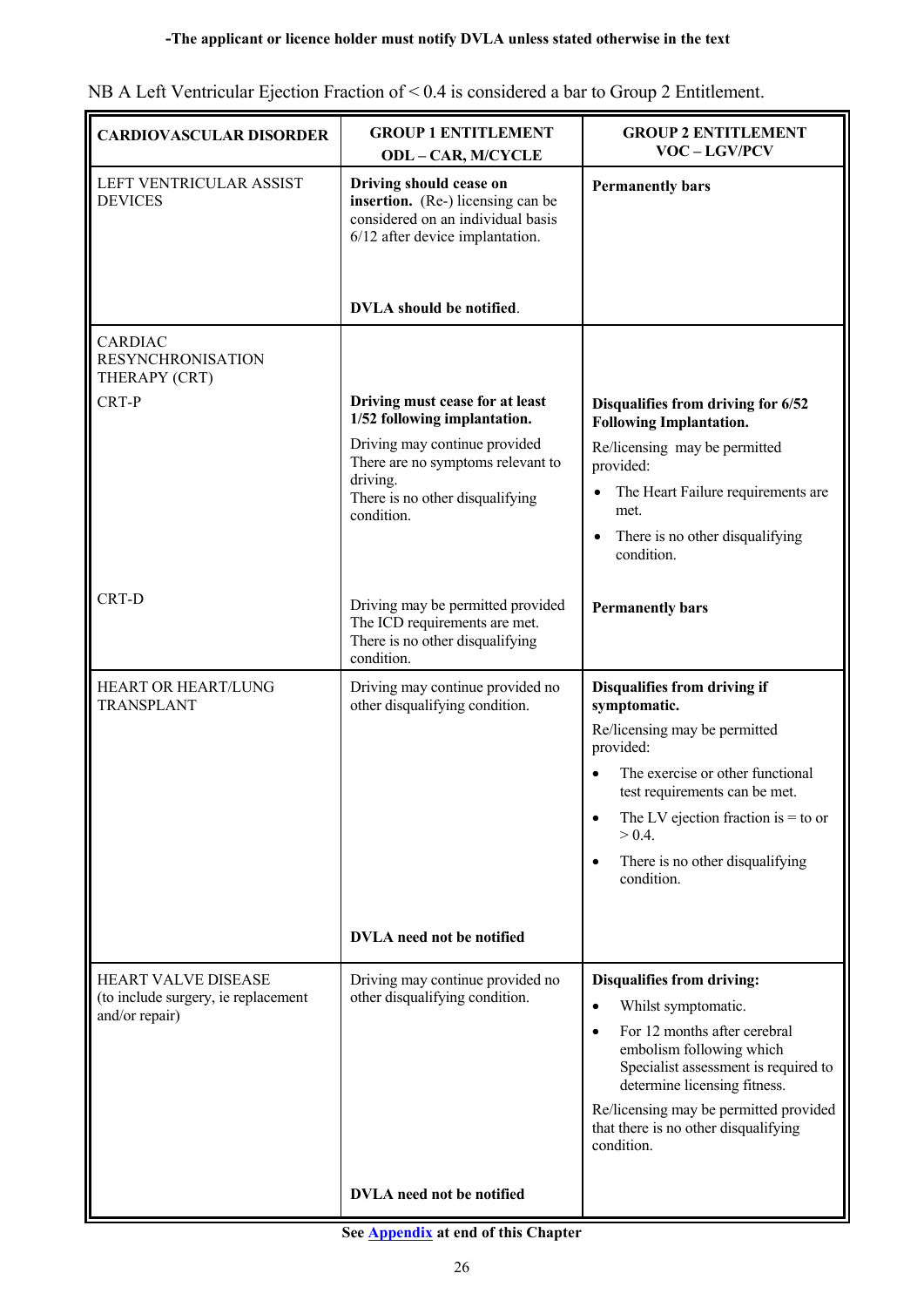**-The applicant or licence holder must notify DVLA unless stated otherwise in the text**

NB A Left Ventricular Ejection Fraction of < 0.4 is considered a bar to Group 2 Entitlement.

| CARDIOVASCULAR DISORDER | GROUP 1 ENTITLEMENT ODL – CAR, M/CYCLE | GROUP 2 ENTITLEMENT VOC – LGV/PCV |
|---|---|---|
| LEFT VENTRICULAR ASSIST DEVICES | **Driving should cease on insertion.** (Re-) licensing can be considered on an individual basis 6/12 after device implantation.<br><br>**DVLA should be notified**. | **Permanently bars** |
| CARDIAC RESYNCHRONISATION THERAPY (CRT) | | |
| CRT-P | **Driving must cease for at least 1/52 following implantation.**<br>Driving may continue provided There are no symptoms relevant to driving.<br>There is no other disqualifying condition. | **Disqualifies from driving for 6/52 Following Implantation.**<br>Re/licensing may be permitted provided:<br>• The Heart Failure requirements are met.<br>• There is no other disqualifying condition. |
| CRT-D | Driving may be permitted provided The ICD requirements are met. There is no other disqualifying condition. | **Permanently bars** |
| HEART OR HEART/LUNG TRANSPLANT | Driving may continue provided no other disqualifying condition.<br><br>**DVLA need not be notified** | **Disqualifies from driving if symptomatic.**<br>Re/licensing may be permitted provided:<br>• The exercise or other functional test requirements can be met.<br>• The LV ejection fraction is = to or > 0.4.<br>• There is no other disqualifying condition. |
| HEART VALVE DISEASE (to include surgery, ie replacement and/or repair) | Driving may continue provided no other disqualifying condition.<br><br>**DVLA need not be notified** | **Disqualifies from driving:**<br>• Whilst symptomatic.<br>• For 12 months after cerebral embolism following which Specialist assessment is required to determine licensing fitness.<br>Re/licensing may be permitted provided that there is no other disqualifying condition. |

**See Appendix at end of this Chapter**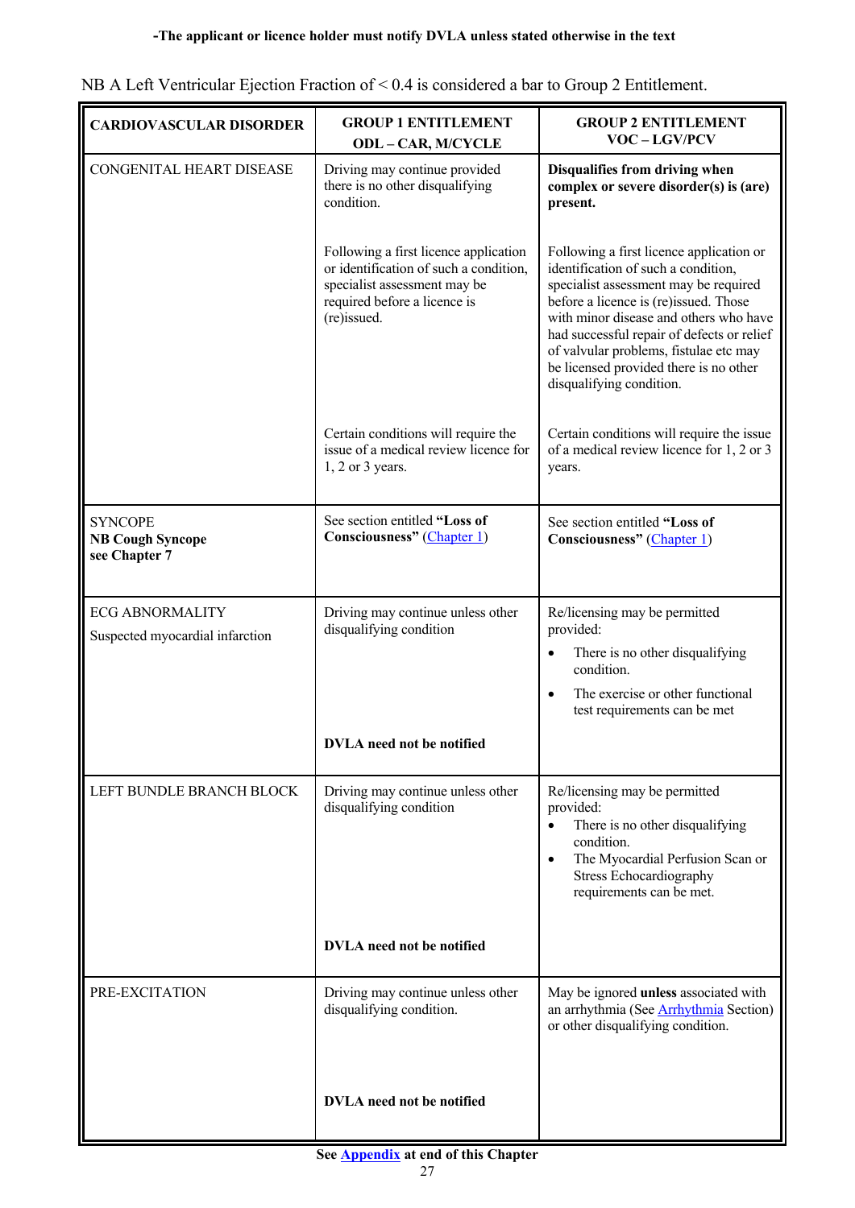**-The applicant or licence holder must notify DVLA unless stated otherwise in the text**

NB A Left Ventricular Ejection Fraction of < 0.4 is considered a bar to Group 2 Entitlement.

| **CARDIOVASCULAR DISORDER** | **GROUP 1 ENTITLEMENT ODL – CAR, M/CYCLE** | **GROUP 2 ENTITLEMENT VOC – LGV/PCV** |
|---|---|---|
| CONGENITAL HEART DISEASE | Driving may continue provided there is no other disqualifying condition.<br><br>Following a first licence application or identification of such a condition, specialist assessment may be required before a licence is (re)issued.<br><br>Certain conditions will require the issue of a medical review licence for 1, 2 or 3 years. | **Disqualifies from driving when complex or severe disorder(s) is (are) present.**<br><br>Following a first licence application or identification of such a condition, specialist assessment may be required before a licence is (re)issued. Those with minor disease and others who have had successful repair of defects or relief of valvular problems, fistulae etc may be licensed provided there is no other disqualifying condition.<br><br>Certain conditions will require the issue of a medical review licence for 1, 2 or 3 years. |
| SYNCOPE<br>**NB Cough Syncope see Chapter 7** | See section entitled **"Loss of Consciousness"** (Chapter 1) | See section entitled **"Loss of Consciousness"** (Chapter 1) |
| ECG ABNORMALITY<br>Suspected myocardial infarction | Driving may continue unless other disqualifying condition<br><br>**DVLA need not be notified** | Re/licensing may be permitted provided:<br>• There is no other disqualifying condition.<br>• The exercise or other functional test requirements can be met |
| LEFT BUNDLE BRANCH BLOCK | Driving may continue unless other disqualifying condition<br><br>**DVLA need not be notified** | Re/licensing may be permitted provided:<br>• There is no other disqualifying condition.<br>• The Myocardial Perfusion Scan or Stress Echocardiography requirements can be met. |
| PRE-EXCITATION | Driving may continue unless other disqualifying condition.<br><br>**DVLA need not be notified** | May be ignored **unless** associated with an arrhythmia (See Arrhythmia Section) or other disqualifying condition. |

**See Appendix at end of this Chapter**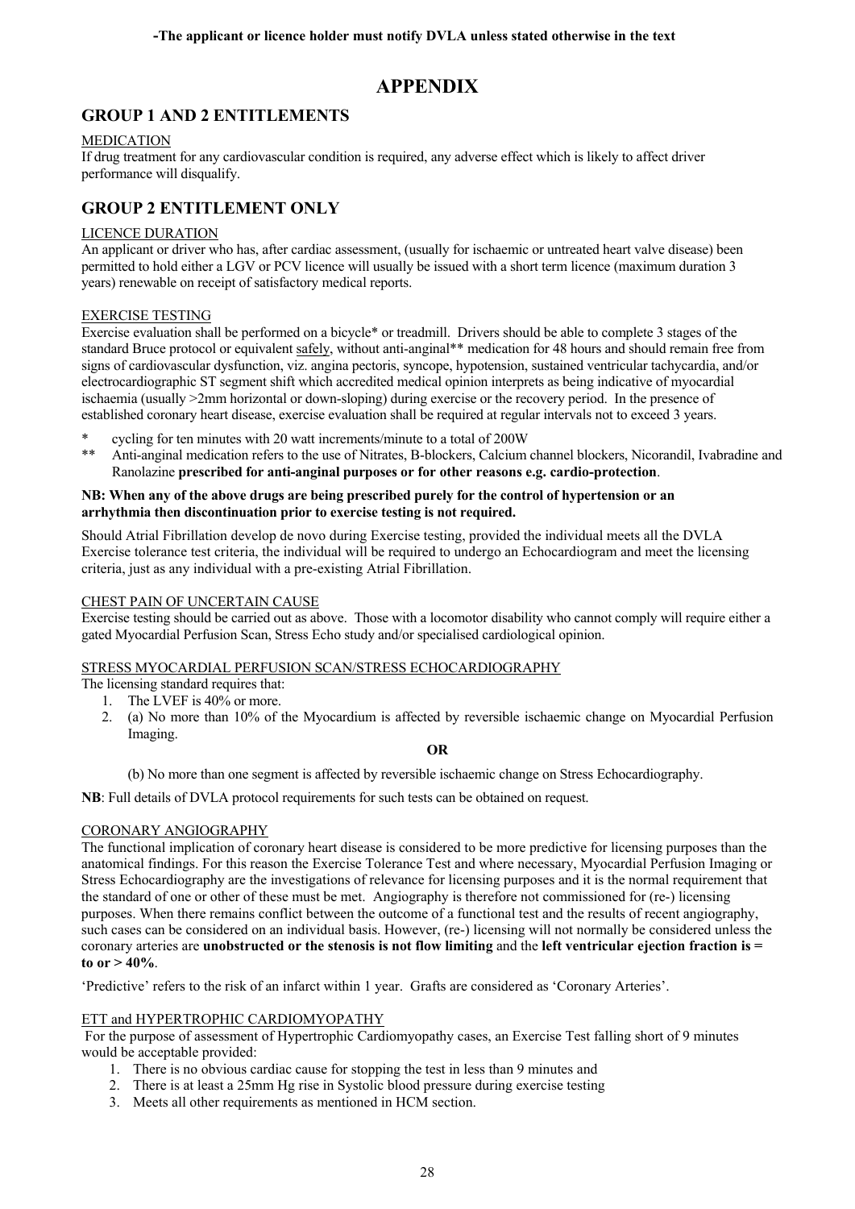-**The applicant or licence holder must notify DVLA unless stated otherwise in the text**

# APPENDIX

## GROUP 1 AND 2 ENTITLEMENTS

### MEDICATION

If drug treatment for any cardiovascular condition is required, any adverse effect which is likely to affect driver performance will disqualify.

## GROUP 2 ENTITLEMENT ONLY

### LICENCE DURATION

An applicant or driver who has, after cardiac assessment, (usually for ischaemic or untreated heart valve disease) been permitted to hold either a LGV or PCV licence will usually be issued with a short term licence (maximum duration 3 years) renewable on receipt of satisfactory medical reports.

### EXERCISE TESTING

Exercise evaluation shall be performed on a bicycle* or treadmill. Drivers should be able to complete 3 stages of the standard Bruce protocol or equivalent safely, without anti-anginal** medication for 48 hours and should remain free from signs of cardiovascular dysfunction, viz. angina pectoris, syncope, hypotension, sustained ventricular tachycardia, and/or electrocardiographic ST segment shift which accredited medical opinion interprets as being indicative of myocardial ischaemia (usually >2mm horizontal or down-sloping) during exercise or the recovery period. In the presence of established coronary heart disease, exercise evaluation shall be required at regular intervals not to exceed 3 years.

\* cycling for ten minutes with 20 watt increments/minute to a total of 200W

** Anti-anginal medication refers to the use of Nitrates, B-blockers, Calcium channel blockers, Nicorandil, Ivabradine and Ranolazine **prescribed for anti-anginal purposes or for other reasons e.g. cardio-protection**.

**NB: When any of the above drugs are being prescribed purely for the control of hypertension or an arrhythmia then discontinuation prior to exercise testing is not required.**

Should Atrial Fibrillation develop de novo during Exercise testing, provided the individual meets all the DVLA Exercise tolerance test criteria, the individual will be required to undergo an Echocardiogram and meet the licensing criteria, just as any individual with a pre-existing Atrial Fibrillation.

### CHEST PAIN OF UNCERTAIN CAUSE

Exercise testing should be carried out as above. Those with a locomotor disability who cannot comply will require either a gated Myocardial Perfusion Scan, Stress Echo study and/or specialised cardiological opinion.

### STRESS MYOCARDIAL PERFUSION SCAN/STRESS ECHOCARDIOGRAPHY

The licensing standard requires that:

1. The LVEF is 40% or more.
2. (a) No more than 10% of the Myocardium is affected by reversible ischaemic change on Myocardial Perfusion Imaging.

   **OR**

   (b) No more than one segment is affected by reversible ischaemic change on Stress Echocardiography.

**NB**: Full details of DVLA protocol requirements for such tests can be obtained on request.

### CORONARY ANGIOGRAPHY

The functional implication of coronary heart disease is considered to be more predictive for licensing purposes than the anatomical findings. For this reason the Exercise Tolerance Test and where necessary, Myocardial Perfusion Imaging or Stress Echocardiography are the investigations of relevance for licensing purposes and it is the normal requirement that the standard of one or other of these must be met. Angiography is therefore not commissioned for (re-) licensing purposes. When there remains conflict between the outcome of a functional test and the results of recent angiography, such cases can be considered on an individual basis. However, (re-) licensing will not normally be considered unless the coronary arteries are **unobstructed or the stenosis is not flow limiting** and the **left ventricular ejection fraction is = to or > 40%**.

'Predictive' refers to the risk of an infarct within 1 year. Grafts are considered as 'Coronary Arteries'.

### ETT and HYPERTROPHIC CARDIOMYOPATHY

For the purpose of assessment of Hypertrophic Cardiomyopathy cases, an Exercise Test falling short of 9 minutes would be acceptable provided:

1. There is no obvious cardiac cause for stopping the test in less than 9 minutes and
2. There is at least a 25mm Hg rise in Systolic blood pressure during exercise testing
3. Meets all other requirements as mentioned in HCM section.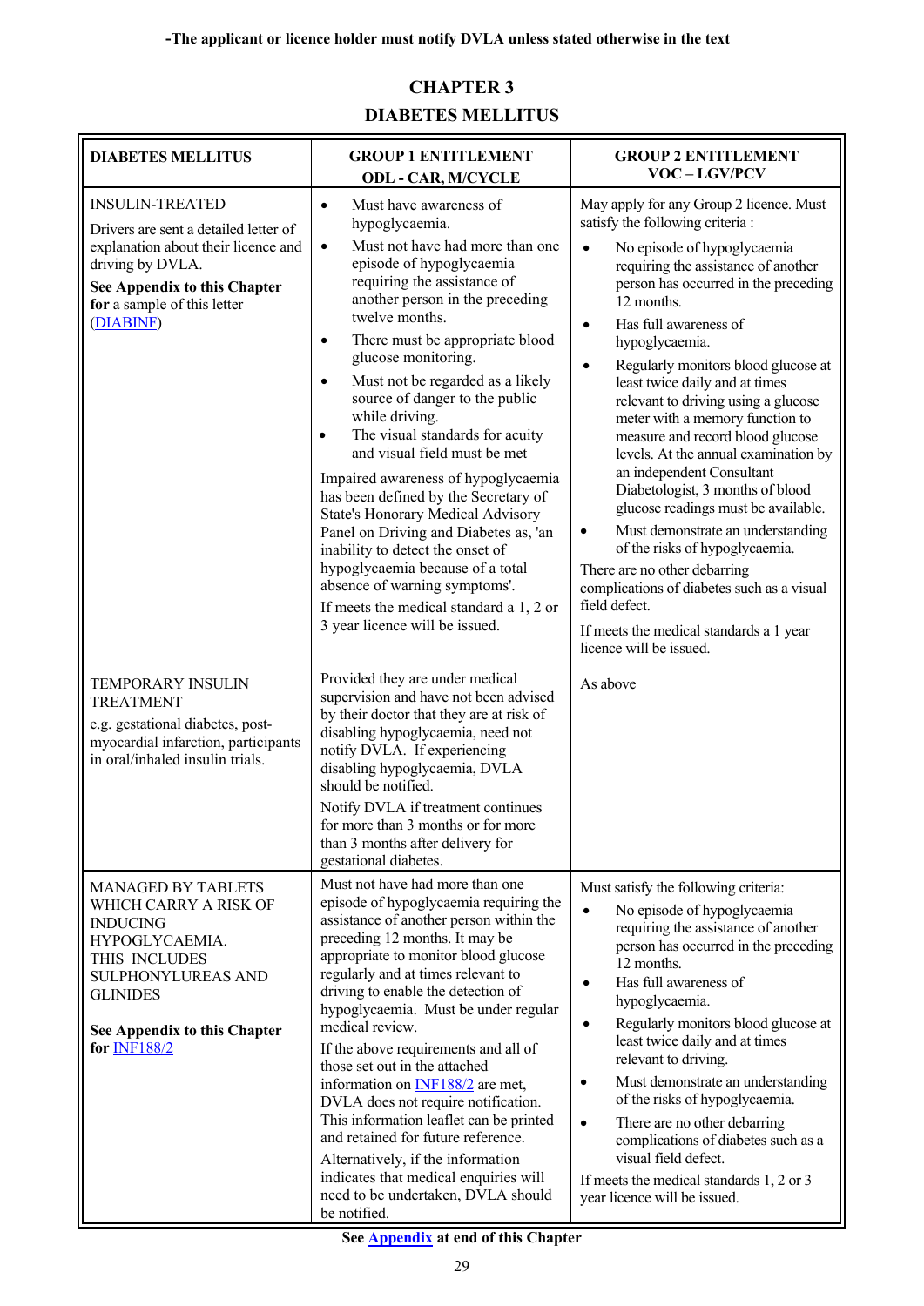**-The applicant or licence holder must notify DVLA unless stated otherwise in the text**

# CHAPTER 3
# DIABETES MELLITUS

| DIABETES MELLITUS | GROUP 1 ENTITLEMENT ODL - CAR, M/CYCLE | GROUP 2 ENTITLEMENT VOC – LGV/PCV |
|---|---|---|
| INSULIN-TREATED<br><br>Drivers are sent a detailed letter of explanation about their licence and driving by DVLA.<br><br>**See Appendix to this Chapter for** a sample of this letter (DIABINF) | • Must have awareness of hypoglycaemia.<br>• Must not have had more than one episode of hypoglycaemia requiring the assistance of another person in the preceding twelve months.<br>• There must be appropriate blood glucose monitoring.<br>• Must not be regarded as a likely source of danger to the public while driving.<br>• The visual standards for acuity and visual field must be met<br><br>Impaired awareness of hypoglycaemia has been defined by the Secretary of State's Honorary Medical Advisory Panel on Driving and Diabetes as, 'an inability to detect the onset of hypoglycaemia because of a total absence of warning symptoms'.<br><br>If meets the medical standard a 1, 2 or 3 year licence will be issued. | May apply for any Group 2 licence. Must satisfy the following criteria :<br>• No episode of hypoglycaemia requiring the assistance of another person has occurred in the preceding 12 months.<br>• Has full awareness of hypoglycaemia.<br>• Regularly monitors blood glucose at least twice daily and at times relevant to driving using a glucose meter with a memory function to measure and record blood glucose levels. At the annual examination by an independent Consultant Diabetologist, 3 months of blood glucose readings must be available.<br>• Must demonstrate an understanding of the risks of hypoglycaemia.<br><br>There are no other debarring complications of diabetes such as a visual field defect.<br><br>If meets the medical standards a 1 year licence will be issued. |
| TEMPORARY INSULIN TREATMENT<br><br>e.g. gestational diabetes, post-myocardial infarction, participants in oral/inhaled insulin trials. | Provided they are under medical supervision and have not been advised by their doctor that they are at risk of disabling hypoglycaemia, need not notify DVLA. If experiencing disabling hypoglycaemia, DVLA should be notified.<br><br>Notify DVLA if treatment continues for more than 3 months or for more than 3 months after delivery for gestational diabetes. | As above |
| MANAGED BY TABLETS WHICH CARRY A RISK OF INDUCING HYPOGLYCAEMIA. THIS INCLUDES SULPHONYLUREAS AND GLINIDES<br><br>**See Appendix to this Chapter for** INF188/2 | Must not have had more than one episode of hypoglycaemia requiring the assistance of another person within the preceding 12 months. It may be appropriate to monitor blood glucose regularly and at times relevant to driving to enable the detection of hypoglycaemia. Must be under regular medical review.<br><br>If the above requirements and all of those set out in the attached information on INF188/2 are met, DVLA does not require notification. This information leaflet can be printed and retained for future reference.<br><br>Alternatively, if the information indicates that medical enquiries will need to be undertaken, DVLA should be notified. | Must satisfy the following criteria:<br>• No episode of hypoglycaemia requiring the assistance of another person has occurred in the preceding 12 months.<br>• Has full awareness of hypoglycaemia.<br>• Regularly monitors blood glucose at least twice daily and at times relevant to driving.<br>• Must demonstrate an understanding of the risks of hypoglycaemia.<br>• There are no other debarring complications of diabetes such as a visual field defect.<br><br>If meets the medical standards 1, 2 or 3 year licence will be issued. |

**See Appendix at end of this Chapter**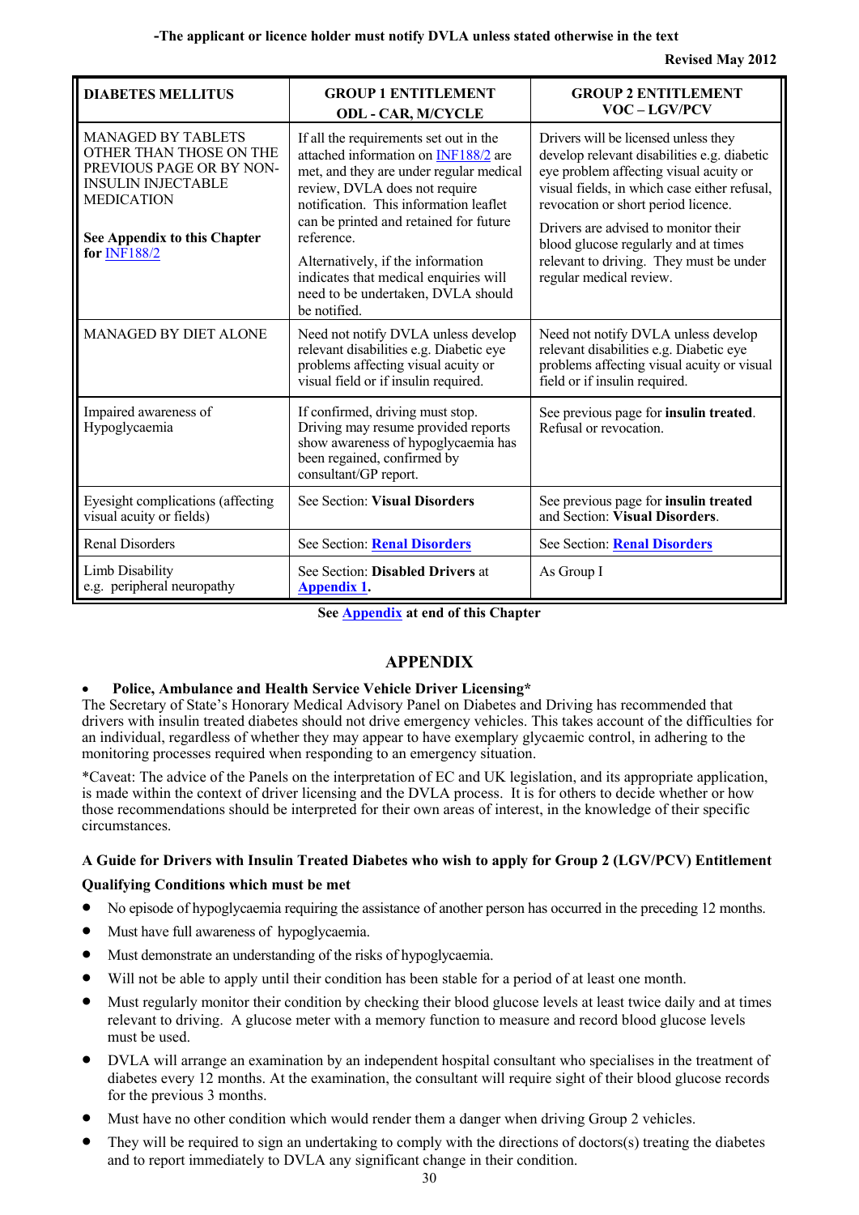**-The applicant or licence holder must notify DVLA unless stated otherwise in the text**

**Revised May 2012**

| **DIABETES MELLITUS** | **GROUP 1 ENTITLEMENT ODL - CAR, M/CYCLE** | **GROUP 2 ENTITLEMENT VOC – LGV/PCV** |
|---|---|---|
| MANAGED BY TABLETS OTHER THAN THOSE ON THE PREVIOUS PAGE OR BY NON-INSULIN INJECTABLE MEDICATION<br><br>**See Appendix to this Chapter for** INF188/2 | If all the requirements set out in the attached information on INF188/2 are met, and they are under regular medical review, DVLA does not require notification. This information leaflet can be printed and retained for future reference.<br><br>Alternatively, if the information indicates that medical enquiries will need to be undertaken, DVLA should be notified. | Drivers will be licensed unless they develop relevant disabilities e.g. diabetic eye problem affecting visual acuity or visual fields, in which case either refusal, revocation or short period licence.<br><br>Drivers are advised to monitor their blood glucose regularly and at times relevant to driving. They must be under regular medical review. |
| MANAGED BY DIET ALONE | Need not notify DVLA unless develop relevant disabilities e.g. Diabetic eye problems affecting visual acuity or visual field or if insulin required. | Need not notify DVLA unless develop relevant disabilities e.g. Diabetic eye problems affecting visual acuity or visual field or if insulin required. |
| Impaired awareness of Hypoglycaemia | If confirmed, driving must stop. Driving may resume provided reports show awareness of hypoglycaemia has been regained, confirmed by consultant/GP report. | See previous page for **insulin treated**. Refusal or revocation. |
| Eyesight complications (affecting visual acuity or fields) | See Section: **Visual Disorders** | See previous page for **insulin treated** and Section: **Visual Disorders**. |
| Renal Disorders | See Section: **Renal Disorders** | See Section: **Renal Disorders** |
| Limb Disability e.g. peripheral neuropathy | See Section: **Disabled Drivers** at **Appendix 1.** | As Group I |

**See Appendix at end of this Chapter**

## APPENDIX

- **Police, Ambulance and Health Service Vehicle Driver Licensing***

The Secretary of State's Honorary Medical Advisory Panel on Diabetes and Driving has recommended that drivers with insulin treated diabetes should not drive emergency vehicles. This takes account of the difficulties for an individual, regardless of whether they may appear to have exemplary glycaemic control, in adhering to the monitoring processes required when responding to an emergency situation.

*Caveat: The advice of the Panels on the interpretation of EC and UK legislation, and its appropriate application, is made within the context of driver licensing and the DVLA process. It is for others to decide whether or how those recommendations should be interpreted for their own areas of interest, in the knowledge of their specific circumstances.

### A Guide for Drivers with Insulin Treated Diabetes who wish to apply for Group 2 (LGV/PCV) Entitlement

**Qualifying Conditions which must be met**

- No episode of hypoglycaemia requiring the assistance of another person has occurred in the preceding 12 months.
- Must have full awareness of hypoglycaemia.
- Must demonstrate an understanding of the risks of hypoglycaemia.
- Will not be able to apply until their condition has been stable for a period of at least one month.
- Must regularly monitor their condition by checking their blood glucose levels at least twice daily and at times relevant to driving. A glucose meter with a memory function to measure and record blood glucose levels must be used.
- DVLA will arrange an examination by an independent hospital consultant who specialises in the treatment of diabetes every 12 months. At the examination, the consultant will require sight of their blood glucose records for the previous 3 months.
- Must have no other condition which would render them a danger when driving Group 2 vehicles.
- They will be required to sign an undertaking to comply with the directions of doctors(s) treating the diabetes and to report immediately to DVLA any significant change in their condition.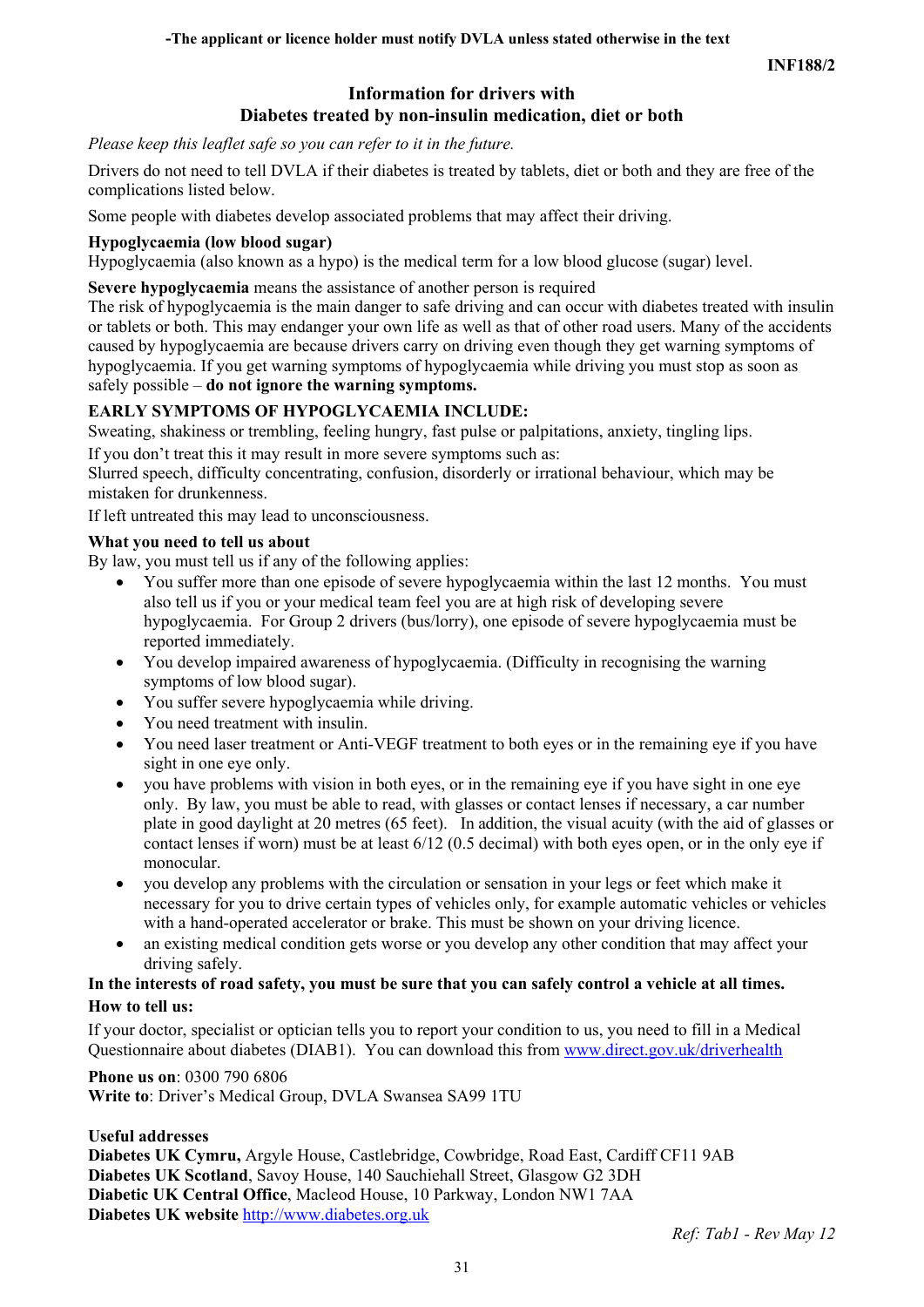**-The applicant or licence holder must notify DVLA unless stated otherwise in the text**

**INF188/2**

## Information for drivers with Diabetes treated by non-insulin medication, diet or both

*Please keep this leaflet safe so you can refer to it in the future.*

Drivers do not need to tell DVLA if their diabetes is treated by tablets, diet or both and they are free of the complications listed below.

Some people with diabetes develop associated problems that may affect their driving.

**Hypoglycaemia (low blood sugar)**
Hypoglycaemia (also known as a hypo) is the medical term for a low blood glucose (sugar) level.

**Severe hypoglycaemia** means the assistance of another person is required
The risk of hypoglycaemia is the main danger to safe driving and can occur with diabetes treated with insulin or tablets or both. This may endanger your own life as well as that of other road users. Many of the accidents caused by hypoglycaemia are because drivers carry on driving even though they get warning symptoms of hypoglycaemia. If you get warning symptoms of hypoglycaemia while driving you must stop as soon as safely possible – **do not ignore the warning symptoms.**

**EARLY SYMPTOMS OF HYPOGLYCAEMIA INCLUDE:**
Sweating, shakiness or trembling, feeling hungry, fast pulse or palpitations, anxiety, tingling lips.

If you don't treat this it may result in more severe symptoms such as:
Slurred speech, difficulty concentrating, confusion, disorderly or irrational behaviour, which may be mistaken for drunkenness.

If left untreated this may lead to unconsciousness.

**What you need to tell us about**
By law, you must tell us if any of the following applies:

- You suffer more than one episode of severe hypoglycaemia within the last 12 months. You must also tell us if you or your medical team feel you are at high risk of developing severe hypoglycaemia. For Group 2 drivers (bus/lorry), one episode of severe hypoglycaemia must be reported immediately.
- You develop impaired awareness of hypoglycaemia. (Difficulty in recognising the warning symptoms of low blood sugar).
- You suffer severe hypoglycaemia while driving.
- You need treatment with insulin.
- You need laser treatment or Anti-VEGF treatment to both eyes or in the remaining eye if you have sight in one eye only.
- you have problems with vision in both eyes, or in the remaining eye if you have sight in one eye only. By law, you must be able to read, with glasses or contact lenses if necessary, a car number plate in good daylight at 20 metres (65 feet). In addition, the visual acuity (with the aid of glasses or contact lenses if worn) must be at least 6/12 (0.5 decimal) with both eyes open, or in the only eye if monocular.
- you develop any problems with the circulation or sensation in your legs or feet which make it necessary for you to drive certain types of vehicles only, for example automatic vehicles or vehicles with a hand-operated accelerator or brake. This must be shown on your driving licence.
- an existing medical condition gets worse or you develop any other condition that may affect your driving safely.

**In the interests of road safety, you must be sure that you can safely control a vehicle at all times.**

**How to tell us:**

If your doctor, specialist or optician tells you to report your condition to us, you need to fill in a Medical Questionnaire about diabetes (DIAB1). You can download this from www.direct.gov.uk/driverhealth

**Phone us on**: 0300 790 6806
**Write to**: Driver's Medical Group, DVLA Swansea SA99 1TU

**Useful addresses**
**Diabetes UK Cymru,** Argyle House, Castlebridge, Cowbridge, Road East, Cardiff CF11 9AB
**Diabetes UK Scotland**, Savoy House, 140 Sauchiehall Street, Glasgow G2 3DH
**Diabetic UK Central Office**, Macleod House, 10 Parkway, London NW1 7AA
**Diabetes UK website** http://www.diabetes.org.uk

*Ref: Tab1 - Rev May 12*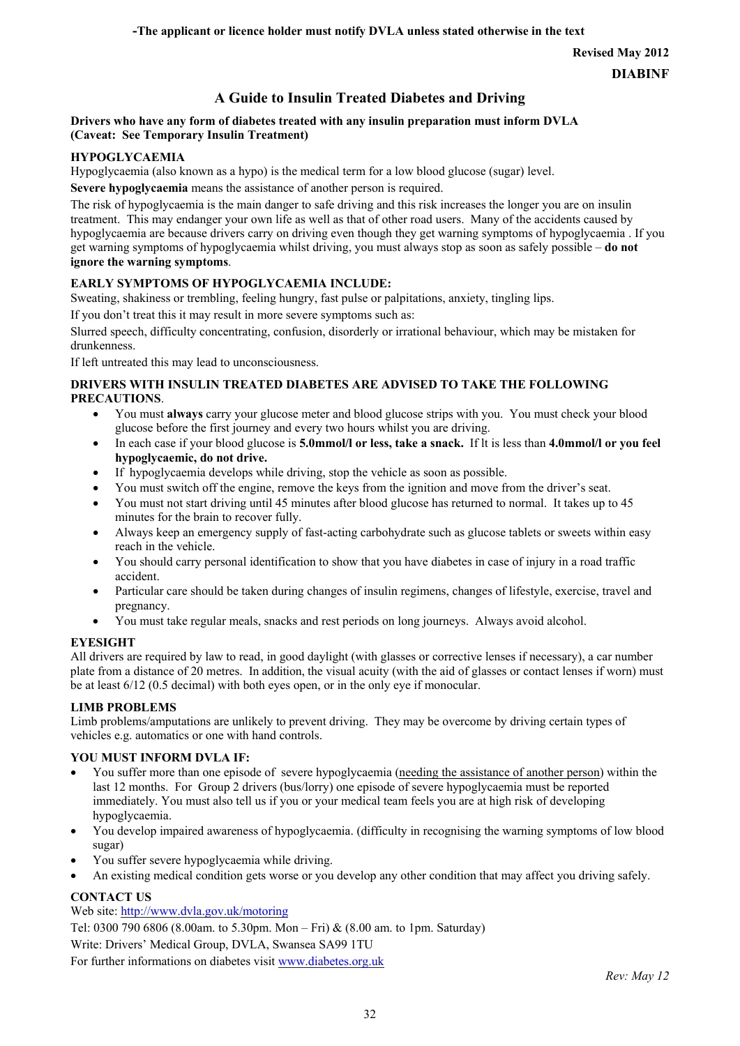**-The applicant or licence holder must notify DVLA unless stated otherwise in the text**

**Revised May 2012**

**DIABINF**

# A Guide to Insulin Treated Diabetes and Driving

**Drivers who have any form of diabetes treated with any insulin preparation must inform DVLA (Caveat: See Temporary Insulin Treatment)**

**HYPOGLYCAEMIA**

Hypoglycaemia (also known as a hypo) is the medical term for a low blood glucose (sugar) level.

**Severe hypoglycaemia** means the assistance of another person is required.

The risk of hypoglycaemia is the main danger to safe driving and this risk increases the longer you are on insulin treatment. This may endanger your own life as well as that of other road users. Many of the accidents caused by hypoglycaemia are because drivers carry on driving even though they get warning symptoms of hypoglycaemia . If you get warning symptoms of hypoglycaemia whilst driving, you must always stop as soon as safely possible – **do not ignore the warning symptoms**.

**EARLY SYMPTOMS OF HYPOGLYCAEMIA INCLUDE:**

Sweating, shakiness or trembling, feeling hungry, fast pulse or palpitations, anxiety, tingling lips.

If you don't treat this it may result in more severe symptoms such as:

Slurred speech, difficulty concentrating, confusion, disorderly or irrational behaviour, which may be mistaken for drunkenness.

If left untreated this may lead to unconsciousness.

**DRIVERS WITH INSULIN TREATED DIABETES ARE ADVISED TO TAKE THE FOLLOWING PRECAUTIONS**.

- You must **always** carry your glucose meter and blood glucose strips with you. You must check your blood glucose before the first journey and every two hours whilst you are driving.
- In each case if your blood glucose is **5.0mmol/l or less, take a snack.** If It is less than **4.0mmol/l or you feel hypoglycaemic, do not drive.**
- If hypoglycaemia develops while driving, stop the vehicle as soon as possible.
- You must switch off the engine, remove the keys from the ignition and move from the driver's seat.
- You must not start driving until 45 minutes after blood glucose has returned to normal. It takes up to 45 minutes for the brain to recover fully.
- Always keep an emergency supply of fast-acting carbohydrate such as glucose tablets or sweets within easy reach in the vehicle.
- You should carry personal identification to show that you have diabetes in case of injury in a road traffic accident.
- Particular care should be taken during changes of insulin regimens, changes of lifestyle, exercise, travel and pregnancy.
- You must take regular meals, snacks and rest periods on long journeys. Always avoid alcohol.

**EYESIGHT**

All drivers are required by law to read, in good daylight (with glasses or corrective lenses if necessary), a car number plate from a distance of 20 metres. In addition, the visual acuity (with the aid of glasses or contact lenses if worn) must be at least 6/12 (0.5 decimal) with both eyes open, or in the only eye if monocular.

**LIMB PROBLEMS**

Limb problems/amputations are unlikely to prevent driving. They may be overcome by driving certain types of vehicles e.g. automatics or one with hand controls.

**YOU MUST INFORM DVLA IF:**

- You suffer more than one episode of severe hypoglycaemia (needing the assistance of another person) within the last 12 months. For Group 2 drivers (bus/lorry) one episode of severe hypoglycaemia must be reported immediately. You must also tell us if you or your medical team feels you are at high risk of developing hypoglycaemia.
- You develop impaired awareness of hypoglycaemia. (difficulty in recognising the warning symptoms of low blood sugar)
- You suffer severe hypoglycaemia while driving.
- An existing medical condition gets worse or you develop any other condition that may affect you driving safely.

**CONTACT US**

Web site: http://www.dvla.gov.uk/motoring

Tel: 0300 790 6806 (8.00am. to 5.30pm. Mon – Fri) & (8.00 am. to 1pm. Saturday)

Write: Drivers' Medical Group, DVLA, Swansea SA99 1TU

For further informations on diabetes visit www.diabetes.org.uk

*Rev: May 12*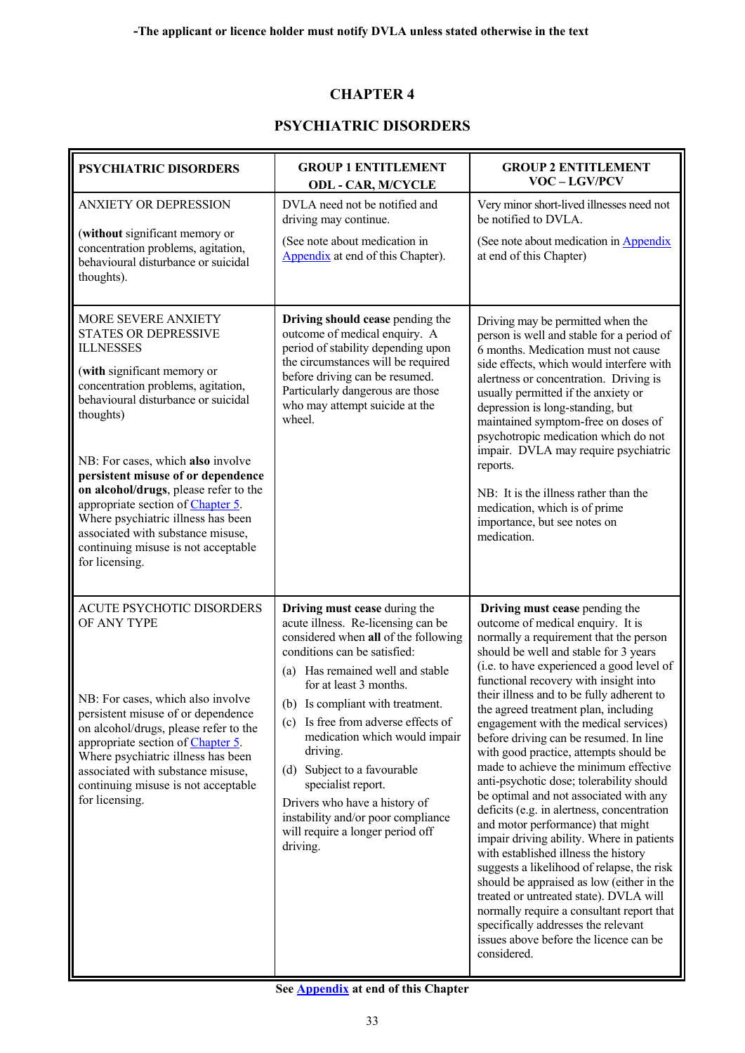**-The applicant or licence holder must notify DVLA unless stated otherwise in the text**

# CHAPTER 4

## PSYCHIATRIC DISORDERS

| PSYCHIATRIC DISORDERS | GROUP 1 ENTITLEMENT ODL - CAR, M/CYCLE | GROUP 2 ENTITLEMENT VOC – LGV/PCV |
|---|---|---|
| ANXIETY OR DEPRESSION<br><br>(**without** significant memory or concentration problems, agitation, behavioural disturbance or suicidal thoughts). | DVLA need not be notified and driving may continue.<br><br>(See note about medication in Appendix at end of this Chapter). | Very minor short-lived illnesses need not be notified to DVLA.<br><br>(See note about medication in Appendix at end of this Chapter) |
| MORE SEVERE ANXIETY STATES OR DEPRESSIVE ILLNESSES<br><br>(**with** significant memory or concentration problems, agitation, behavioural disturbance or suicidal thoughts)<br><br>NB: For cases, which **also** involve **persistent misuse of or dependence on alcohol/drugs**, please refer to the appropriate section of Chapter 5. Where psychiatric illness has been associated with substance misuse, continuing misuse is not acceptable for licensing. | **Driving should cease** pending the outcome of medical enquiry. A period of stability depending upon the circumstances will be required before driving can be resumed. Particularly dangerous are those who may attempt suicide at the wheel. | Driving may be permitted when the person is well and stable for a period of 6 months. Medication must not cause side effects, which would interfere with alertness or concentration. Driving is usually permitted if the anxiety or depression is long-standing, but maintained symptom-free on doses of psychotropic medication which do not impair. DVLA may require psychiatric reports.<br><br>NB: It is the illness rather than the medication, which is of prime importance, but see notes on medication. |
| ACUTE PSYCHOTIC DISORDERS OF ANY TYPE<br><br>NB: For cases, which also involve persistent misuse of or dependence on alcohol/drugs, please refer to the appropriate section of Chapter 5. Where psychiatric illness has been associated with substance misuse, continuing misuse is not acceptable for licensing. | **Driving must cease** during the acute illness. Re-licensing can be considered when **all** of the following conditions can be satisfied:<br>(a) Has remained well and stable for at least 3 months.<br>(b) Is compliant with treatment.<br>(c) Is free from adverse effects of medication which would impair driving.<br>(d) Subject to a favourable specialist report.<br><br>Drivers who have a history of instability and/or poor compliance will require a longer period off driving. | **Driving must cease** pending the outcome of medical enquiry. It is normally a requirement that the person should be well and stable for 3 years (i.e. to have experienced a good level of functional recovery with insight into their illness and to be fully adherent to the agreed treatment plan, including engagement with the medical services) before driving can be resumed. In line with good practice, attempts should be made to achieve the minimum effective anti-psychotic dose; tolerability should be optimal and not associated with any deficits (e.g. in alertness, concentration and motor performance) that might impair driving ability. Where in patients with established illness the history suggests a likelihood of relapse, the risk should be appraised as low (either in the treated or untreated state). DVLA will normally require a consultant report that specifically addresses the relevant issues above before the licence can be considered. |

**See Appendix at end of this Chapter**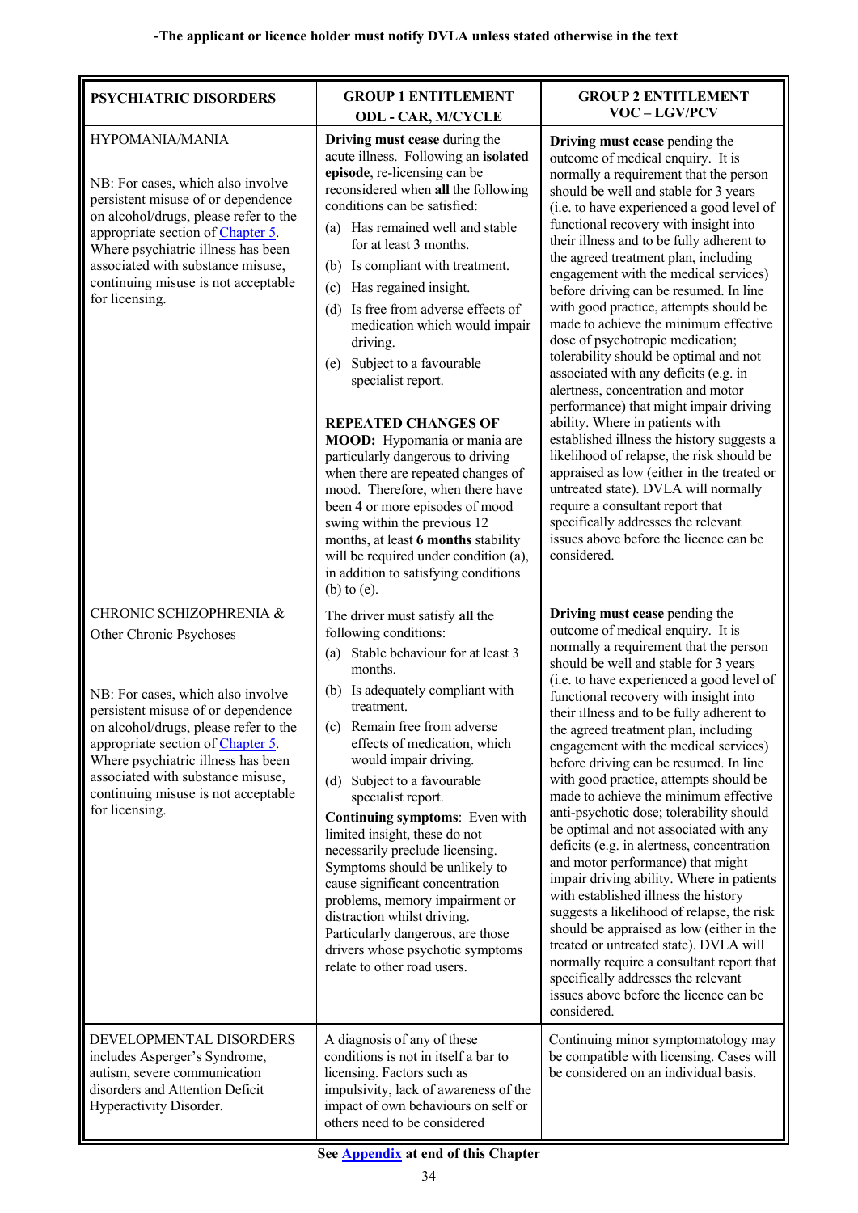**-The applicant or licence holder must notify DVLA unless stated otherwise in the text**

| PSYCHIATRIC DISORDERS | GROUP 1 ENTITLEMENT ODL - CAR, M/CYCLE | GROUP 2 ENTITLEMENT VOC – LGV/PCV |
|---|---|---|
| HYPOMANIA/MANIA<br><br>NB: For cases, which also involve persistent misuse of or dependence on alcohol/drugs, please refer to the appropriate section of Chapter 5. Where psychiatric illness has been associated with substance misuse, continuing misuse is not acceptable for licensing. | **Driving must cease** during the acute illness. Following an **isolated episode**, re-licensing can be reconsidered when **all** the following conditions can be satisfied:<br>(a) Has remained well and stable for at least 3 months.<br>(b) Is compliant with treatment.<br>(c) Has regained insight.<br>(d) Is free from adverse effects of medication which would impair driving.<br>(e) Subject to a favourable specialist report.<br><br>**REPEATED CHANGES OF MOOD:** Hypomania or mania are particularly dangerous to driving when there are repeated changes of mood. Therefore, when there have been 4 or more episodes of mood swing within the previous 12 months, at least **6 months** stability will be required under condition (a), in addition to satisfying conditions (b) to (e). | **Driving must cease** pending the outcome of medical enquiry. It is normally a requirement that the person should be well and stable for 3 years (i.e. to have experienced a good level of functional recovery with insight into their illness and to be fully adherent to the agreed treatment plan, including engagement with the medical services) before driving can be resumed. In line with good practice, attempts should be made to achieve the minimum effective dose of psychotropic medication; tolerability should be optimal and not associated with any deficits (e.g. in alertness, concentration and motor performance) that might impair driving ability. Where in patients with established illness the history suggests a likelihood of relapse, the risk should be appraised as low (either in the treated or untreated state). DVLA will normally require a consultant report that specifically addresses the relevant issues above before the licence can be considered. |
| CHRONIC SCHIZOPHRENIA &<br>Other Chronic Psychoses<br><br>NB: For cases, which also involve persistent misuse of or dependence on alcohol/drugs, please refer to the appropriate section of Chapter 5. Where psychiatric illness has been associated with substance misuse, continuing misuse is not acceptable for licensing. | The driver must satisfy **all** the following conditions:<br>(a) Stable behaviour for at least 3 months.<br>(b) Is adequately compliant with treatment.<br>(c) Remain free from adverse effects of medication, which would impair driving.<br>(d) Subject to a favourable specialist report.<br>**Continuing symptoms**: Even with limited insight, these do not necessarily preclude licensing. Symptoms should be unlikely to cause significant concentration problems, memory impairment or distraction whilst driving. Particularly dangerous, are those drivers whose psychotic symptoms relate to other road users. | **Driving must cease** pending the outcome of medical enquiry. It is normally a requirement that the person should be well and stable for 3 years (i.e. to have experienced a good level of functional recovery with insight into their illness and to be fully adherent to the agreed treatment plan, including engagement with the medical services) before driving can be resumed. In line with good practice, attempts should be made to achieve the minimum effective anti-psychotic dose; tolerability should be optimal and not associated with any deficits (e.g. in alertness, concentration and motor performance) that might impair driving ability. Where in patients with established illness the history suggests a likelihood of relapse, the risk should be appraised as low (either in the treated or untreated state). DVLA will normally require a consultant report that specifically addresses the relevant issues above before the licence can be considered. |
| DEVELOPMENTAL DISORDERS includes Asperger's Syndrome, autism, severe communication disorders and Attention Deficit Hyperactivity Disorder. | A diagnosis of any of these conditions is not in itself a bar to licensing. Factors such as impulsivity, lack of awareness of the impact of own behaviours on self or others need to be considered | Continuing minor symptomatology may be compatible with licensing. Cases will be considered on an individual basis. |

**See Appendix at end of this Chapter**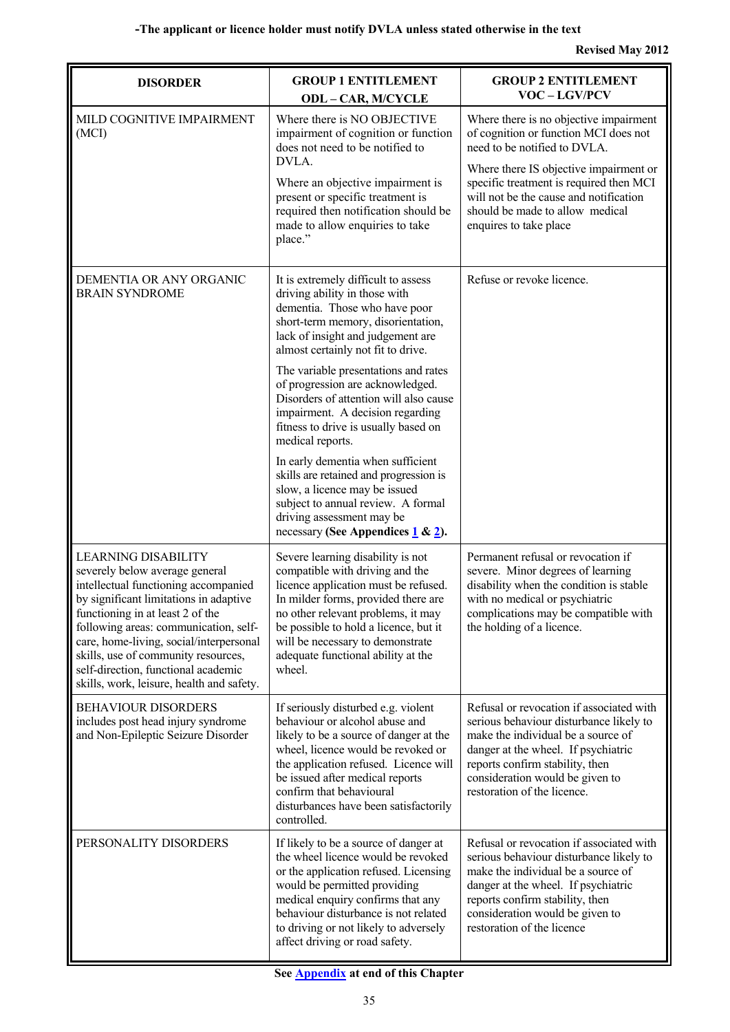**-The applicant or licence holder must notify DVLA unless stated otherwise in the text**

**Revised May 2012**

| DISORDER | GROUP 1 ENTITLEMENT ODL – CAR, M/CYCLE | GROUP 2 ENTITLEMENT VOC – LGV/PCV |
|---|---|---|
| MILD COGNITIVE IMPAIRMENT (MCI) | Where there is NO OBJECTIVE impairment of cognition or function does not need to be notified to DVLA.<br><br>Where an objective impairment is present or specific treatment is required then notification should be made to allow enquiries to take place." | Where there is no objective impairment of cognition or function MCI does not need to be notified to DVLA.<br><br>Where there IS objective impairment or specific treatment is required then MCI will not be the cause and notification should be made to allow medical enquires to take place |
| DEMENTIA OR ANY ORGANIC BRAIN SYNDROME | It is extremely difficult to assess driving ability in those with dementia. Those who have poor short-term memory, disorientation, lack of insight and judgement are almost certainly not fit to drive.<br><br>The variable presentations and rates of progression are acknowledged. Disorders of attention will also cause impairment. A decision regarding fitness to drive is usually based on medical reports.<br><br>In early dementia when sufficient skills are retained and progression is slow, a licence may be issued subject to annual review. A formal driving assessment may be necessary **(See Appendices 1 & 2).** | Refuse or revoke licence. |
| LEARNING DISABILITY severely below average general intellectual functioning accompanied by significant limitations in adaptive functioning in at least 2 of the following areas: communication, self-care, home-living, social/interpersonal skills, use of community resources, self-direction, functional academic skills, work, leisure, health and safety. | Severe learning disability is not compatible with driving and the licence application must be refused. In milder forms, provided there are no other relevant problems, it may be possible to hold a licence, but it will be necessary to demonstrate adequate functional ability at the wheel. | Permanent refusal or revocation if severe. Minor degrees of learning disability when the condition is stable with no medical or psychiatric complications may be compatible with the holding of a licence. |
| BEHAVIOUR DISORDERS includes post head injury syndrome and Non-Epileptic Seizure Disorder | If seriously disturbed e.g. violent behaviour or alcohol abuse and likely to be a source of danger at the wheel, licence would be revoked or the application refused. Licence will be issued after medical reports confirm that behavioural disturbances have been satisfactorily controlled. | Refusal or revocation if associated with serious behaviour disturbance likely to make the individual be a source of danger at the wheel. If psychiatric reports confirm stability, then consideration would be given to restoration of the licence. |
| PERSONALITY DISORDERS | If likely to be a source of danger at the wheel licence would be revoked or the application refused. Licensing would be permitted providing medical enquiry confirms that any behaviour disturbance is not related to driving or not likely to adversely affect driving or road safety. | Refusal or revocation if associated with serious behaviour disturbance likely to make the individual be a source of danger at the wheel. If psychiatric reports confirm stability, then consideration would be given to restoration of the licence |

**See Appendix at end of this Chapter**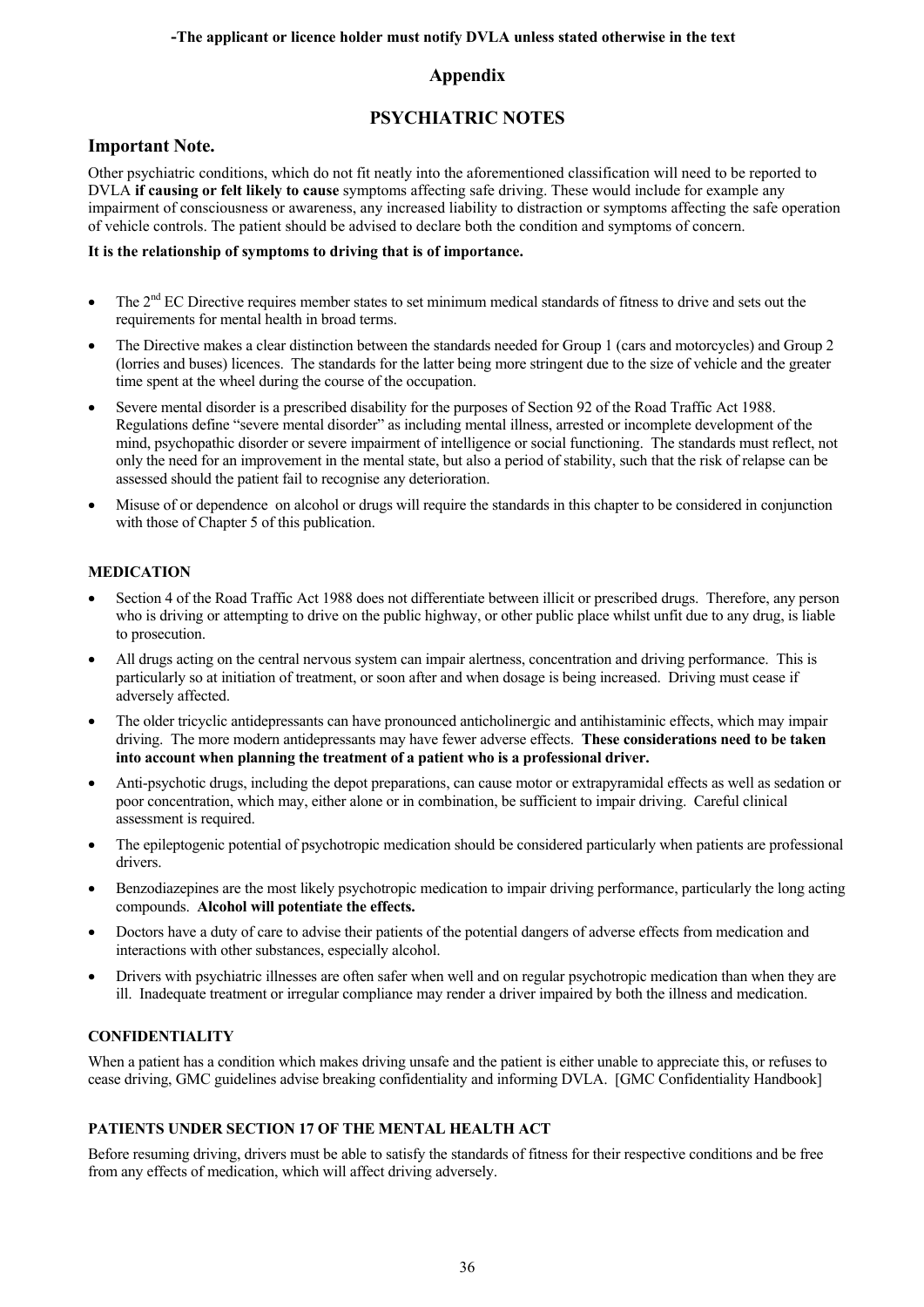**-The applicant or licence holder must notify DVLA unless stated otherwise in the text**

# Appendix

## PSYCHIATRIC NOTES

### Important Note.

Other psychiatric conditions, which do not fit neatly into the aforementioned classification will need to be reported to DVLA **if causing or felt likely to cause** symptoms affecting safe driving. These would include for example any impairment of consciousness or awareness, any increased liability to distraction or symptoms affecting the safe operation of vehicle controls. The patient should be advised to declare both the condition and symptoms of concern.

**It is the relationship of symptoms to driving that is of importance.**

- The 2[nd] EC Directive requires member states to set minimum medical standards of fitness to drive and sets out the requirements for mental health in broad terms.
- The Directive makes a clear distinction between the standards needed for Group 1 (cars and motorcycles) and Group 2 (lorries and buses) licences. The standards for the latter being more stringent due to the size of vehicle and the greater time spent at the wheel during the course of the occupation.
- Severe mental disorder is a prescribed disability for the purposes of Section 92 of the Road Traffic Act 1988. Regulations define "severe mental disorder" as including mental illness, arrested or incomplete development of the mind, psychopathic disorder or severe impairment of intelligence or social functioning. The standards must reflect, not only the need for an improvement in the mental state, but also a period of stability, such that the risk of relapse can be assessed should the patient fail to recognise any deterioration.
- Misuse of or dependence on alcohol or drugs will require the standards in this chapter to be considered in conjunction with those of Chapter 5 of this publication.

#### MEDICATION

- Section 4 of the Road Traffic Act 1988 does not differentiate between illicit or prescribed drugs. Therefore, any person who is driving or attempting to drive on the public highway, or other public place whilst unfit due to any drug, is liable to prosecution.
- All drugs acting on the central nervous system can impair alertness, concentration and driving performance. This is particularly so at initiation of treatment, or soon after and when dosage is being increased. Driving must cease if adversely affected.
- The older tricyclic antidepressants can have pronounced anticholinergic and antihistaminic effects, which may impair driving. The more modern antidepressants may have fewer adverse effects. **These considerations need to be taken into account when planning the treatment of a patient who is a professional driver.**
- Anti-psychotic drugs, including the depot preparations, can cause motor or extrapyramidal effects as well as sedation or poor concentration, which may, either alone or in combination, be sufficient to impair driving. Careful clinical assessment is required.
- The epileptogenic potential of psychotropic medication should be considered particularly when patients are professional drivers.
- Benzodiazepines are the most likely psychotropic medication to impair driving performance, particularly the long acting compounds. **Alcohol will potentiate the effects.**
- Doctors have a duty of care to advise their patients of the potential dangers of adverse effects from medication and interactions with other substances, especially alcohol.
- Drivers with psychiatric illnesses are often safer when well and on regular psychotropic medication than when they are ill. Inadequate treatment or irregular compliance may render a driver impaired by both the illness and medication.

#### CONFIDENTIALITY

When a patient has a condition which makes driving unsafe and the patient is either unable to appreciate this, or refuses to cease driving, GMC guidelines advise breaking confidentiality and informing DVLA. [GMC Confidentiality Handbook]

#### PATIENTS UNDER SECTION 17 OF THE MENTAL HEALTH ACT

Before resuming driving, drivers must be able to satisfy the standards of fitness for their respective conditions and be free from any effects of medication, which will affect driving adversely.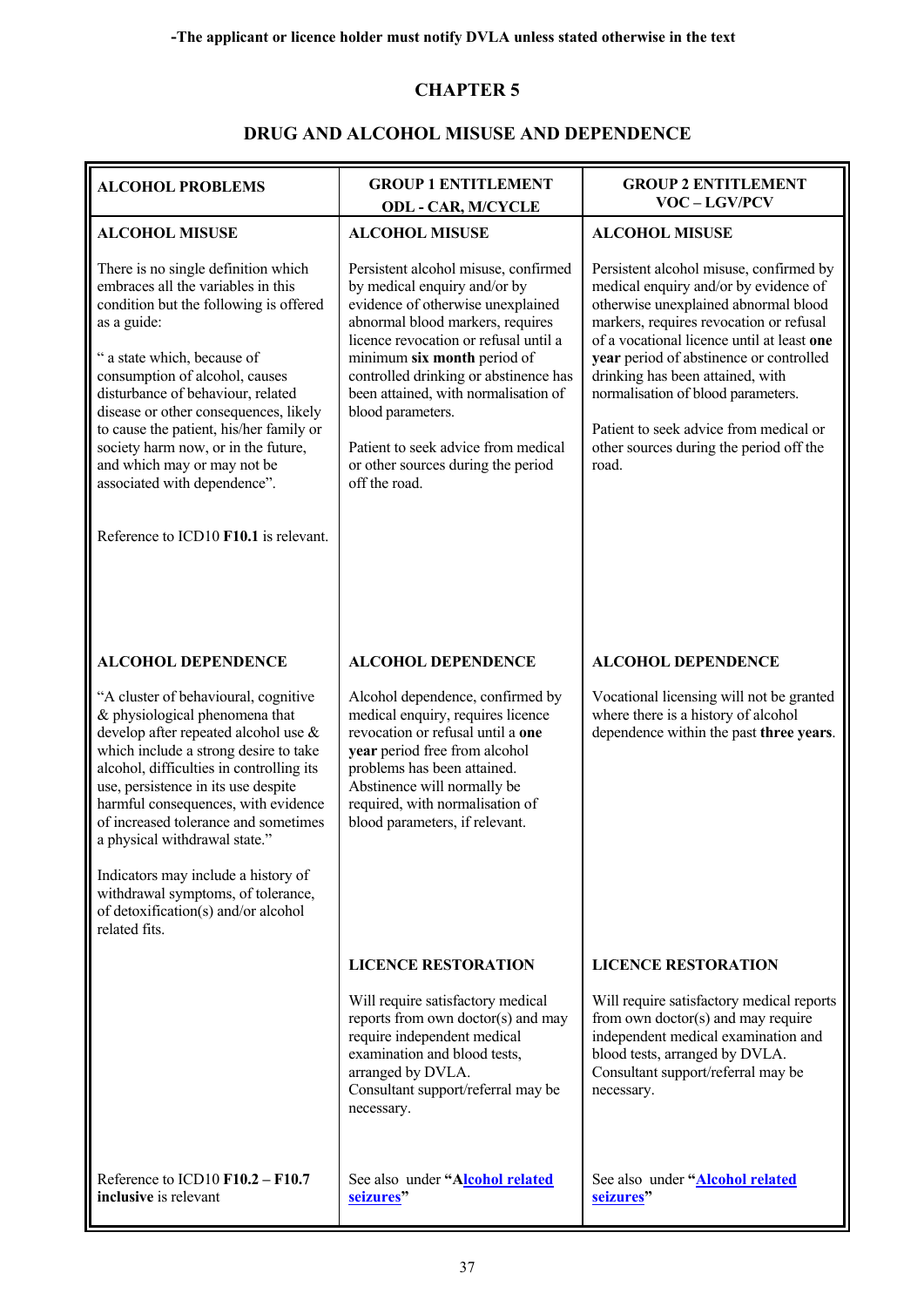**-The applicant or licence holder must notify DVLA unless stated otherwise in the text**

# CHAPTER 5

## DRUG AND ALCOHOL MISUSE AND DEPENDENCE

| ALCOHOL PROBLEMS | GROUP 1 ENTITLEMENT ODL - CAR, M/CYCLE | GROUP 2 ENTITLEMENT VOC – LGV/PCV |
|---|---|---|
| **ALCOHOL MISUSE**<br><br>There is no single definition which embraces all the variables in this condition but the following is offered as a guide:<br><br>" a state which, because of consumption of alcohol, causes disturbance of behaviour, related disease or other consequences, likely to cause the patient, his/her family or society harm now, or in the future, and which may or may not be associated with dependence".<br><br>Reference to ICD10 **F10.1** is relevant. | **ALCOHOL MISUSE**<br><br>Persistent alcohol misuse, confirmed by medical enquiry and/or by evidence of otherwise unexplained abnormal blood markers, requires licence revocation or refusal until a minimum **six month** period of controlled drinking or abstinence has been attained, with normalisation of blood parameters.<br><br>Patient to seek advice from medical or other sources during the period off the road. | **ALCOHOL MISUSE**<br><br>Persistent alcohol misuse, confirmed by medical enquiry and/or by evidence of otherwise unexplained abnormal blood markers, requires revocation or refusal of a vocational licence until at least **one year** period of abstinence or controlled drinking has been attained, with normalisation of blood parameters.<br><br>Patient to seek advice from medical or other sources during the period off the road. |
| **ALCOHOL DEPENDENCE**<br><br>"A cluster of behavioural, cognitive & physiological phenomena that develop after repeated alcohol use & which include a strong desire to take alcohol, difficulties in controlling its use, persistence in its use despite harmful consequences, with evidence of increased tolerance and sometimes a physical withdrawal state."<br><br>Indicators may include a history of withdrawal symptoms, of tolerance, of detoxification(s) and/or alcohol related fits.<br><br>Reference to ICD10 **F10.2 – F10.7 inclusive** is relevant | **ALCOHOL DEPENDENCE**<br><br>Alcohol dependence, confirmed by medical enquiry, requires licence revocation or refusal until a **one year** period free from alcohol problems has been attained. Abstinence will normally be required, with normalisation of blood parameters, if relevant.<br><br>**LICENCE RESTORATION**<br><br>Will require satisfactory medical reports from own doctor(s) and may require independent medical examination and blood tests, arranged by DVLA. Consultant support/referral may be necessary.<br><br>See also under **"Alcohol related seizures"** | **ALCOHOL DEPENDENCE**<br><br>Vocational licensing will not be granted where there is a history of alcohol dependence within the past **three years**.<br><br>**LICENCE RESTORATION**<br><br>Will require satisfactory medical reports from own doctor(s) and may require independent medical examination and blood tests, arranged by DVLA. Consultant support/referral may be necessary.<br><br>See also under **"Alcohol related seizures"** |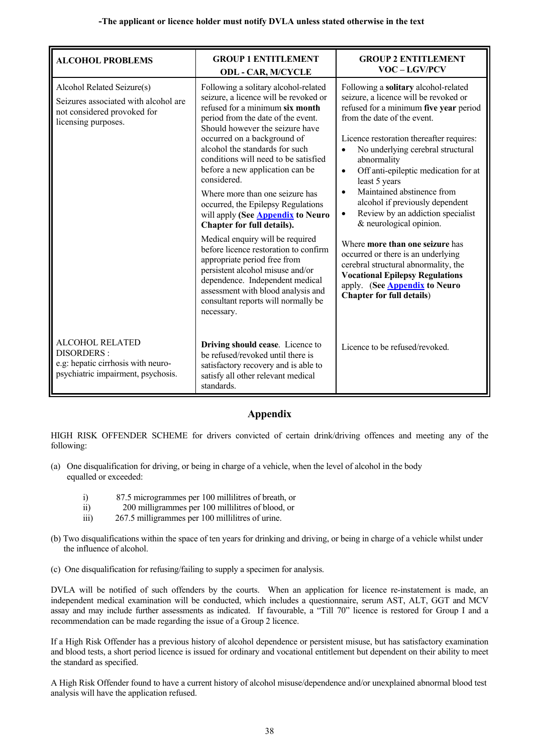**-The applicant or licence holder must notify DVLA unless stated otherwise in the text**

| ALCOHOL PROBLEMS | GROUP 1 ENTITLEMENT ODL - CAR, M/CYCLE | GROUP 2 ENTITLEMENT VOC – LGV/PCV |
|---|---|---|
| Alcohol Related Seizure(s)<br><br>Seizures associated with alcohol are not considered provoked for licensing purposes. | Following a solitary alcohol-related seizure, a licence will be revoked or refused for a minimum **six month** period from the date of the event. Should however the seizure have occurred on a background of alcohol the standards for such conditions will need to be satisfied before a new application can be considered.<br><br>Where more than one seizure has occurred, the Epilepsy Regulations will apply **(See Appendix to Neuro Chapter for full details).**<br><br>Medical enquiry will be required before licence restoration to confirm appropriate period free from persistent alcohol misuse and/or dependence. Independent medical assessment with blood analysis and consultant reports will normally be necessary. | Following a **solitary** alcohol-related seizure, a licence will be revoked or refused for a minimum **five year** period from the date of the event.<br><br>Licence restoration thereafter requires:<br>• No underlying cerebral structural abnormality<br>• Off anti-epileptic medication for at least 5 years<br>• Maintained abstinence from alcohol if previously dependent<br>• Review by an addiction specialist & neurological opinion.<br><br>Where **more than one seizure** has occurred or there is an underlying cerebral structural abnormality, the **Vocational Epilepsy Regulations** apply. **(See Appendix to Neuro Chapter for full details)** |
| ALCOHOL RELATED DISORDERS :<br>e.g: hepatic cirrhosis with neuro-psychiatric impairment, psychosis. | **Driving should cease**. Licence to be refused/revoked until there is satisfactory recovery and is able to satisfy all other relevant medical standards. | Licence to be refused/revoked. |

## Appendix

HIGH RISK OFFENDER SCHEME for drivers convicted of certain drink/driving offences and meeting any of the following:

(a) One disqualification for driving, or being in charge of a vehicle, when the level of alcohol in the body equalled or exceeded:

- i) 87.5 microgrammes per 100 millilitres of breath, or
- ii) 200 milligrammes per 100 millilitres of blood, or
- iii) 267.5 milligrammes per 100 millilitres of urine.

(b) Two disqualifications within the space of ten years for drinking and driving, or being in charge of a vehicle whilst under the influence of alcohol.

(c) One disqualification for refusing/failing to supply a specimen for analysis.

DVLA will be notified of such offenders by the courts. When an application for licence re-instatement is made, an independent medical examination will be conducted, which includes a questionnaire, serum AST, ALT, GGT and MCV assay and may include further assessments as indicated. If favourable, a "Till 70" licence is restored for Group I and a recommendation can be made regarding the issue of a Group 2 licence.

If a High Risk Offender has a previous history of alcohol dependence or persistent misuse, but has satisfactory examination and blood tests, a short period licence is issued for ordinary and vocational entitlement but dependent on their ability to meet the standard as specified.

A High Risk Offender found to have a current history of alcohol misuse/dependence and/or unexplained abnormal blood test analysis will have the application refused.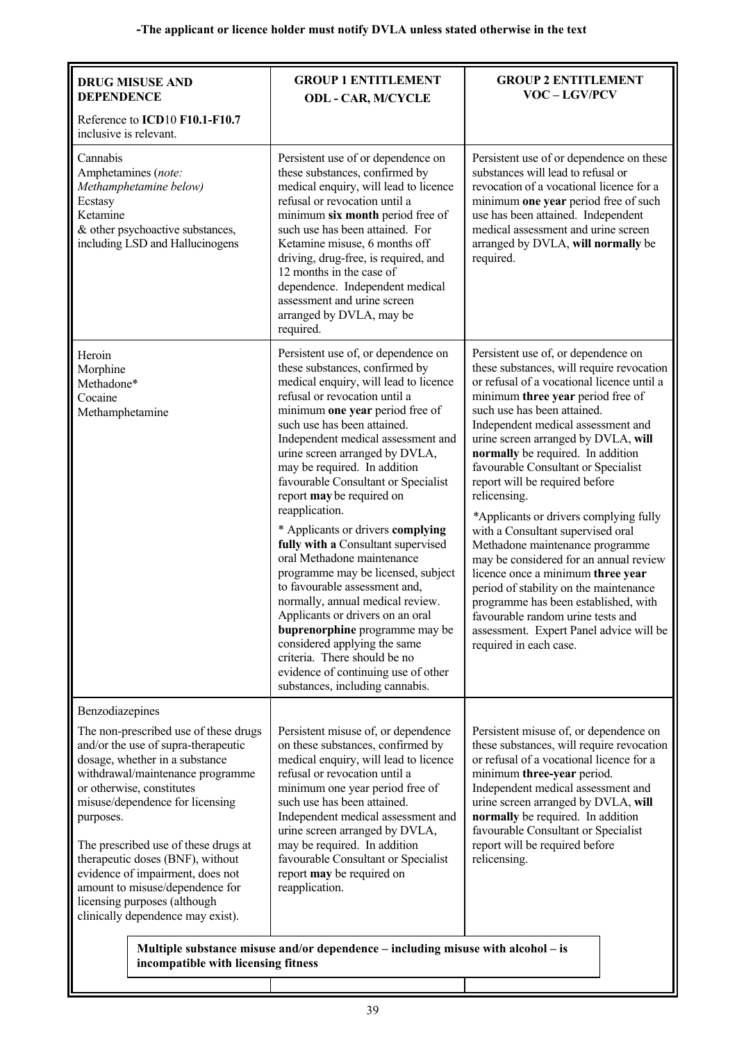**-The applicant or licence holder must notify DVLA unless stated otherwise in the text**

| **DRUG MISUSE AND DEPENDENCE**<br><br>Reference to **ICD**10 **F10.1-F10.7** inclusive is relevant. | **GROUP 1 ENTITLEMENT ODL - CAR, M/CYCLE** | **GROUP 2 ENTITLEMENT VOC – LGV/PCV** |
|---|---|---|
| Cannabis<br>Amphetamines (*note: Methamphetamine below)*<br>Ecstasy<br>Ketamine<br>& other psychoactive substances, including LSD and Hallucinogens | Persistent use of or dependence on these substances, confirmed by medical enquiry, will lead to licence refusal or revocation until a minimum **six month** period free of such use has been attained. For Ketamine misuse, 6 months off driving, drug-free, is required, and 12 months in the case of dependence. Independent medical assessment and urine screen arranged by DVLA, may be required. | Persistent use of or dependence on these substances will lead to refusal or revocation of a vocational licence for a minimum **one year** period free of such use has been attained. Independent medical assessment and urine screen arranged by DVLA, **will normally** be required. |
| Heroin<br>Morphine<br>Methadone*<br>Cocaine<br>Methamphetamine | Persistent use of, or dependence on these substances, confirmed by medical enquiry, will lead to licence refusal or revocation until a minimum **one year** period free of such use has been attained. Independent medical assessment and urine screen arranged by DVLA, may be required. In addition favourable Consultant or Specialist report **may** be required on reapplication.<br><br>* Applicants or drivers **complying fully with a** Consultant supervised oral Methadone maintenance programme may be licensed, subject to favourable assessment and, normally, annual medical review. Applicants or drivers on an oral **buprenorphine** programme may be considered applying the same criteria. There should be no evidence of continuing use of other substances, including cannabis. | Persistent use of, or dependence on these substances, will require revocation or refusal of a vocational licence until a minimum **three year** period free of such use has been attained. Independent medical assessment and urine screen arranged by DVLA, **will normally** be required. In addition favourable Consultant or Specialist report will be required before relicensing.<br><br>*Applicants or drivers complying fully with a Consultant supervised oral Methadone maintenance programme may be considered for an annual review licence once a minimum **three year** period of stability on the maintenance programme has been established, with favourable random urine tests and assessment. Expert Panel advice will be required in each case. |
| Benzodiazepines<br><br>The non-prescribed use of these drugs and/or the use of supra-therapeutic dosage, whether in a substance withdrawal/maintenance programme or otherwise, constitutes misuse/dependence for licensing purposes.<br><br>The prescribed use of these drugs at therapeutic doses (BNF), without evidence of impairment, does not amount to misuse/dependence for licensing purposes (although clinically dependence may exist). | Persistent misuse of, or dependence on these substances, confirmed by medical enquiry, will lead to licence refusal or revocation until a minimum one year period free of such use has been attained. Independent medical assessment and urine screen arranged by DVLA, may be required. In addition favourable Consultant or Specialist report **may** be required on reapplication. | Persistent misuse of, or dependence on these substances, will require revocation or refusal of a vocational licence for a minimum **three-year** period. Independent medical assessment and urine screen arranged by DVLA, **will normally** be required. In addition favourable Consultant or Specialist report will be required before relicensing. |

**Multiple substance misuse and/or dependence – including misuse with alcohol – is incompatible with licensing fitness**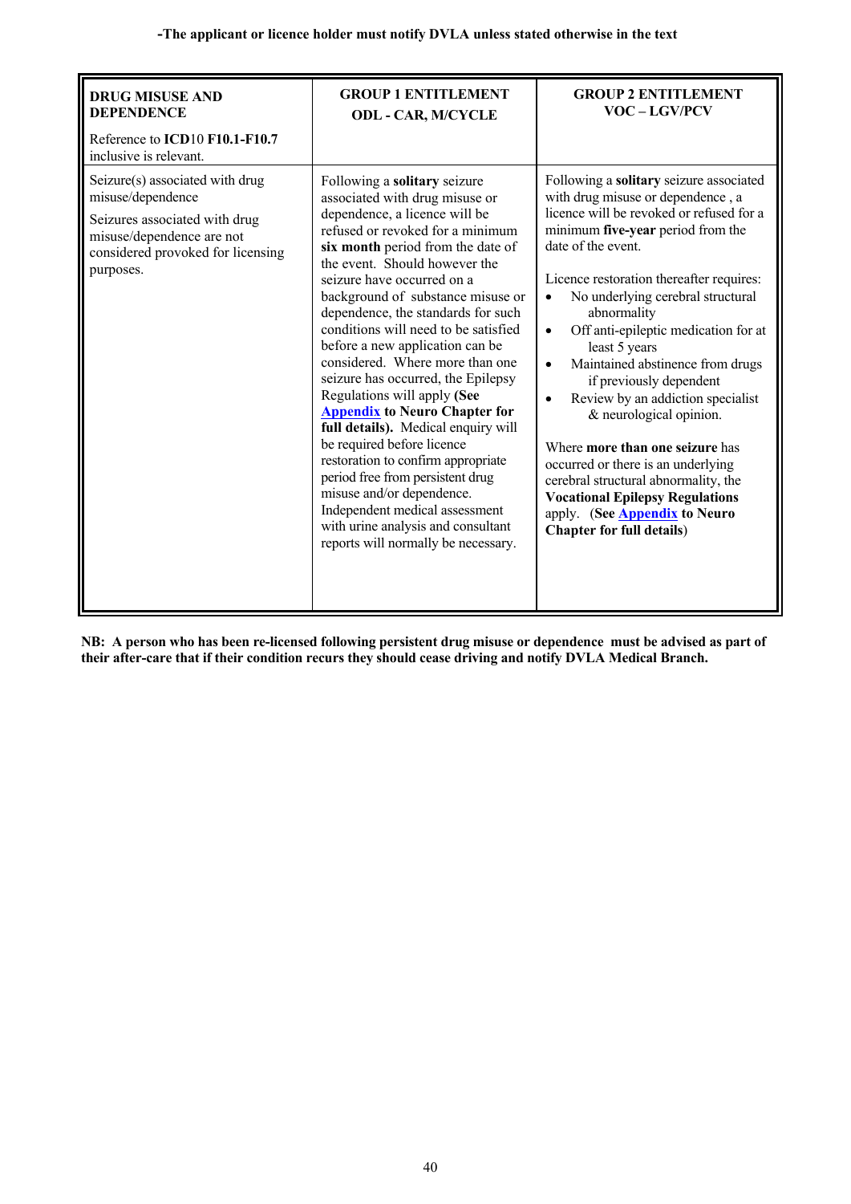**-The applicant or licence holder must notify DVLA unless stated otherwise in the text**

| **DRUG MISUSE AND DEPENDENCE**<br><br>Reference to **ICD**10 **F10.1-F10.7** inclusive is relevant. | **GROUP 1 ENTITLEMENT**<br>**ODL - CAR, M/CYCLE** | **GROUP 2 ENTITLEMENT**<br>**VOC – LGV/PCV** |
|---|---|---|
| Seizure(s) associated with drug misuse/dependence<br><br>Seizures associated with drug misuse/dependence are not considered provoked for licensing purposes. | Following a **solitary** seizure associated with drug misuse or dependence, a licence will be refused or revoked for a minimum **six month** period from the date of the event. Should however the seizure have occurred on a background of substance misuse or dependence, the standards for such conditions will need to be satisfied before a new application can be considered. Where more than one seizure has occurred, the Epilepsy Regulations will apply **(See Appendix to Neuro Chapter for full details).** Medical enquiry will be required before licence restoration to confirm appropriate period free from persistent drug misuse and/or dependence. Independent medical assessment with urine analysis and consultant reports will normally be necessary. | Following a **solitary** seizure associated with drug misuse or dependence , a licence will be revoked or refused for a minimum **five-year** period from the date of the event.<br><br>Licence restoration thereafter requires:<br>• No underlying cerebral structural abnormality<br>• Off anti-epileptic medication for at least 5 years<br>• Maintained abstinence from drugs if previously dependent<br>• Review by an addiction specialist & neurological opinion.<br><br>Where **more than one seizure** has occurred or there is an underlying cerebral structural abnormality, the **Vocational Epilepsy Regulations** apply. (**See Appendix to Neuro Chapter for full details**) |

**NB: A person who has been re-licensed following persistent drug misuse or dependence must be advised as part of their after-care that if their condition recurs they should cease driving and notify DVLA Medical Branch.**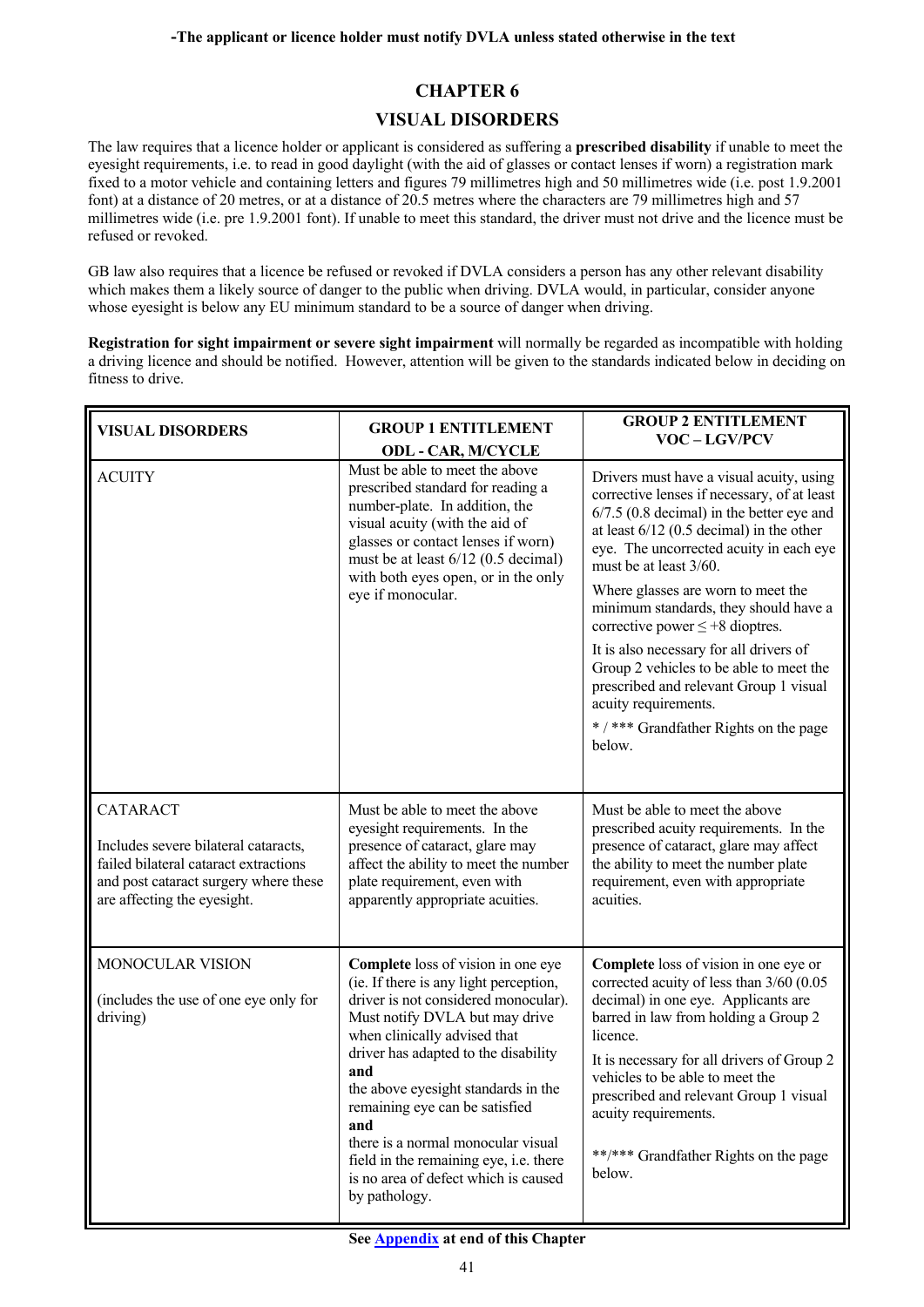**-The applicant or licence holder must notify DVLA unless stated otherwise in the text**

# CHAPTER 6

## VISUAL DISORDERS

The law requires that a licence holder or applicant is considered as suffering a **prescribed disability** if unable to meet the eyesight requirements, i.e. to read in good daylight (with the aid of glasses or contact lenses if worn) a registration mark fixed to a motor vehicle and containing letters and figures 79 millimetres high and 50 millimetres wide (i.e. post 1.9.2001 font) at a distance of 20 metres, or at a distance of 20.5 metres where the characters are 79 millimetres high and 57 millimetres wide (i.e. pre 1.9.2001 font). If unable to meet this standard, the driver must not drive and the licence must be refused or revoked.

GB law also requires that a licence be refused or revoked if DVLA considers a person has any other relevant disability which makes them a likely source of danger to the public when driving. DVLA would, in particular, consider anyone whose eyesight is below any EU minimum standard to be a source of danger when driving.

**Registration for sight impairment or severe sight impairment** will normally be regarded as incompatible with holding a driving licence and should be notified. However, attention will be given to the standards indicated below in deciding on fitness to drive.

| **VISUAL DISORDERS** | **GROUP 1 ENTITLEMENT ODL - CAR, M/CYCLE** | **GROUP 2 ENTITLEMENT VOC – LGV/PCV** |
|---|---|---|
| ACUITY | Must be able to meet the above prescribed standard for reading a number-plate. In addition, the visual acuity (with the aid of glasses or contact lenses if worn) must be at least 6/12 (0.5 decimal) with both eyes open, or in the only eye if monocular. | Drivers must have a visual acuity, using corrective lenses if necessary, of at least 6/7.5 (0.8 decimal) in the better eye and at least 6/12 (0.5 decimal) in the other eye. The uncorrected acuity in each eye must be at least 3/60.<br><br>Where glasses are worn to meet the minimum standards, they should have a corrective power ≤ +8 dioptres.<br><br>It is also necessary for all drivers of Group 2 vehicles to be able to meet the prescribed and relevant Group 1 visual acuity requirements.<br><br>* / *** Grandfather Rights on the page below. |
| CATARACT<br><br>Includes severe bilateral cataracts, failed bilateral cataract extractions and post cataract surgery where these are affecting the eyesight. | Must be able to meet the above eyesight requirements. In the presence of cataract, glare may affect the ability to meet the number plate requirement, even with apparently appropriate acuities. | Must be able to meet the above prescribed acuity requirements. In the presence of cataract, glare may affect the ability to meet the number plate requirement, even with appropriate acuities. |
| MONOCULAR VISION<br><br>(includes the use of one eye only for driving) | **Complete** loss of vision in one eye (ie. If there is any light perception, driver is not considered monocular). Must notify DVLA but may drive when clinically advised that driver has adapted to the disability<br>**and**<br>the above eyesight standards in the remaining eye can be satisfied<br>**and**<br>there is a normal monocular visual field in the remaining eye, i.e. there is no area of defect which is caused by pathology. | **Complete** loss of vision in one eye or corrected acuity of less than 3/60 (0.05 decimal) in one eye. Applicants are barred in law from holding a Group 2 licence.<br><br>It is necessary for all drivers of Group 2 vehicles to be able to meet the prescribed and relevant Group 1 visual acuity requirements.<br><br>**/*** Grandfather Rights on the page below. |

**See Appendix at end of this Chapter**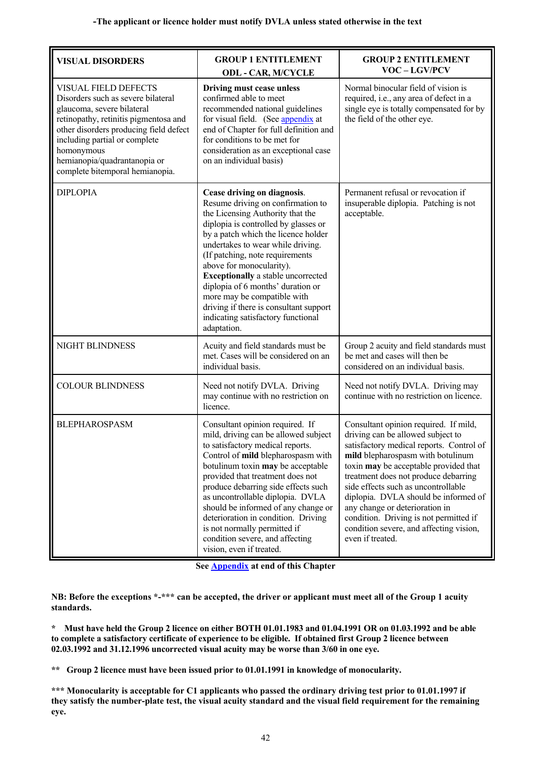**-The applicant or licence holder must notify DVLA unless stated otherwise in the text**

| **VISUAL DISORDERS** | **GROUP 1 ENTITLEMENT ODL - CAR, M/CYCLE** | **GROUP 2 ENTITLEMENT VOC – LGV/PCV** |
|---|---|---|
| VISUAL FIELD DEFECTS Disorders such as severe bilateral glaucoma, severe bilateral retinopathy, retinitis pigmentosa and other disorders producing field defect including partial or complete homonymous hemianopia/quadrantanopia or complete bitemporal hemianopia. | **Driving must cease unless** confirmed able to meet recommended national guidelines for visual field. (See appendix at end of Chapter for full definition and for conditions to be met for consideration as an exceptional case on an individual basis) | Normal binocular field of vision is required, i.e., any area of defect in a single eye is totally compensated for by the field of the other eye. |
| DIPLOPIA | **Cease driving on diagnosis**. Resume driving on confirmation to the Licensing Authority that the diplopia is controlled by glasses or by a patch which the licence holder undertakes to wear while driving. (If patching, note requirements above for monocularity). **Exceptionally** a stable uncorrected diplopia of 6 months' duration or more may be compatible with driving if there is consultant support indicating satisfactory functional adaptation. | Permanent refusal or revocation if insuperable diplopia. Patching is not acceptable. |
| NIGHT BLINDNESS | Acuity and field standards must be met. Cases will be considered on an individual basis. | Group 2 acuity and field standards must be met and cases will then be considered on an individual basis. |
| COLOUR BLINDNESS | Need not notify DVLA. Driving may continue with no restriction on licence. | Need not notify DVLA. Driving may continue with no restriction on licence. |
| BLEPHAROSPASM | Consultant opinion required. If mild, driving can be allowed subject to satisfactory medical reports. Control of **mild** blepharospasm with botulinum toxin **may** be acceptable provided that treatment does not produce debarring side effects such as uncontrollable diplopia. DVLA should be informed of any change or deterioration in condition. Driving is not normally permitted if condition severe, and affecting vision, even if treated. | Consultant opinion required. If mild, driving can be allowed subject to satisfactory medical reports. Control of **mild** blepharospasm with botulinum toxin **may** be acceptable provided that treatment does not produce debarring side effects such as uncontrollable diplopia. DVLA should be informed of any change or deterioration in condition. Driving is not permitted if condition severe, and affecting vision, even if treated. |

**See Appendix at end of this Chapter**

**NB: Before the exceptions *-*** can be accepted, the driver or applicant must meet all of the Group 1 acuity standards.**

**\* Must have held the Group 2 licence on either BOTH 01.01.1983 and 01.04.1991 OR on 01.03.1992 and be able to complete a satisfactory certificate of experience to be eligible. If obtained first Group 2 licence between 02.03.1992 and 31.12.1996 uncorrected visual acuity may be worse than 3/60 in one eye.**

**\*\* Group 2 licence must have been issued prior to 01.01.1991 in knowledge of monocularity.**

**\*\*\* Monocularity is acceptable for C1 applicants who passed the ordinary driving test prior to 01.01.1997 if they satisfy the number-plate test, the visual acuity standard and the visual field requirement for the remaining eye.**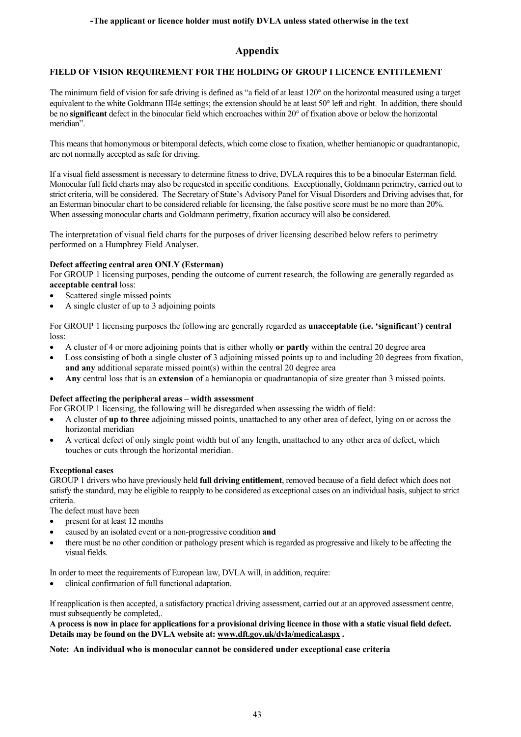## Appendix

### FIELD OF VISION REQUIREMENT FOR THE HOLDING OF GROUP I LICENCE ENTITLEMENT

The minimum field of vision for safe driving is defined as "a field of at least 120° on the horizontal measured using a target equivalent to the white Goldmann III4e settings; the extension should be at least 50° left and right. In addition, there should be no **significant** defect in the binocular field which encroaches within 20° of fixation above or below the horizontal meridian".

This means that homonymous or bitemporal defects, which come close to fixation, whether hemianopic or quadrantanopic, are not normally accepted as safe for driving.

If a visual field assessment is necessary to determine fitness to drive, DVLA requires this to be a binocular Esterman field. Monocular full field charts may also be requested in specific conditions. Exceptionally, Goldmann perimetry, carried out to strict criteria, will be considered. The Secretary of State's Advisory Panel for Visual Disorders and Driving advises that, for an Esterman binocular chart to be considered reliable for licensing, the false positive score must be no more than 20%. When assessing monocular charts and Goldmann perimetry, fixation accuracy will also be considered.

The interpretation of visual field charts for the purposes of driver licensing described below refers to perimetry performed on a Humphrey Field Analyser.

**Defect affecting central area ONLY (Esterman)**

For GROUP 1 licensing purposes, pending the outcome of current research, the following are generally regarded as **acceptable central** loss:

- Scattered single missed points
- A single cluster of up to 3 adjoining points

For GROUP 1 licensing purposes the following are generally regarded as **unacceptable (i.e. 'significant') central** loss:

- A cluster of 4 or more adjoining points that is either wholly **or partly** within the central 20 degree area
- Loss consisting of both a single cluster of 3 adjoining missed points up to and including 20 degrees from fixation, **and any** additional separate missed point(s) within the central 20 degree area
- **Any** central loss that is an **extension** of a hemianopia or quadrantanopia of size greater than 3 missed points.

**Defect affecting the peripheral areas – width assessment**

For GROUP 1 licensing, the following will be disregarded when assessing the width of field:

- A cluster of **up to three** adjoining missed points, unattached to any other area of defect, lying on or across the horizontal meridian
- A vertical defect of only single point width but of any length, unattached to any other area of defect, which touches or cuts through the horizontal meridian.

**Exceptional cases**

GROUP 1 drivers who have previously held **full driving entitlement**, removed because of a field defect which does not satisfy the standard, may be eligible to reapply to be considered as exceptional cases on an individual basis, subject to strict criteria.

The defect must have been

- present for at least 12 months
- caused by an isolated event or a non-progressive condition **and**
- there must be no other condition or pathology present which is regarded as progressive and likely to be affecting the visual fields.

In order to meet the requirements of European law, DVLA will, in addition, require:

- clinical confirmation of full functional adaptation.

If reapplication is then accepted, a satisfactory practical driving assessment, carried out at an approved assessment centre, must subsequently be completed,.

**A process is now in place for applications for a provisional driving licence in those with a static visual field defect. Details may be found on the DVLA website at: www.dft.gov.uk/dvla/medical.aspx .**

**Note: An individual who is monocular cannot be considered under exceptional case criteria**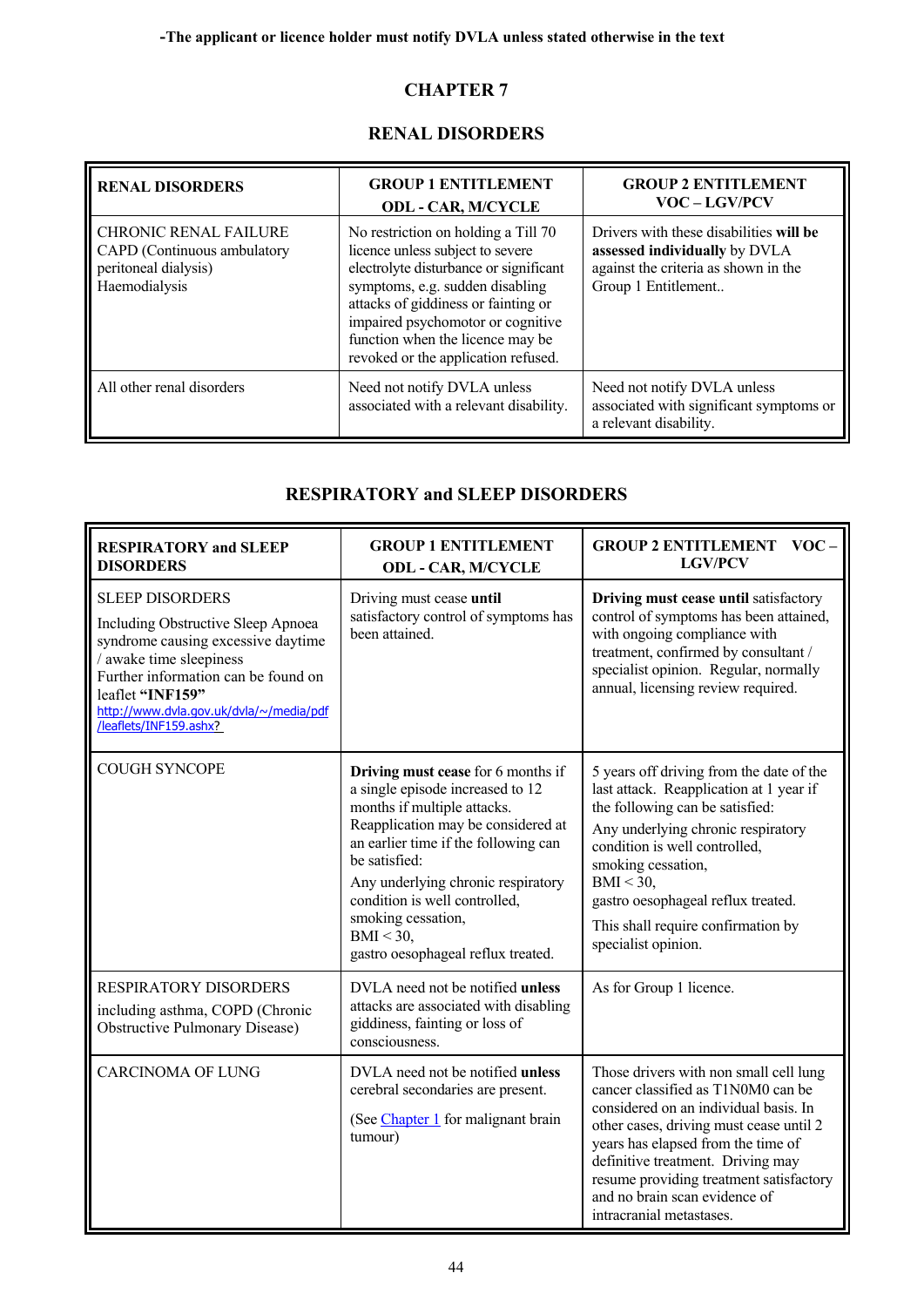**-The applicant or licence holder must notify DVLA unless stated otherwise in the text**

# CHAPTER 7

## RENAL DISORDERS

| **RENAL DISORDERS** | **GROUP 1 ENTITLEMENT ODL - CAR, M/CYCLE** | **GROUP 2 ENTITLEMENT VOC – LGV/PCV** |
|---|---|---|
| CHRONIC RENAL FAILURE<br>CAPD (Continuous ambulatory peritoneal dialysis)<br>Haemodialysis | No restriction on holding a Till 70 licence unless subject to severe electrolyte disturbance or significant symptoms, e.g. sudden disabling attacks of giddiness or fainting or impaired psychomotor or cognitive function when the licence may be revoked or the application refused. | Drivers with these disabilities **will be assessed individually** by DVLA against the criteria as shown in the Group 1 Entitlement.. |
| All other renal disorders | Need not notify DVLA unless associated with a relevant disability. | Need not notify DVLA unless associated with significant symptoms or a relevant disability. |

## RESPIRATORY and SLEEP DISORDERS

| **RESPIRATORY and SLEEP DISORDERS** | **GROUP 1 ENTITLEMENT ODL - CAR, M/CYCLE** | **GROUP 2 ENTITLEMENT VOC – LGV/PCV** |
|---|---|---|
| SLEEP DISORDERS<br>Including Obstructive Sleep Apnoea syndrome causing excessive daytime / awake time sleepiness<br>Further information can be found on leaflet **"INF159"**<br>http://www.dvla.gov.uk/dvla/~/media/pdf/leaflets/INF159.ashx? | Driving must cease **until** satisfactory control of symptoms has been attained. | **Driving must cease until** satisfactory control of symptoms has been attained, with ongoing compliance with treatment, confirmed by consultant / specialist opinion. Regular, normally annual, licensing review required. |
| COUGH SYNCOPE | **Driving must cease** for 6 months if a single episode increased to 12 months if multiple attacks. Reapplication may be considered at an earlier time if the following can be satisfied:<br>Any underlying chronic respiratory condition is well controlled,<br>smoking cessation,<br>BMI < 30,<br>gastro oesophageal reflux treated. | 5 years off driving from the date of the last attack. Reapplication at 1 year if the following can be satisfied:<br>Any underlying chronic respiratory condition is well controlled,<br>smoking cessation,<br>BMI < 30,<br>gastro oesophageal reflux treated.<br>This shall require confirmation by specialist opinion. |
| RESPIRATORY DISORDERS<br>including asthma, COPD (Chronic Obstructive Pulmonary Disease) | DVLA need not be notified **unless** attacks are associated with disabling giddiness, fainting or loss of consciousness. | As for Group 1 licence. |
| CARCINOMA OF LUNG | DVLA need not be notified **unless** cerebral secondaries are present.<br>(See Chapter 1 for malignant brain tumour) | Those drivers with non small cell lung cancer classified as T1N0M0 can be considered on an individual basis. In other cases, driving must cease until 2 years has elapsed from the time of definitive treatment. Driving may resume providing treatment satisfactory and no brain scan evidence of intracranial metastases. |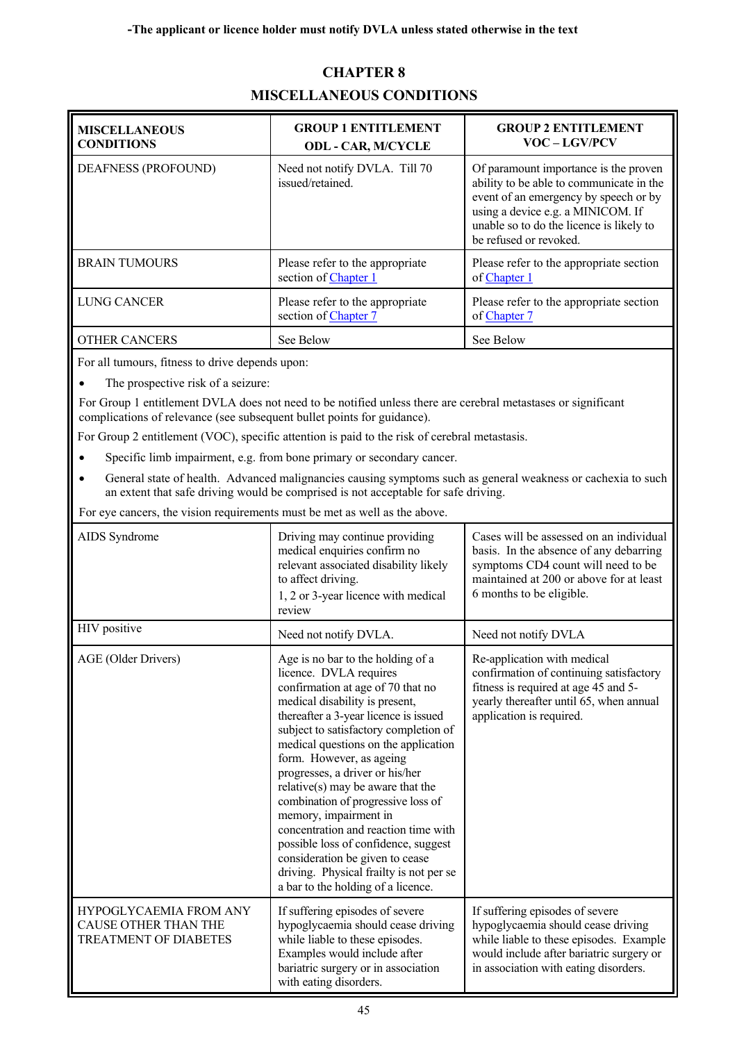**-The applicant or licence holder must notify DVLA unless stated otherwise in the text**

# CHAPTER 8
## MISCELLANEOUS CONDITIONS

| MISCELLANEOUS CONDITIONS | GROUP 1 ENTITLEMENT ODL - CAR, M/CYCLE | GROUP 2 ENTITLEMENT VOC – LGV/PCV |
|---|---|---|
| DEAFNESS (PROFOUND) | Need not notify DVLA. Till 70 issued/retained. | Of paramount importance is the proven ability to be able to communicate in the event of an emergency by speech or by using a device e.g. a MINICOM. If unable so to do the licence is likely to be refused or revoked. |
| BRAIN TUMOURS | Please refer to the appropriate section of Chapter 1 | Please refer to the appropriate section of Chapter 1 |
| LUNG CANCER | Please refer to the appropriate section of Chapter 7 | Please refer to the appropriate section of Chapter 7 |
| OTHER CANCERS | See Below | See Below |

For all tumours, fitness to drive depends upon:

- The prospective risk of a seizure:

For Group 1 entitlement DVLA does not need to be notified unless there are cerebral metastases or significant complications of relevance (see subsequent bullet points for guidance).

For Group 2 entitlement (VOC), specific attention is paid to the risk of cerebral metastasis.

- Specific limb impairment, e.g. from bone primary or secondary cancer.
- General state of health. Advanced malignancies causing symptoms such as general weakness or cachexia to such an extent that safe driving would be comprised is not acceptable for safe driving.

For eye cancers, the vision requirements must be met as well as the above.

| MISCELLANEOUS CONDITIONS | GROUP 1 ENTITLEMENT ODL - CAR, M/CYCLE | GROUP 2 ENTITLEMENT VOC – LGV/PCV |
|---|---|---|
| AIDS Syndrome | Driving may continue providing medical enquiries confirm no relevant associated disability likely to affect driving.<br>1, 2 or 3-year licence with medical review | Cases will be assessed on an individual basis. In the absence of any debarring symptoms CD4 count will need to be maintained at 200 or above for at least 6 months to be eligible. |
| HIV positive | Need not notify DVLA. | Need not notify DVLA |
| AGE (Older Drivers) | Age is no bar to the holding of a licence. DVLA requires confirmation at age of 70 that no medical disability is present, thereafter a 3-year licence is issued subject to satisfactory completion of medical questions on the application form. However, as ageing progresses, a driver or his/her relative(s) may be aware that the combination of progressive loss of memory, impairment in concentration and reaction time with possible loss of confidence, suggest consideration be given to cease driving. Physical frailty is not per se a bar to the holding of a licence. | Re-application with medical confirmation of continuing satisfactory fitness is required at age 45 and 5-yearly thereafter until 65, when annual application is required. |
| HYPOGLYCAEMIA FROM ANY CAUSE OTHER THAN THE TREATMENT OF DIABETES | If suffering episodes of severe hypoglycaemia should cease driving while liable to these episodes. Examples would include after bariatric surgery or in association with eating disorders. | If suffering episodes of severe hypoglycaemia should cease driving while liable to these episodes. Example would include after bariatric surgery or in association with eating disorders. |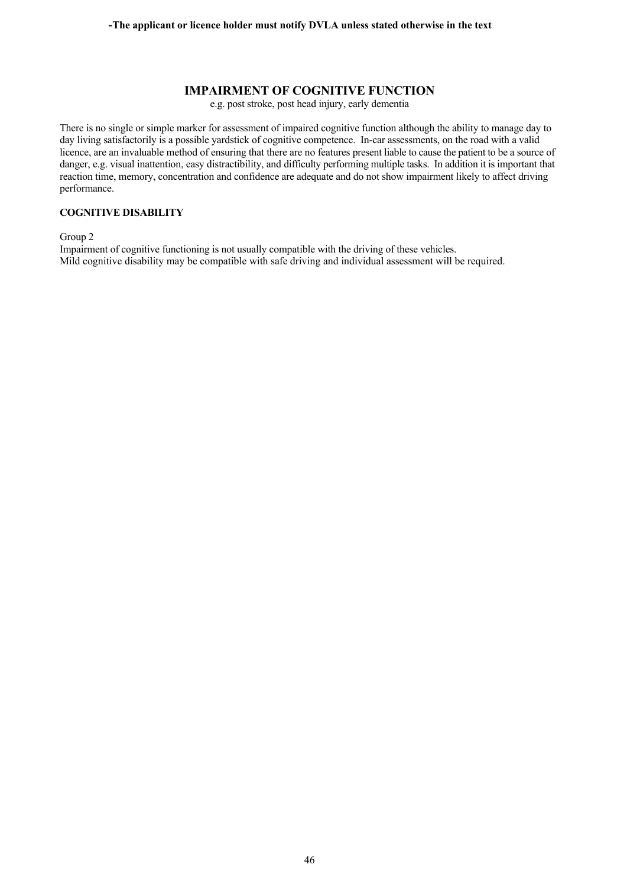## IMPAIRMENT OF COGNITIVE FUNCTION

e.g. post stroke, post head injury, early dementia

There is no single or simple marker for assessment of impaired cognitive function although the ability to manage day to day living satisfactorily is a possible yardstick of cognitive competence. In-car assessments, on the road with a valid licence, are an invaluable method of ensuring that there are no features present liable to cause the patient to be a source of danger, e.g. visual inattention, easy distractibility, and difficulty performing multiple tasks. In addition it is important that reaction time, memory, concentration and confidence are adequate and do not show impairment likely to affect driving performance.

### COGNITIVE DISABILITY

Group 2

Impairment of cognitive functioning is not usually compatible with the driving of these vehicles.
Mild cognitive disability may be compatible with safe driving and individual assessment will be required.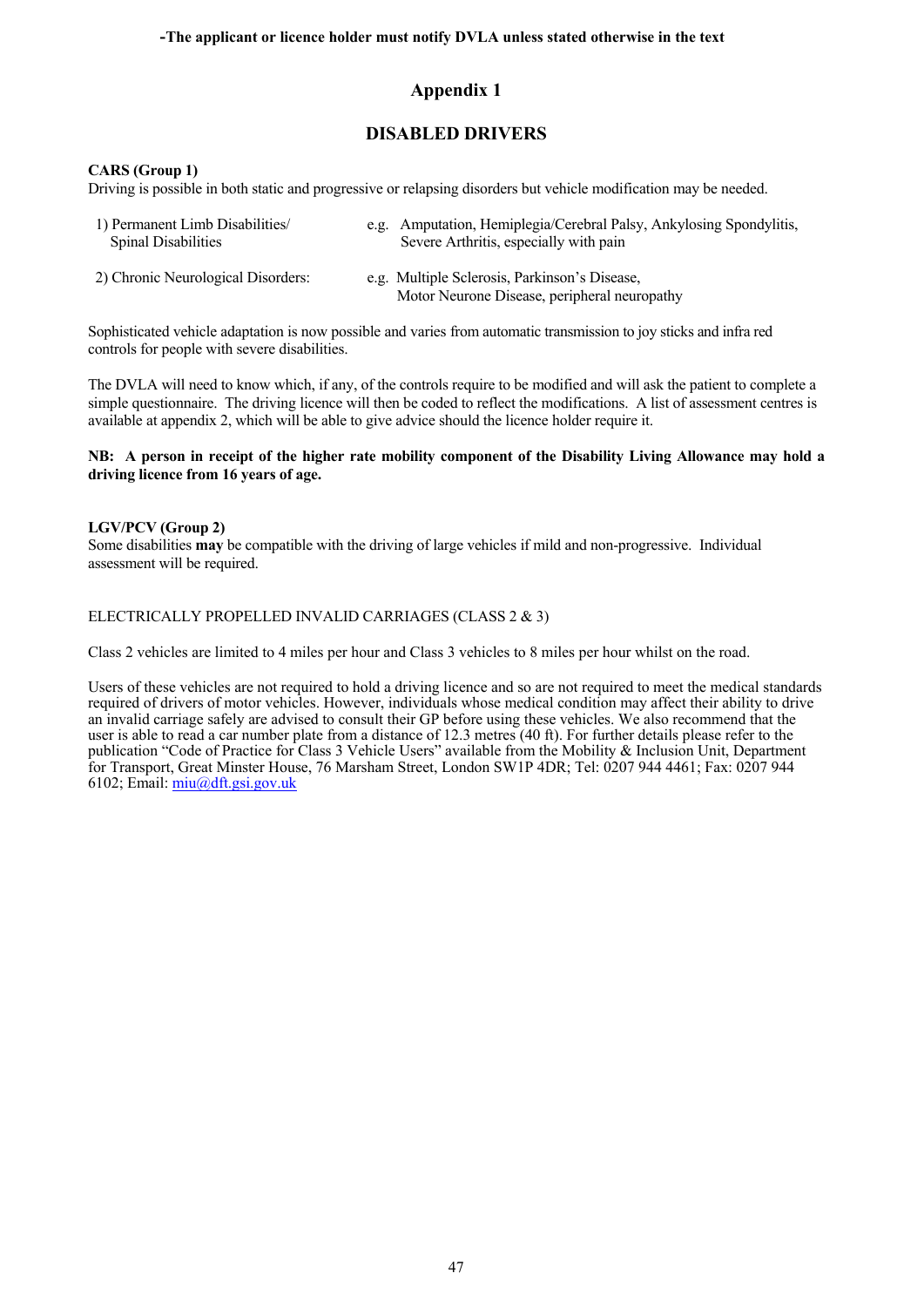## Appendix 1

## DISABLED DRIVERS

**CARS (Group 1)**
Driving is possible in both static and progressive or relapsing disorders but vehicle modification may be needed.

| | |
|---|---|
| 1) Permanent Limb Disabilities/ Spinal Disabilities | e.g. Amputation, Hemiplegia/Cerebral Palsy, Ankylosing Spondylitis, Severe Arthritis, especially with pain |
| 2) Chronic Neurological Disorders: | e.g. Multiple Sclerosis, Parkinson's Disease, Motor Neurone Disease, peripheral neuropathy |

Sophisticated vehicle adaptation is now possible and varies from automatic transmission to joy sticks and infra red controls for people with severe disabilities.

The DVLA will need to know which, if any, of the controls require to be modified and will ask the patient to complete a simple questionnaire. The driving licence will then be coded to reflect the modifications. A list of assessment centres is available at appendix 2, which will be able to give advice should the licence holder require it.

**NB: A person in receipt of the higher rate mobility component of the Disability Living Allowance may hold a driving licence from 16 years of age.**

**LGV/PCV (Group 2)**
Some disabilities **may** be compatible with the driving of large vehicles if mild and non-progressive. Individual assessment will be required.

ELECTRICALLY PROPELLED INVALID CARRIAGES (CLASS 2 & 3)

Class 2 vehicles are limited to 4 miles per hour and Class 3 vehicles to 8 miles per hour whilst on the road.

Users of these vehicles are not required to hold a driving licence and so are not required to meet the medical standards required of drivers of motor vehicles. However, individuals whose medical condition may affect their ability to drive an invalid carriage safely are advised to consult their GP before using these vehicles. We also recommend that the user is able to read a car number plate from a distance of 12.3 metres (40 ft). For further details please refer to the publication "Code of Practice for Class 3 Vehicle Users" available from the Mobility & Inclusion Unit, Department for Transport, Great Minster House, 76 Marsham Street, London SW1P 4DR; Tel: 0207 944 4461; Fax: 0207 944 6102; Email: miu@dft.gsi.gov.uk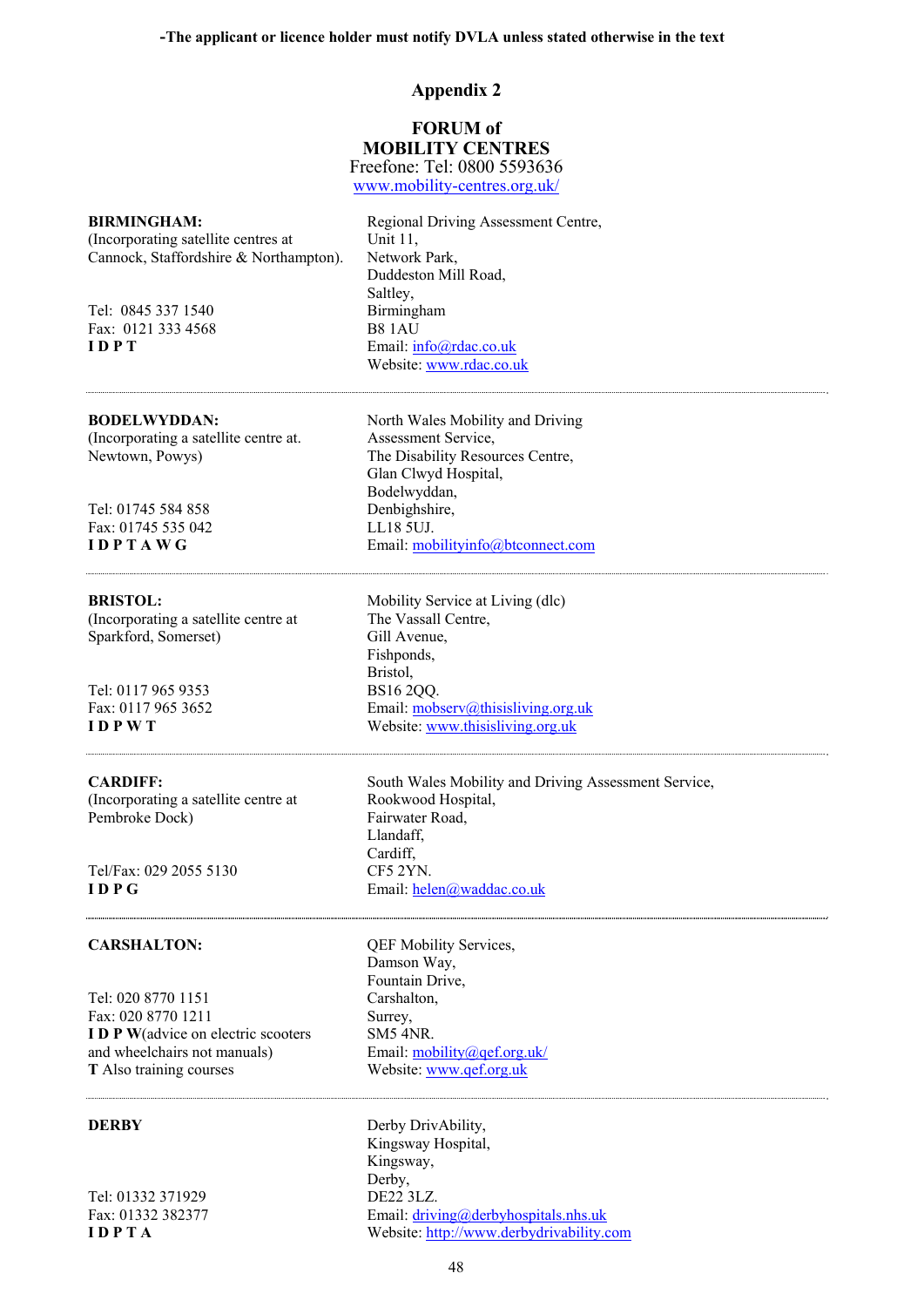-The applicant or licence holder must notify DVLA unless stated otherwise in the text

# Appendix 2

## FORUM of MOBILITY CENTRES

Freefone: Tel: 0800 5593636
www.mobility-centres.org.uk/

---

**BIRMINGHAM:**
(Incorporating satellite centres at Cannock, Staffordshire & Northampton).

Tel: 0845 337 1540
Fax: 0121 333 4568
**I D P T**

Regional Driving Assessment Centre,
Unit 11,
Network Park,
Duddeston Mill Road,
Saltley,
Birmingham
B8 1AU
Email: info@rdac.co.uk
Website: www.rdac.co.uk

---

**BODELWYDDAN:**
(Incorporating a satellite centre at. Newtown, Powys)

Tel: 01745 584 858
Fax: 01745 535 042
**I D P T A W G**

North Wales Mobility and Driving Assessment Service,
The Disability Resources Centre,
Glan Clwyd Hospital,
Bodelwyddan,
Denbighshire,
LL18 5UJ.
Email: mobilityinfo@btconnect.com

---

**BRISTOL:**
(Incorporating a satellite centre at Sparkford, Somerset)

Tel: 0117 965 9353
Fax: 0117 965 3652
**I D P W T**

Mobility Service at Living (dlc)
The Vassall Centre,
Gill Avenue,
Fishponds,
Bristol,
BS16 2QQ.
Email: mobserv@thisisliving.org.uk
Website: www.thisisliving.org.uk

---

**CARDIFF:**
(Incorporating a satellite centre at Pembroke Dock)

Tel/Fax: 029 2055 5130
**I D P G**

South Wales Mobility and Driving Assessment Service,
Rookwood Hospital,
Fairwater Road,
Llandaff,
Cardiff,
CF5 2YN.
Email: helen@waddac.co.uk

---

**CARSHALTON:**

Tel: 020 8770 1151
Fax: 020 8770 1211
**I D P W**(advice on electric scooters and wheelchairs not manuals)
**T** Also training courses

QEF Mobility Services,
Damson Way,
Fountain Drive,
Carshalton,
Surrey,
SM5 4NR.
Email: mobility@qef.org.uk/
Website: www.qef.org.uk

---

**DERBY**

Tel: 01332 371929
Fax: 01332 382377
**I D P T A**

Derby DrivAbility,
Kingsway Hospital,
Kingsway,
Derby,
DE22 3LZ.
Email: driving@derbyhospitals.nhs.uk
Website: http://www.derbydrivability.com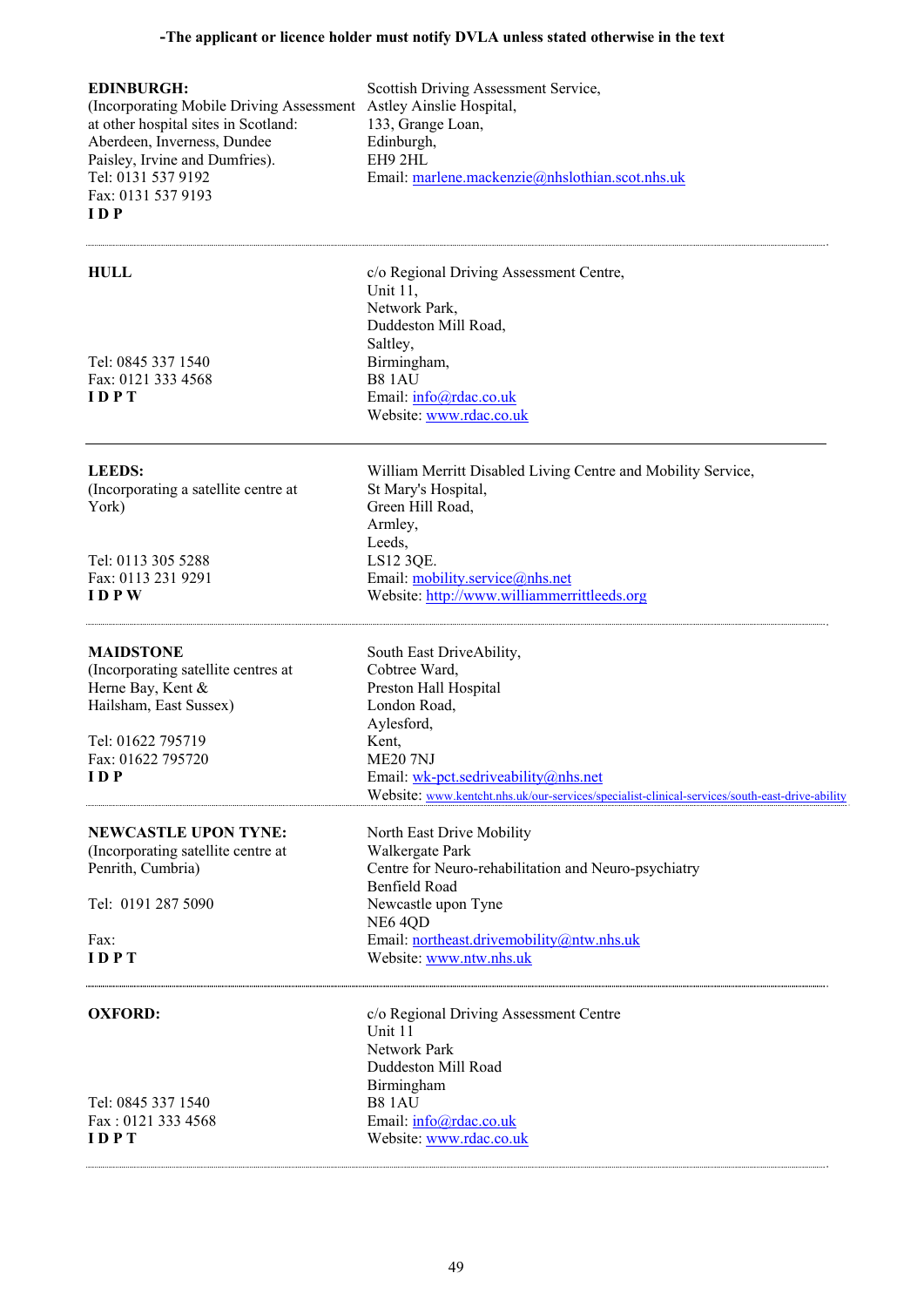**-The applicant or licence holder must notify DVLA unless stated otherwise in the text**

| | |
|---|---|
| **EDINBURGH:**<br>(Incorporating Mobile Driving Assessment at other hospital sites in Scotland: Aberdeen, Inverness, Dundee Paisley, Irvine and Dumfries).<br>Tel: 0131 537 9192<br>Fax: 0131 537 9193<br>**I D P** | Scottish Driving Assessment Service,<br>Astley Ainslie Hospital,<br>133, Grange Loan,<br>Edinburgh,<br>EH9 2HL<br>Email: marlene.mackenzie@nhslothian.scot.nhs.uk |
| **HULL**<br><br>Tel: 0845 337 1540<br>Fax: 0121 333 4568<br>**I D P T** | c/o Regional Driving Assessment Centre,<br>Unit 11,<br>Network Park,<br>Duddeston Mill Road,<br>Saltley,<br>Birmingham,<br>B8 1AU<br>Email: info@rdac.co.uk<br>Website: www.rdac.co.uk |
| **LEEDS:**<br>(Incorporating a satellite centre at York)<br><br>Tel: 0113 305 5288<br>Fax: 0113 231 9291<br>**I D P W** | William Merritt Disabled Living Centre and Mobility Service,<br>St Mary's Hospital,<br>Green Hill Road,<br>Armley,<br>Leeds,<br>LS12 3QE.<br>Email: mobility.service@nhs.net<br>Website: http://www.williammerrittleeds.org |
| **MAIDSTONE**<br>(Incorporating satellite centres at Herne Bay, Kent & Hailsham, East Sussex)<br><br>Tel: 01622 795719<br>Fax: 01622 795720<br>**I D P** | South East DriveAbility,<br>Cobtree Ward,<br>Preston Hall Hospital<br>London Road,<br>Aylesford,<br>Kent,<br>ME20 7NJ<br>Email: wk-pct.sedriveability@nhs.net<br>Website: www.kentcht.nhs.uk/our-services/specialist-clinical-services/south-east-drive-ability |
| **NEWCASTLE UPON TYNE:**<br>(Incorporating satellite centre at Penrith, Cumbria)<br><br>Tel: 0191 287 5090<br><br>Fax:<br>**I D P T** | North East Drive Mobility<br>Walkergate Park<br>Centre for Neuro-rehabilitation and Neuro-psychiatry<br>Benfield Road<br>Newcastle upon Tyne<br>NE6 4QD<br>Email: northeast.drivemobility@ntw.nhs.uk<br>Website: www.ntw.nhs.uk |
| **OXFORD:**<br><br>Tel: 0845 337 1540<br>Fax : 0121 333 4568<br>**I D P T** | c/o Regional Driving Assessment Centre<br>Unit 11<br>Network Park<br>Duddeston Mill Road<br>Birmingham<br>B8 1AU<br>Email: info@rdac.co.uk<br>Website: www.rdac.co.uk |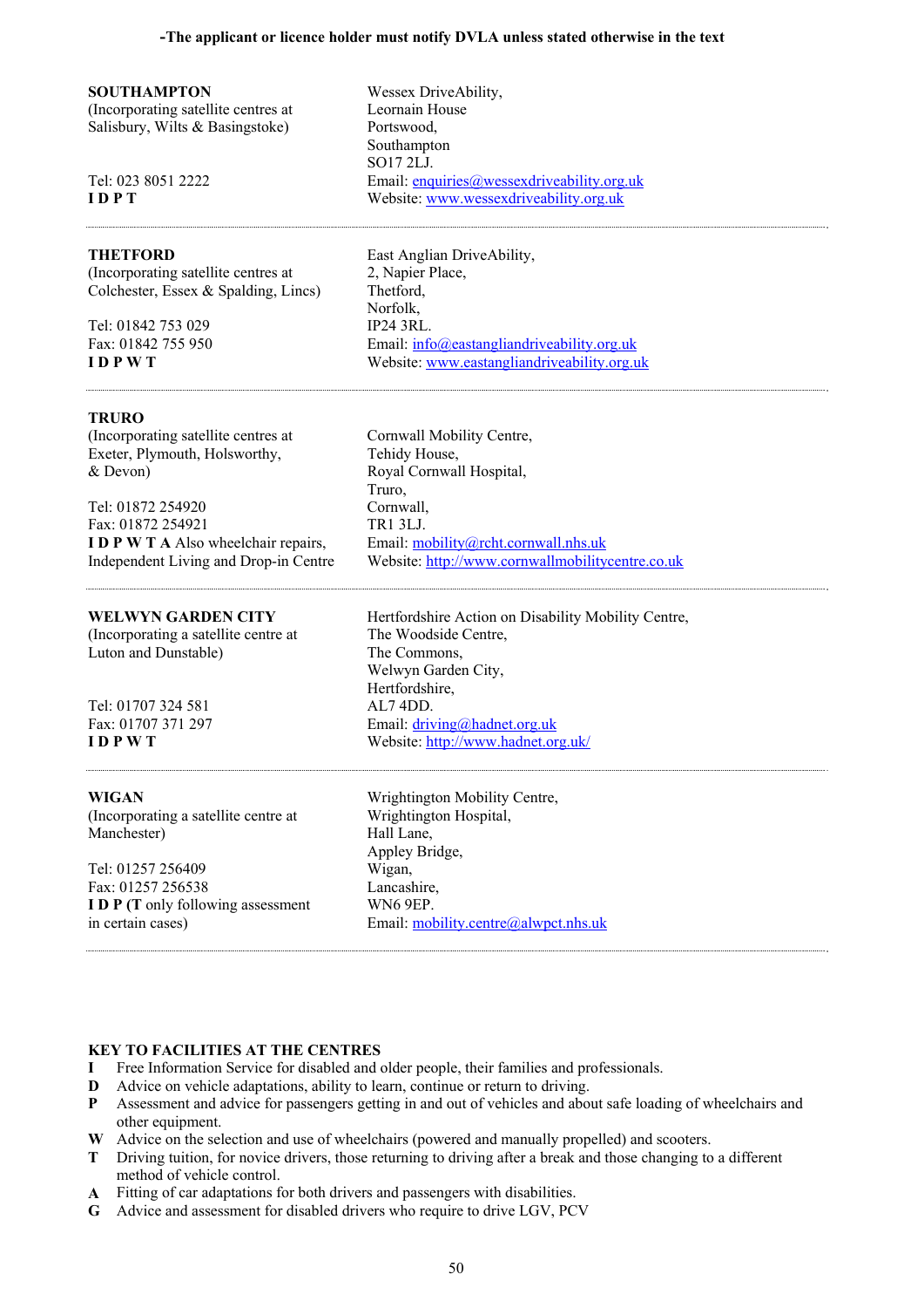-The applicant or licence holder must notify DVLA unless stated otherwise in the text

**SOUTHAMPTON**
(Incorporating satellite centres at Salisbury, Wilts & Basingstoke)

Tel: 023 8051 2222
**I D P T**

Wessex DriveAbility,
Leornain House
Portswood,
Southampton
SO17 2LJ.
Email: enquiries@wessexdriveability.org.uk
Website: www.wessexdriveability.org.uk

---

**THETFORD**
(Incorporating satellite centres at Colchester, Essex & Spalding, Lincs)

Tel: 01842 753 029
Fax: 01842 755 950
**I D P W T**

East Anglian DriveAbility,
2, Napier Place,
Thetford,
Norfolk,
IP24 3RL.
Email: info@eastangliandriveability.org.uk
Website: www.eastangliandriveability.org.uk

---

**TRURO**
(Incorporating satellite centres at Exeter, Plymouth, Holsworthy, & Devon)

Tel: 01872 254920
Fax: 01872 254921
**I D P W T A** Also wheelchair repairs, Independent Living and Drop-in Centre

Cornwall Mobility Centre,
Tehidy House,
Royal Cornwall Hospital,
Truro,
Cornwall,
TR1 3LJ.
Email: mobility@rcht.cornwall.nhs.uk
Website: http://www.cornwallmobilitycentre.co.uk

---

**WELWYN GARDEN CITY**
(Incorporating a satellite centre at Luton and Dunstable)

Tel: 01707 324 581
Fax: 01707 371 297
**I D P W T**

Hertfordshire Action on Disability Mobility Centre,
The Woodside Centre,
The Commons,
Welwyn Garden City,
Hertfordshire,
AL7 4DD.
Email: driving@hadnet.org.uk
Website: http://www.hadnet.org.uk/

---

**WIGAN**
(Incorporating a satellite centre at Manchester)

Tel: 01257 256409
Fax: 01257 256538
**I D P (T** only following assessment in certain cases)

Wrightington Mobility Centre,
Wrightington Hospital,
Hall Lane,
Appley Bridge,
Wigan,
Lancashire,
WN6 9EP.
Email: mobility.centre@alwpct.nhs.uk

---

**KEY TO FACILITIES AT THE CENTRES**

**I** Free Information Service for disabled and older people, their families and professionals.
**D** Advice on vehicle adaptations, ability to learn, continue or return to driving.
**P** Assessment and advice for passengers getting in and out of vehicles and about safe loading of wheelchairs and other equipment.
**W** Advice on the selection and use of wheelchairs (powered and manually propelled) and scooters.
**T** Driving tuition, for novice drivers, those returning to driving after a break and those changing to a different method of vehicle control.
**A** Fitting of car adaptations for both drivers and passengers with disabilities.
**G** Advice and assessment for disabled drivers who require to drive LGV, PCV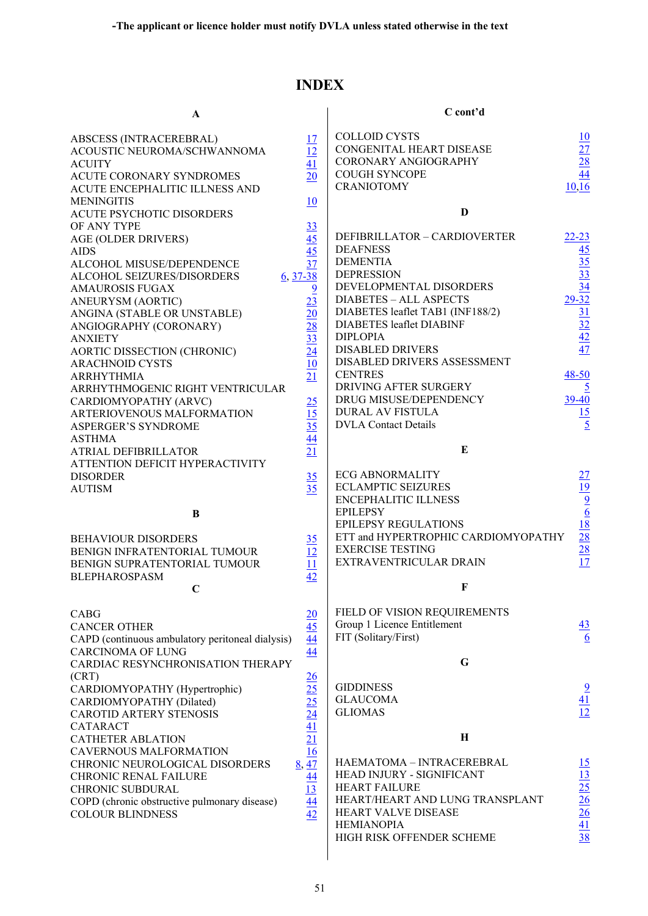-The applicant or licence holder must notify DVLA unless stated otherwise in the text

# INDEX

## A

| | |
|---|---|
| ABSCESS (INTRACEREBRAL) | 17 |
| ACOUSTIC NEUROMA/SCHWANNOMA | 12 |
| ACUITY | 41 |
| ACUTE CORONARY SYNDROMES | 20 |
| ACUTE ENCEPHALITIC ILLNESS AND MENINGITIS | 10 |
| ACUTE PSYCHOTIC DISORDERS OF ANY TYPE | 33 |
| AGE (OLDER DRIVERS) | 45 |
| AIDS | 45 |
| ALCOHOL MISUSE/DEPENDENCE | 37 |
| ALCOHOL SEIZURES/DISORDERS | 6, 37-38 |
| AMAUROSIS FUGAX | 9 |
| ANEURYSM (AORTIC) | 23 |
| ANGINA (STABLE OR UNSTABLE) | 20 |
| ANGIOGRAPHY (CORONARY) | 28 |
| ANXIETY | 33 |
| AORTIC DISSECTION (CHRONIC) | 24 |
| ARACHNOID CYSTS | 10 |
| ARRHYTHMIA | 21 |
| ARRHYTHMOGENIC RIGHT VENTRICULAR CARDIOMYOPATHY (ARVC) | 25 |
| ARTERIOVENOUS MALFORMATION | 15 |
| ASPERGER'S SYNDROME | 35 |
| ASTHMA | 44 |
| ATRIAL DEFIBRILLATOR | 21 |
| ATTENTION DEFICIT HYPERACTIVITY DISORDER | 35 |
| AUTISM | 35 |

## B

| | |
|---|---|
| BEHAVIOUR DISORDERS | 35 |
| BENIGN INFRATENTORIAL TUMOUR | 12 |
| BENIGN SUPRATENTORIAL TUMOUR | 11 |
| BLEPHAROSPASM | 42 |

## C

| | |
|---|---|
| CABG | 20 |
| CANCER OTHER | 45 |
| CAPD (continuous ambulatory peritoneal dialysis) | 44 |
| CARCINOMA OF LUNG | 44 |
| CARDIAC RESYNCHRONISATION THERAPY (CRT) | 26 |
| CARDIOMYOPATHY (Hypertrophic) | 25 |
| CARDIOMYOPATHY (Dilated) | 25 |
| CAROTID ARTERY STENOSIS | 24 |
| CATARACT | 41 |
| CATHETER ABLATION | 21 |
| CAVERNOUS MALFORMATION | 16 |
| CHRONIC NEUROLOGICAL DISORDERS | 8, 47 |
| CHRONIC RENAL FAILURE | 44 |
| CHRONIC SUBDURAL | 13 |
| COPD (chronic obstructive pulmonary disease) | 44 |
| COLOUR BLINDNESS | 42 |

## C cont'd

| | |
|---|---|
| COLLOID CYSTS | 10 |
| CONGENITAL HEART DISEASE | 27 |
| CORONARY ANGIOGRAPHY | 28 |
| COUGH SYNCOPE | 44 |
| CRANIOTOMY | 10,16 |

## D

| | |
|---|---|
| DEFIBRILLATOR – CARDIOVERTER | 22-23 |
| DEAFNESS | 45 |
| DEMENTIA | 35 |
| DEPRESSION | 33 |
| DEVELOPMENTAL DISORDERS | 34 |
| DIABETES – ALL ASPECTS | 29-32 |
| DIABETES leaflet TAB1 (INF188/2) | 31 |
| DIABETES leaflet DIABINF | 32 |
| DIPLOPIA | 42 |
| DISABLED DRIVERS | 47 |
| DISABLED DRIVERS ASSESSMENT CENTRES | 48-50 |
| DRIVING AFTER SURGERY | 5 |
| DRUG MISUSE/DEPENDENCY | 39-40 |
| DURAL AV FISTULA | 15 |
| DVLA Contact Details | 5 |

## E

| | |
|---|---|
| ECG ABNORMALITY | 27 |
| ECLAMPTIC SEIZURES | 19 |
| ENCEPHALITIC ILLNESS | 9 |
| EPILEPSY | 6 |
| EPILEPSY REGULATIONS | 18 |
| ETT and HYPERTROPHIC CARDIOMYOPATHY | 28 |
| EXERCISE TESTING | 28 |
| EXTRAVENTRICULAR DRAIN | 17 |

## F

| | |
|---|---|
| FIELD OF VISION REQUIREMENTS Group 1 Licence Entitlement | 43 |
| FIT (Solitary/First) | 6 |

## G

| | |
|---|---|
| GIDDINESS | 9 |
| GLAUCOMA | 41 |
| GLIOMAS | 12 |

## H

| | |
|---|---|
| HAEMATOMA – INTRACEREBRAL | 15 |
| HEAD INJURY - SIGNIFICANT | 13 |
| HEART FAILURE | 25 |
| HEART/HEART AND LUNG TRANSPLANT | 26 |
| HEART VALVE DISEASE | 26 |
| HEMIANOPIA | 41 |
| HIGH RISK OFFENDER SCHEME | 38 |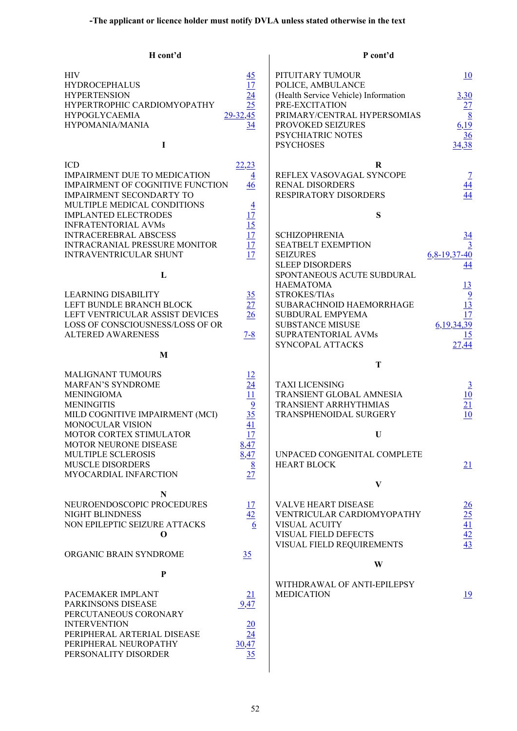**-The applicant or licence holder must notify DVLA unless stated otherwise in the text**

**H cont'd**

HIV 45
HYDROCEPHALUS 17
HYPERTENSION 24
HYPERTROPHIC CARDIOMYOPATHY 25
HYPOGLYCAEMIA 29-32,45
HYPOMANIA/MANIA 34

**I**

ICD 22,23
IMPAIRMENT DUE TO MEDICATION 4
IMPAIRMENT OF COGNITIVE FUNCTION 46
IMPAIRMENT SECONDARTY TO MULTIPLE MEDICAL CONDITIONS 4
IMPLANTED ELECTRODES 17
INFRATENTORIAL AVMs 15
INTRACEREBRAL ABSCESS 17
INTRACRANIAL PRESSURE MONITOR 17
INTRAVENTRICULAR SHUNT 17

**L**

LEARNING DISABILITY 35
LEFT BUNDLE BRANCH BLOCK 27
LEFT VENTRICULAR ASSIST DEVICES 26
LOSS OF CONSCIOUSNESS/LOSS OF OR ALTERED AWARENESS 7-8

**M**

MALIGNANT TUMOURS 12
MARFAN'S SYNDROME 24
MENINGIOMA 11
MENINGITIS 9
MILD COGNITIVE IMPAIRMENT (MCI) 35
MONOCULAR VISION 41
MOTOR CORTEX STIMULATOR 17
MOTOR NEURONE DISEASE 8,47
MULTIPLE SCLEROSIS 8,47
MUSCLE DISORDERS 8
MYOCARDIAL INFARCTION 27

**N**

NEUROENDOSCOPIC PROCEDURES 17
NIGHT BLINDNESS 42
NON EPILEPTIC SEIZURE ATTACKS 6

**O**

ORGANIC BRAIN SYNDROME 35

**P**

PACEMAKER IMPLANT 21
PARKINSONS DISEASE 9,47
PERCUTANEOUS CORONARY INTERVENTION 20
PERIPHERAL ARTERIAL DISEASE 24
PERIPHERAL NEUROPATHY 30,47
PERSONALITY DISORDER 35

**P cont'd**

PITUITARY TUMOUR 10
POLICE, AMBULANCE (Health Service Vehicle) Information 3,30
PRE-EXCITATION 27
PRIMARY/CENTRAL HYPERSOMIAS 8
PROVOKED SEIZURES 6,19
PSYCHIATRIC NOTES 36
PSYCHOSES 34,38

**R**

REFLEX VASOVAGAL SYNCOPE 7
RENAL DISORDERS 44
RESPIRATORY DISORDERS 44

**S**

SCHIZOPHRENIA 34
SEATBELT EXEMPTION 3
SEIZURES 6,8-19,37-40
SLEEP DISORDERS 44
SPONTANEOUS ACUTE SUBDURAL HAEMATOMA 13
STROKES/TIAs 9
SUBARACHNOID HAEMORRHAGE 13
SUBDURAL EMPYEMA 17
SUBSTANCE MISUSE 6,19,34,39
SUPRATENTORIAL AVMs 15
SYNCOPAL ATTACKS 27,44

**T**

TAXI LICENSING 3
TRANSIENT GLOBAL AMNESIA 10
TRANSIENT ARRHYTHMIAS 21
TRANSPHENOIDAL SURGERY 10

**U**

UNPACED CONGENITAL COMPLETE HEART BLOCK 21

**V**

VALVE HEART DISEASE 26
VENTRICULAR CARDIOMYOPATHY 25
VISUAL ACUITY 41
VISUAL FIELD DEFECTS 42
VISUAL FIELD REQUIREMENTS 43

**W**

WITHDRAWAL OF ANTI-EPILEPSY MEDICATION 19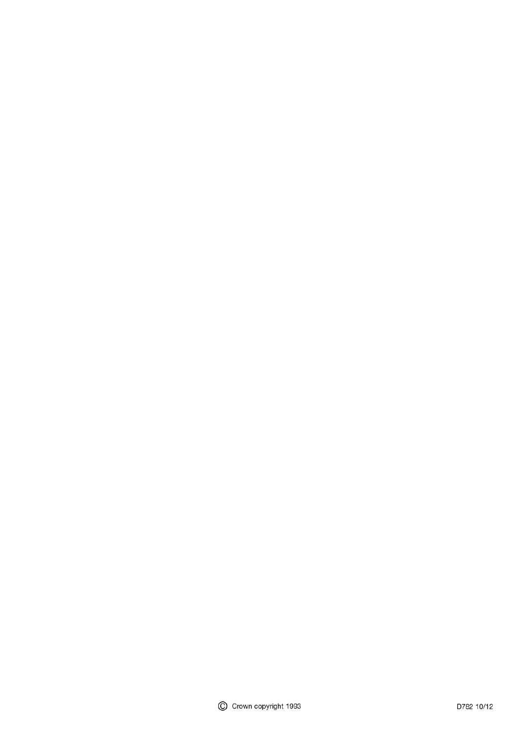© Crown copyright 1993

D782 10/12